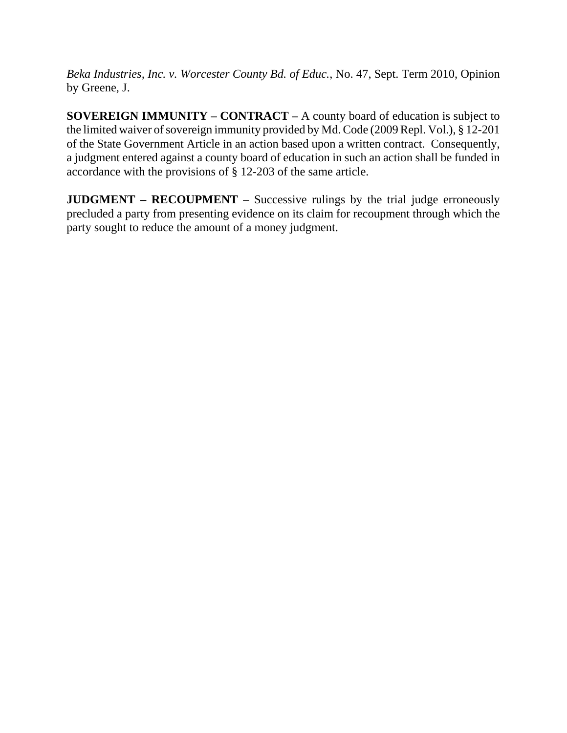*Beka Industries, Inc. v. Worcester County Bd. of Educ.*, No. 47, Sept. Term 2010, Opinion by Greene, J.

**SOVEREIGN IMMUNITY – CONTRACT –** A county board of education is subject to the limited waiver of sovereign immunity provided by Md. Code (2009 Repl. Vol.), § 12-201 of the State Government Article in an action based upon a written contract. Consequently, a judgment entered against a county board of education in such an action shall be funded in accordance with the provisions of § 12-203 of the same article.

**JUDGMENT – RECOUPMENT** – Successive rulings by the trial judge erroneously precluded a party from presenting evidence on its claim for recoupment through which the party sought to reduce the amount of a money judgment.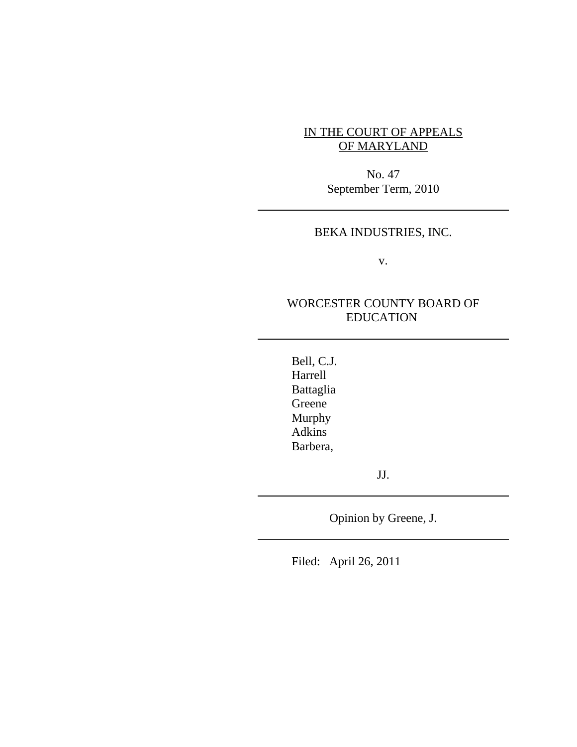IN THE COURT OF APPEALS
OF MARYLAND

No. 47
September Term, 2010

---

BEKA INDUSTRIES, INC.

v.

WORCESTER COUNTY BOARD OF EDUCATION

---

Bell, C.J.
Harrell
Battaglia
Greene
Murphy
Adkins
Barbera,

JJ.

---

Opinion by Greene, J.

---

Filed: April 26, 2011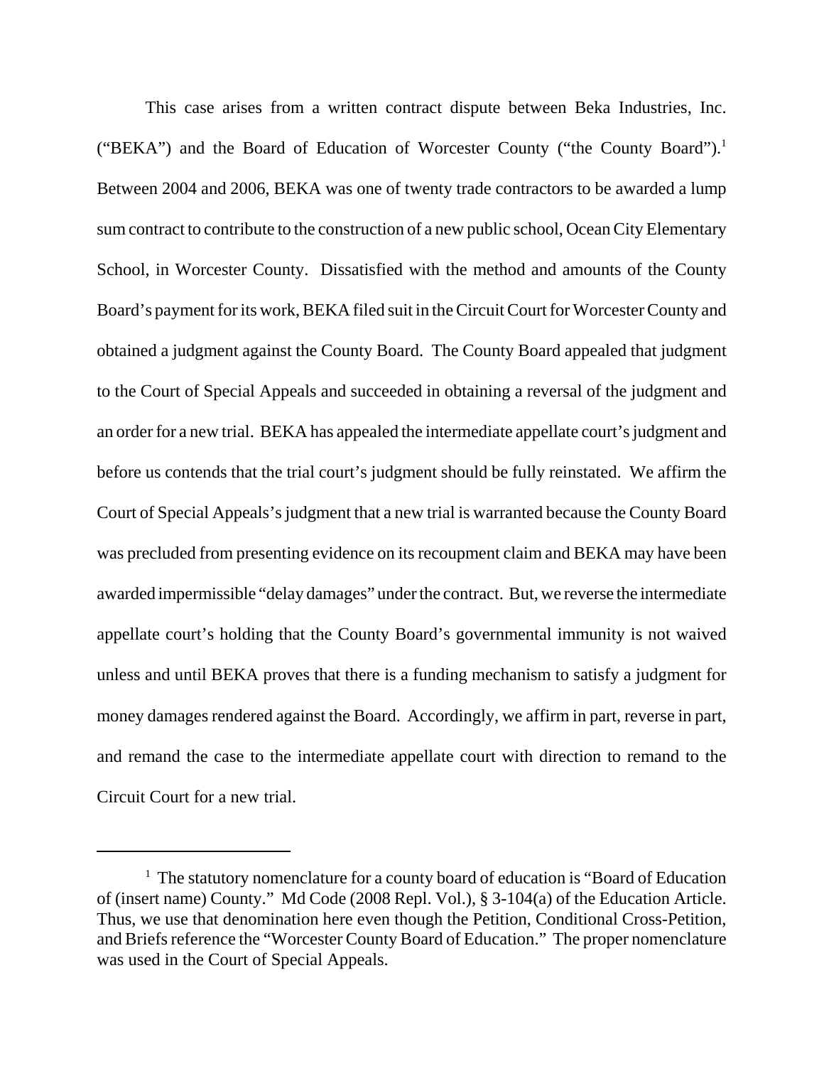This case arises from a written contract dispute between Beka Industries, Inc. ("BEKA") and the Board of Education of Worcester County ("the County Board").[1] Between 2004 and 2006, BEKA was one of twenty trade contractors to be awarded a lump sum contract to contribute to the construction of a new public school, Ocean City Elementary School, in Worcester County. Dissatisfied with the method and amounts of the County Board's payment for its work, BEKA filed suit in the Circuit Court for Worcester County and obtained a judgment against the County Board. The County Board appealed that judgment to the Court of Special Appeals and succeeded in obtaining a reversal of the judgment and an order for a new trial. BEKA has appealed the intermediate appellate court's judgment and before us contends that the trial court's judgment should be fully reinstated. We affirm the Court of Special Appeals's judgment that a new trial is warranted because the County Board was precluded from presenting evidence on its recoupment claim and BEKA may have been awarded impermissible "delay damages" under the contract. But, we reverse the intermediate appellate court's holding that the County Board's governmental immunity is not waived unless and until BEKA proves that there is a funding mechanism to satisfy a judgment for money damages rendered against the Board. Accordingly, we affirm in part, reverse in part, and remand the case to the intermediate appellate court with direction to remand to the Circuit Court for a new trial.

---

[1] The statutory nomenclature for a county board of education is "Board of Education of (insert name) County." Md Code (2008 Repl. Vol.), § 3-104(a) of the Education Article. Thus, we use that denomination here even though the Petition, Conditional Cross-Petition, and Briefs reference the "Worcester County Board of Education." The proper nomenclature was used in the Court of Special Appeals.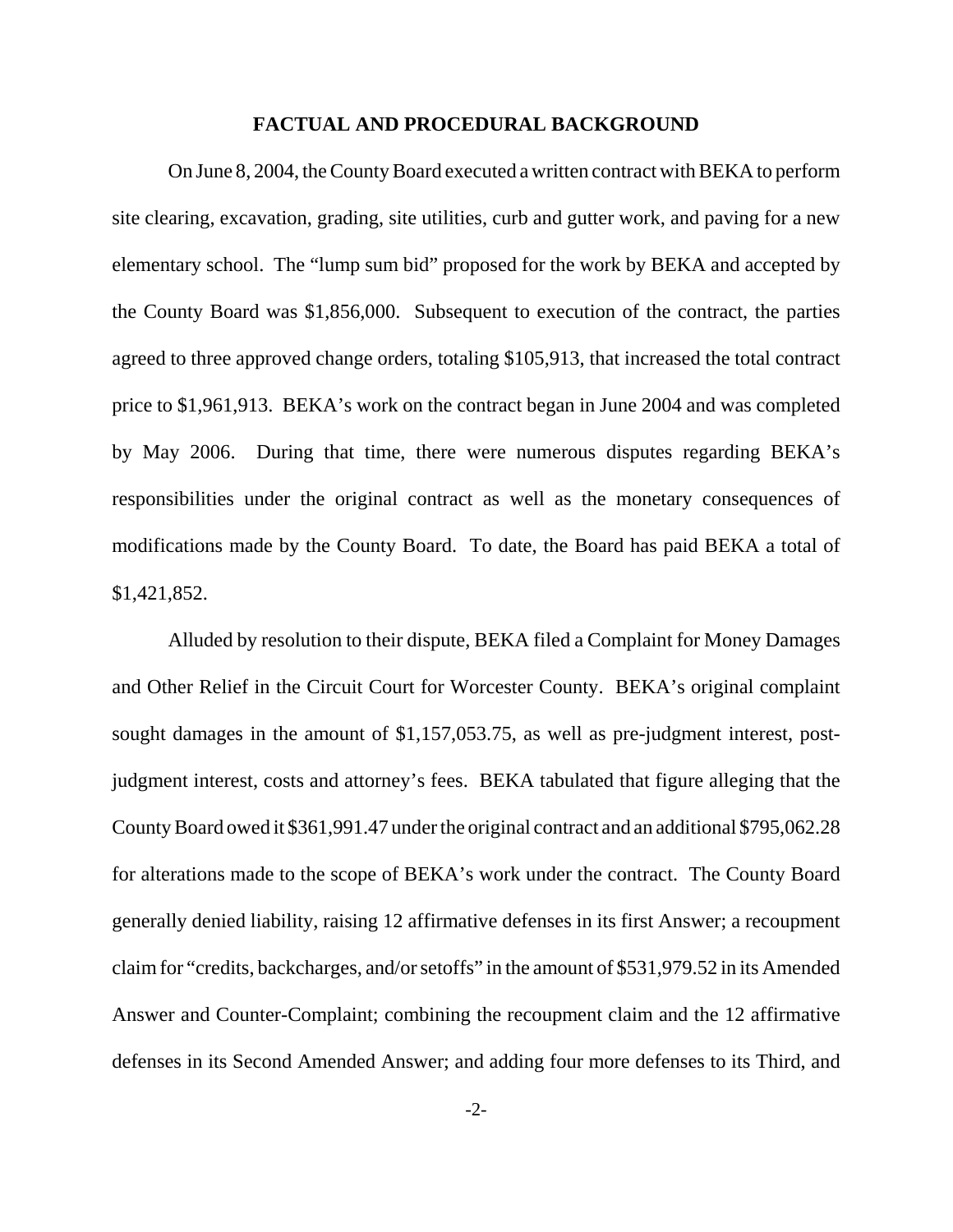## FACTUAL AND PROCEDURAL BACKGROUND

On June 8, 2004, the County Board executed a written contract with BEKA to perform site clearing, excavation, grading, site utilities, curb and gutter work, and paving for a new elementary school. The "lump sum bid" proposed for the work by BEKA and accepted by the County Board was $1,856,000. Subsequent to execution of the contract, the parties agreed to three approved change orders, totaling $105,913, that increased the total contract price to $1,961,913. BEKA's work on the contract began in June 2004 and was completed by May 2006. During that time, there were numerous disputes regarding BEKA's responsibilities under the original contract as well as the monetary consequences of modifications made by the County Board. To date, the Board has paid BEKA a total of $1,421,852.

Alluded by resolution to their dispute, BEKA filed a Complaint for Money Damages and Other Relief in the Circuit Court for Worcester County. BEKA's original complaint sought damages in the amount of $1,157,053.75, as well as pre-judgment interest, post-judgment interest, costs and attorney's fees. BEKA tabulated that figure alleging that the County Board owed it $361,991.47 under the original contract and an additional $795,062.28 for alterations made to the scope of BEKA's work under the contract. The County Board generally denied liability, raising 12 affirmative defenses in its first Answer; a recoupment claim for "credits, backcharges, and/or setoffs" in the amount of $531,979.52 in its Amended Answer and Counter-Complaint; combining the recoupment claim and the 12 affirmative defenses in its Second Amended Answer; and adding four more defenses to its Third, and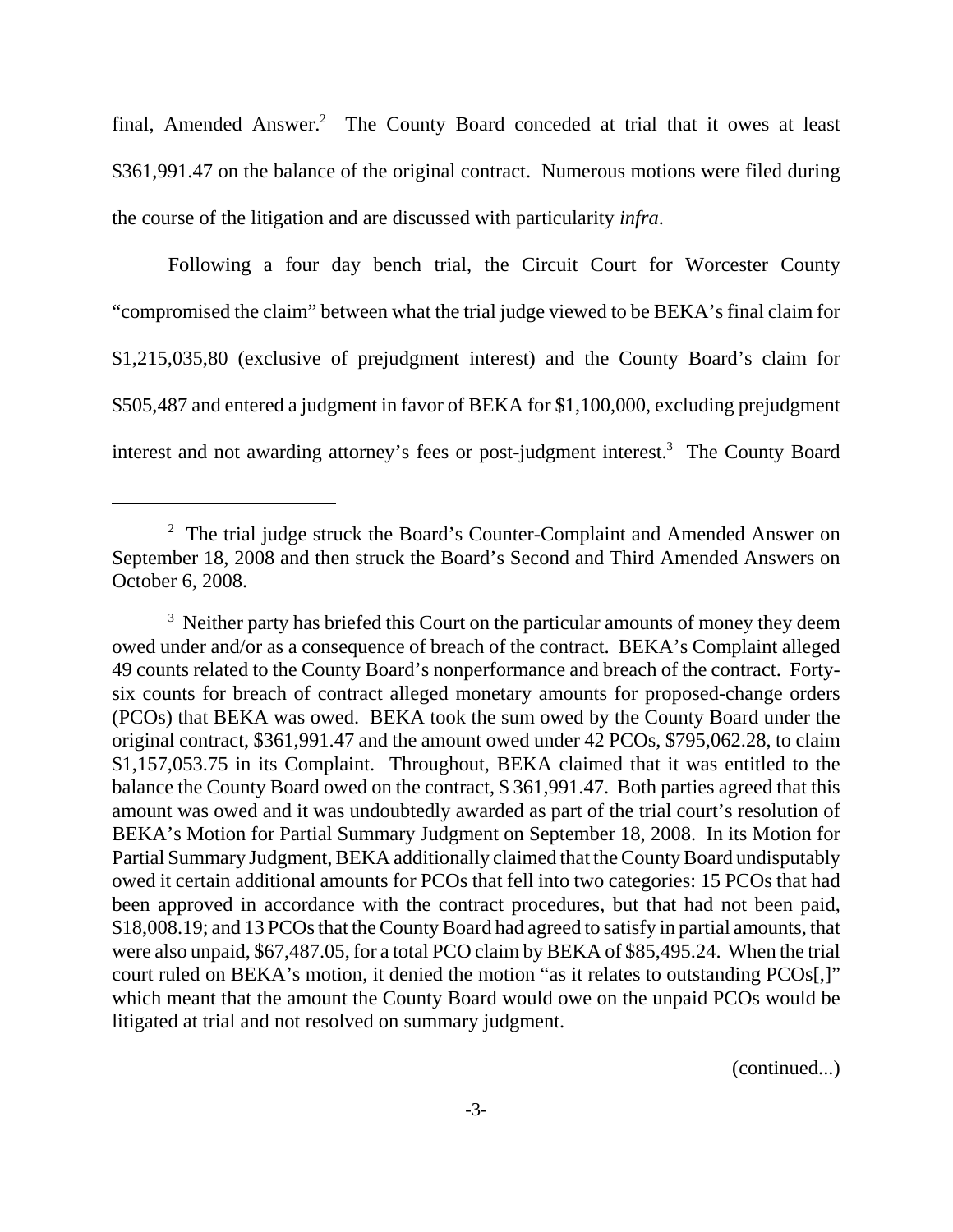final, Amended Answer.[2] The County Board conceded at trial that it owes at least $361,991.47 on the balance of the original contract. Numerous motions were filed during the course of the litigation and are discussed with particularity *infra*.

Following a four day bench trial, the Circuit Court for Worcester County "compromised the claim" between what the trial judge viewed to be BEKA's final claim for $1,215,035,80 (exclusive of prejudgment interest) and the County Board's claim for $505,487 and entered a judgment in favor of BEKA for $1,100,000, excluding prejudgment interest and not awarding attorney's fees or post-judgment interest.[3] The County Board

---

[2] The trial judge struck the Board's Counter-Complaint and Amended Answer on September 18, 2008 and then struck the Board's Second and Third Amended Answers on October 6, 2008.

[3] Neither party has briefed this Court on the particular amounts of money they deem owed under and/or as a consequence of breach of the contract. BEKA's Complaint alleged 49 counts related to the County Board's nonperformance and breach of the contract. Forty-six counts for breach of contract alleged monetary amounts for proposed-change orders (PCOs) that BEKA was owed. BEKA took the sum owed by the County Board under the original contract, $361,991.47 and the amount owed under 42 PCOs, $795,062.28, to claim $1,157,053.75 in its Complaint. Throughout, BEKA claimed that it was entitled to the balance the County Board owed on the contract, $ 361,991.47. Both parties agreed that this amount was owed and it was undoubtedly awarded as part of the trial court's resolution of BEKA's Motion for Partial Summary Judgment on September 18, 2008. In its Motion for Partial Summary Judgment, BEKA additionally claimed that the County Board undisputably owed it certain additional amounts for PCOs that fell into two categories: 15 PCOs that had been approved in accordance with the contract procedures, but that had not been paid, $18,008.19; and 13 PCOs that the County Board had agreed to satisfy in partial amounts, that were also unpaid, $67,487.05, for a total PCO claim by BEKA of $85,495.24. When the trial court ruled on BEKA's motion, it denied the motion "as it relates to outstanding PCOs[,]" which meant that the amount the County Board would owe on the unpaid PCOs would be litigated at trial and not resolved on summary judgment.

(continued...)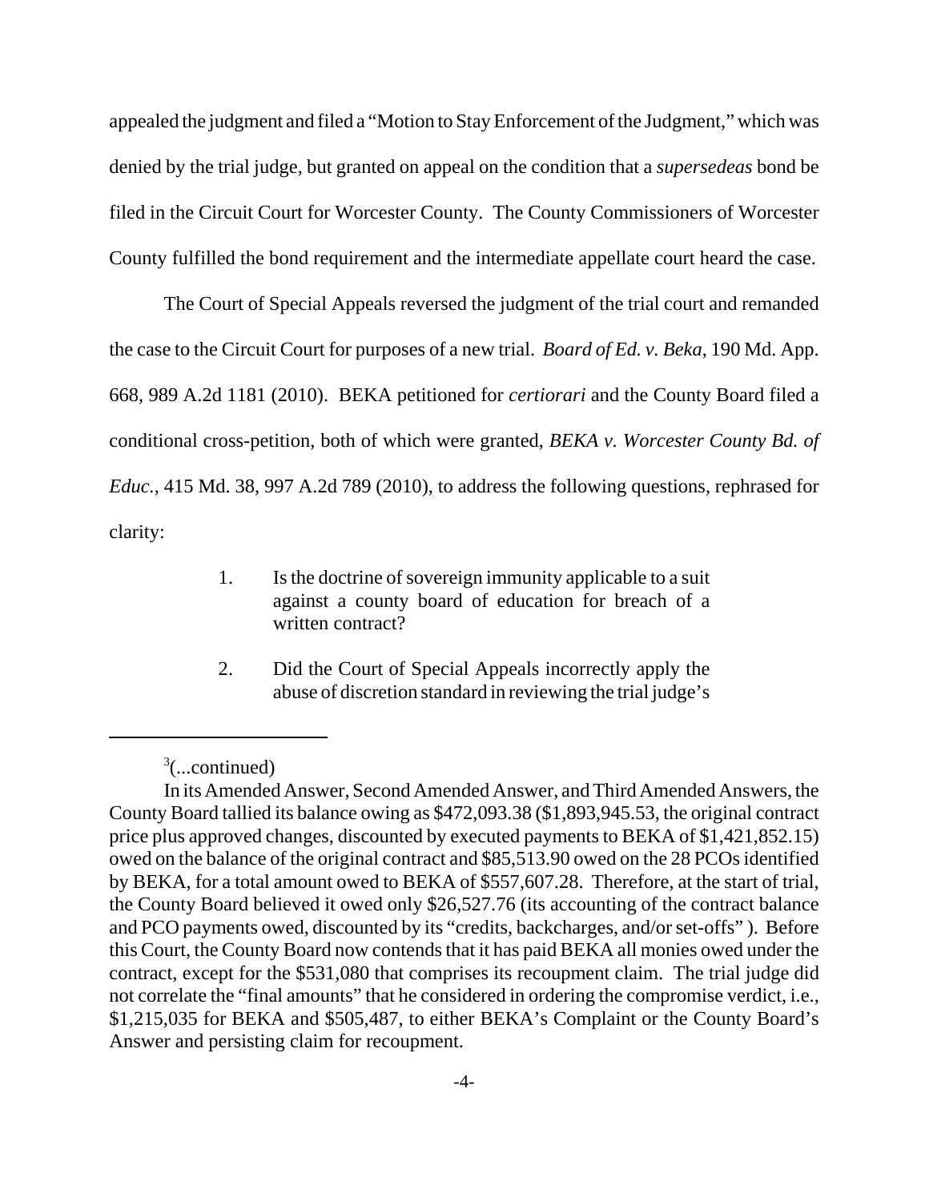appealed the judgment and filed a "Motion to Stay Enforcement of the Judgment," which was denied by the trial judge, but granted on appeal on the condition that a *supersedeas* bond be filed in the Circuit Court for Worcester County. The County Commissioners of Worcester County fulfilled the bond requirement and the intermediate appellate court heard the case.

The Court of Special Appeals reversed the judgment of the trial court and remanded the case to the Circuit Court for purposes of a new trial. *Board of Ed. v. Beka*, 190 Md. App. 668, 989 A.2d 1181 (2010). BEKA petitioned for *certiorari* and the County Board filed a conditional cross-petition, both of which were granted, *BEKA v. Worcester County Bd. of Educ.*, 415 Md. 38, 997 A.2d 789 (2010), to address the following questions, rephrased for clarity:

> 1. Is the doctrine of sovereign immunity applicable to a suit against a county board of education for breach of a written contract?
>
> 2. Did the Court of Special Appeals incorrectly apply the abuse of discretion standard in reviewing the trial judge's

---

[3](...continued)

In its Amended Answer, Second Amended Answer, and Third Amended Answers, the County Board tallied its balance owing as $472,093.38 ($1,893,945.53, the original contract price plus approved changes, discounted by executed payments to BEKA of $1,421,852.15) owed on the balance of the original contract and $85,513.90 owed on the 28 PCOs identified by BEKA, for a total amount owed to BEKA of $557,607.28. Therefore, at the start of trial, the County Board believed it owed only $26,527.76 (its accounting of the contract balance and PCO payments owed, discounted by its "credits, backcharges, and/or set-offs" ). Before this Court, the County Board now contends that it has paid BEKA all monies owed under the contract, except for the $531,080 that comprises its recoupment claim. The trial judge did not correlate the "final amounts" that he considered in ordering the compromise verdict, i.e., $1,215,035 for BEKA and $505,487, to either BEKA's Complaint or the County Board's Answer and persisting claim for recoupment.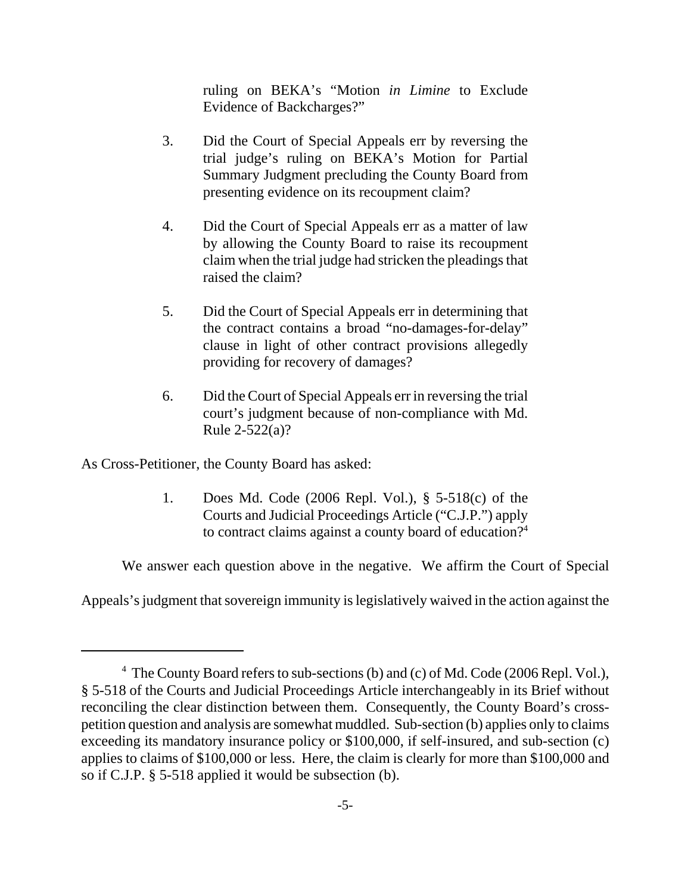ruling on BEKA's "Motion *in Limine* to Exclude Evidence of Backcharges?"

3. Did the Court of Special Appeals err by reversing the trial judge's ruling on BEKA's Motion for Partial Summary Judgment precluding the County Board from presenting evidence on its recoupment claim?

4. Did the Court of Special Appeals err as a matter of law by allowing the County Board to raise its recoupment claim when the trial judge had stricken the pleadings that raised the claim?

5. Did the Court of Special Appeals err in determining that the contract contains a broad "no-damages-for-delay" clause in light of other contract provisions allegedly providing for recovery of damages?

6. Did the Court of Special Appeals err in reversing the trial court's judgment because of non-compliance with Md. Rule 2-522(a)?

As Cross-Petitioner, the County Board has asked:

1. Does Md. Code (2006 Repl. Vol.), § 5-518(c) of the Courts and Judicial Proceedings Article ("C.J.P.") apply to contract claims against a county board of education?[4]

We answer each question above in the negative. We affirm the Court of Special Appeals's judgment that sovereign immunity is legislatively waived in the action against the

[4] The County Board refers to sub-sections (b) and (c) of Md. Code (2006 Repl. Vol.), § 5-518 of the Courts and Judicial Proceedings Article interchangeably in its Brief without reconciling the clear distinction between them. Consequently, the County Board's cross-petition question and analysis are somewhat muddled. Sub-section (b) applies only to claims exceeding its mandatory insurance policy or $100,000, if self-insured, and sub-section (c) applies to claims of $100,000 or less. Here, the claim is clearly for more than $100,000 and so if C.J.P. § 5-518 applied it would be subsection (b).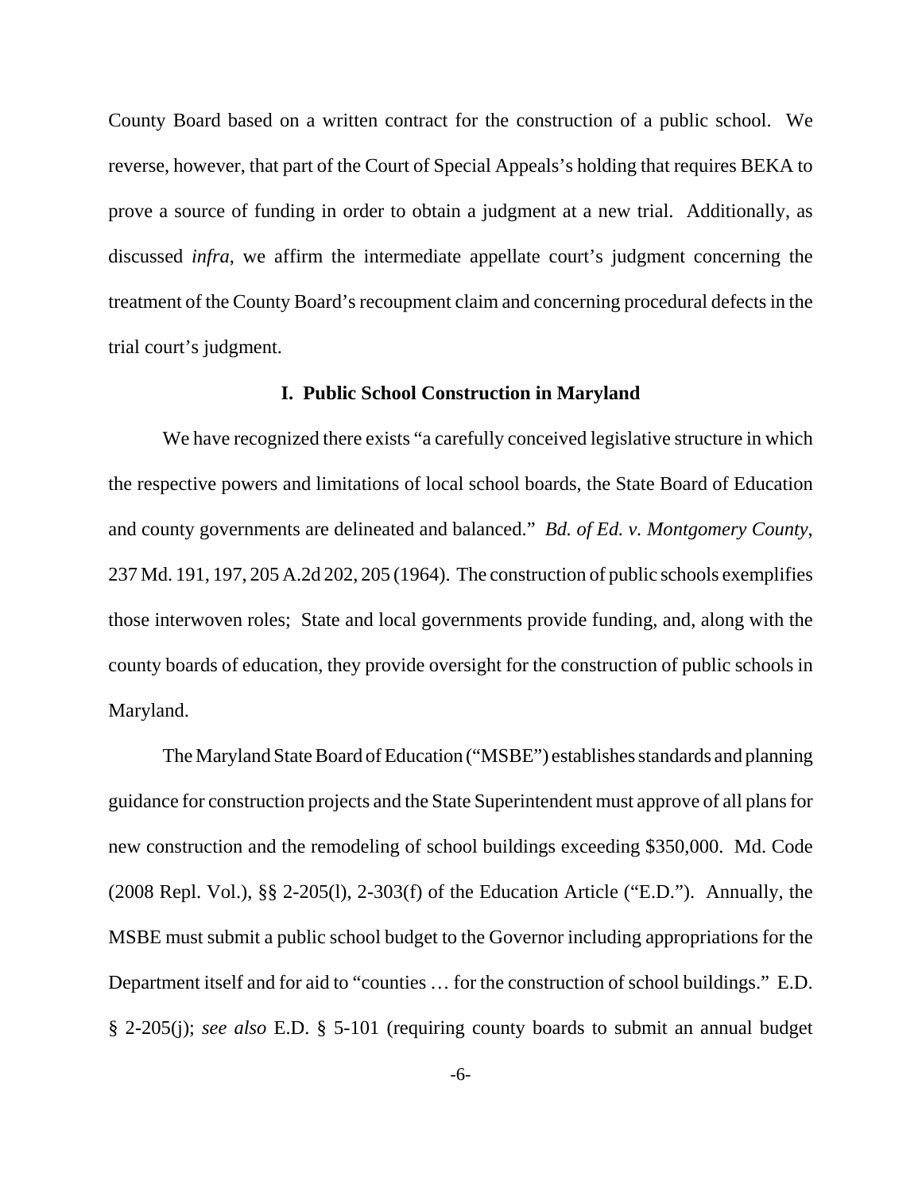County Board based on a written contract for the construction of a public school. We reverse, however, that part of the Court of Special Appeals's holding that requires BEKA to prove a source of funding in order to obtain a judgment at a new trial. Additionally, as discussed *infra*, we affirm the intermediate appellate court's judgment concerning the treatment of the County Board's recoupment claim and concerning procedural defects in the trial court's judgment.

## I. Public School Construction in Maryland

We have recognized there exists "a carefully conceived legislative structure in which the respective powers and limitations of local school boards, the State Board of Education and county governments are delineated and balanced." *Bd. of Ed. v. Montgomery County*, 237 Md. 191, 197, 205 A.2d 202, 205 (1964). The construction of public schools exemplifies those interwoven roles; State and local governments provide funding, and, along with the county boards of education, they provide oversight for the construction of public schools in Maryland.

The Maryland State Board of Education ("MSBE") establishes standards and planning guidance for construction projects and the State Superintendent must approve of all plans for new construction and the remodeling of school buildings exceeding $350,000. Md. Code (2008 Repl. Vol.), §§ 2-205(l), 2-303(f) of the Education Article ("E.D."). Annually, the MSBE must submit a public school budget to the Governor including appropriations for the Department itself and for aid to "counties … for the construction of school buildings." E.D. § 2-205(j); *see also* E.D. § 5-101 (requiring county boards to submit an annual budget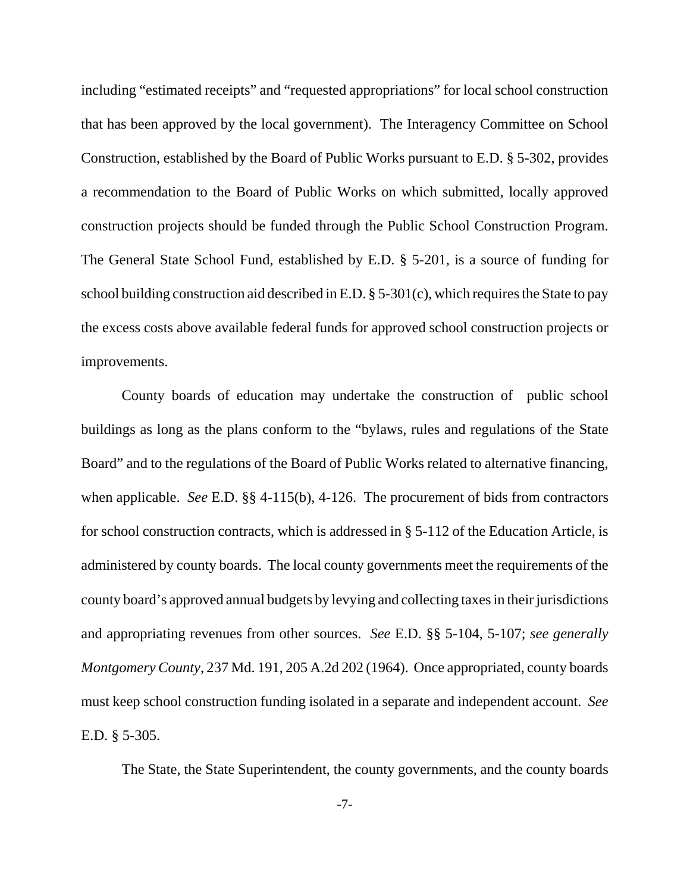including "estimated receipts" and "requested appropriations" for local school construction that has been approved by the local government). The Interagency Committee on School Construction, established by the Board of Public Works pursuant to E.D. § 5-302, provides a recommendation to the Board of Public Works on which submitted, locally approved construction projects should be funded through the Public School Construction Program. The General State School Fund, established by E.D. § 5-201, is a source of funding for school building construction aid described in E.D. § 5-301(c), which requires the State to pay the excess costs above available federal funds for approved school construction projects or improvements.

County boards of education may undertake the construction of public school buildings as long as the plans conform to the "bylaws, rules and regulations of the State Board" and to the regulations of the Board of Public Works related to alternative financing, when applicable. *See* E.D. §§ 4-115(b), 4-126. The procurement of bids from contractors for school construction contracts, which is addressed in § 5-112 of the Education Article, is administered by county boards. The local county governments meet the requirements of the county board's approved annual budgets by levying and collecting taxes in their jurisdictions and appropriating revenues from other sources. *See* E.D. §§ 5-104, 5-107; *see generally Montgomery County*, 237 Md. 191, 205 A.2d 202 (1964). Once appropriated, county boards must keep school construction funding isolated in a separate and independent account. *See* E.D. § 5-305.

The State, the State Superintendent, the county governments, and the county boards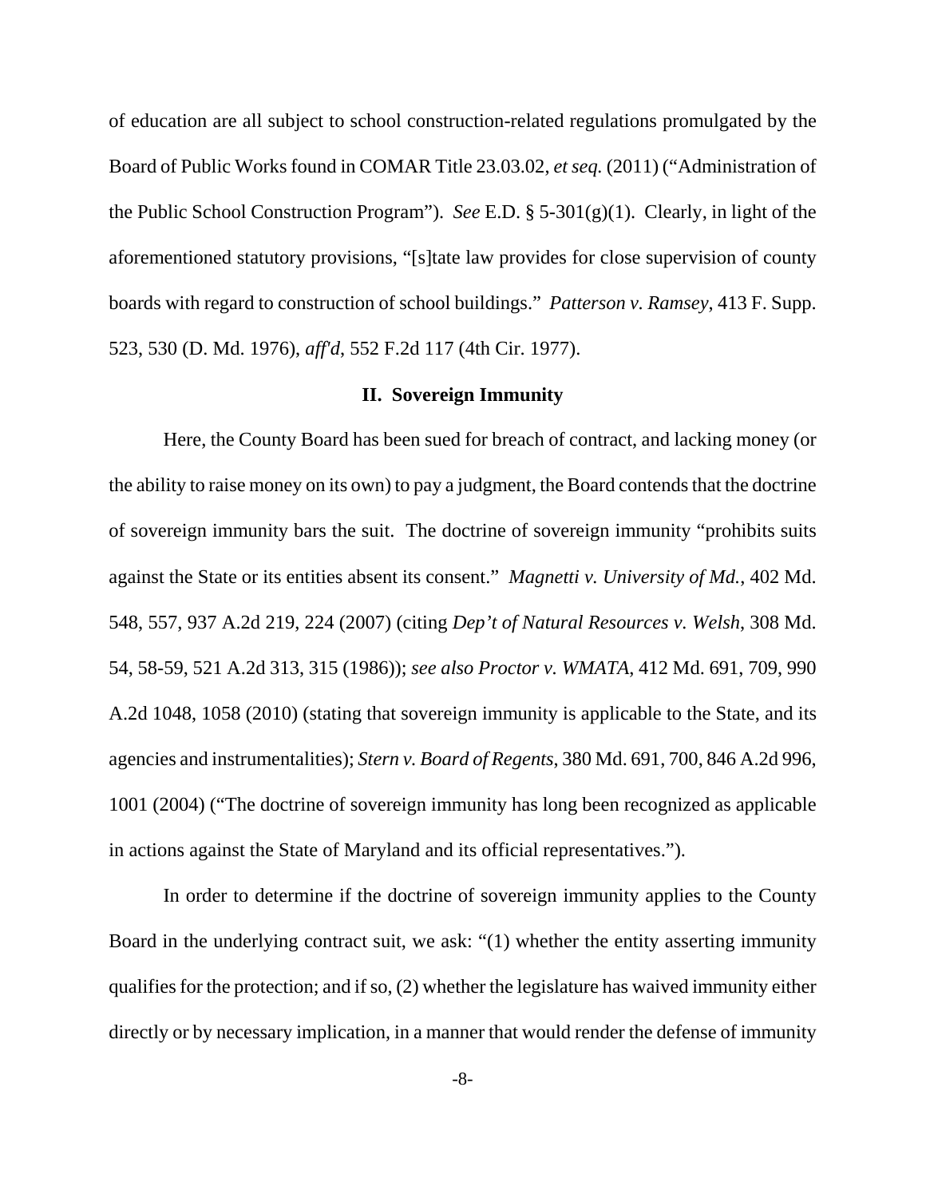of education are all subject to school construction-related regulations promulgated by the Board of Public Works found in COMAR Title 23.03.02, *et seq.* (2011) ("Administration of the Public School Construction Program"). *See* E.D. § 5-301(g)(1). Clearly, in light of the aforementioned statutory provisions, "[s]tate law provides for close supervision of county boards with regard to construction of school buildings." *Patterson v. Ramsey*, 413 F. Supp. 523, 530 (D. Md. 1976), *aff'd*, 552 F.2d 117 (4th Cir. 1977).

## II. Sovereign Immunity

Here, the County Board has been sued for breach of contract, and lacking money (or the ability to raise money on its own) to pay a judgment, the Board contends that the doctrine of sovereign immunity bars the suit. The doctrine of sovereign immunity "prohibits suits against the State or its entities absent its consent." *Magnetti v. University of Md.*, 402 Md. 548, 557, 937 A.2d 219, 224 (2007) (citing *Dep't of Natural Resources v. Welsh*, 308 Md. 54, 58-59, 521 A.2d 313, 315 (1986)); *see also Proctor v. WMATA*, 412 Md. 691, 709, 990 A.2d 1048, 1058 (2010) (stating that sovereign immunity is applicable to the State, and its agencies and instrumentalities); *Stern v. Board of Regents*, 380 Md. 691, 700, 846 A.2d 996, 1001 (2004) ("The doctrine of sovereign immunity has long been recognized as applicable in actions against the State of Maryland and its official representatives.").

In order to determine if the doctrine of sovereign immunity applies to the County Board in the underlying contract suit, we ask: "(1) whether the entity asserting immunity qualifies for the protection; and if so, (2) whether the legislature has waived immunity either directly or by necessary implication, in a manner that would render the defense of immunity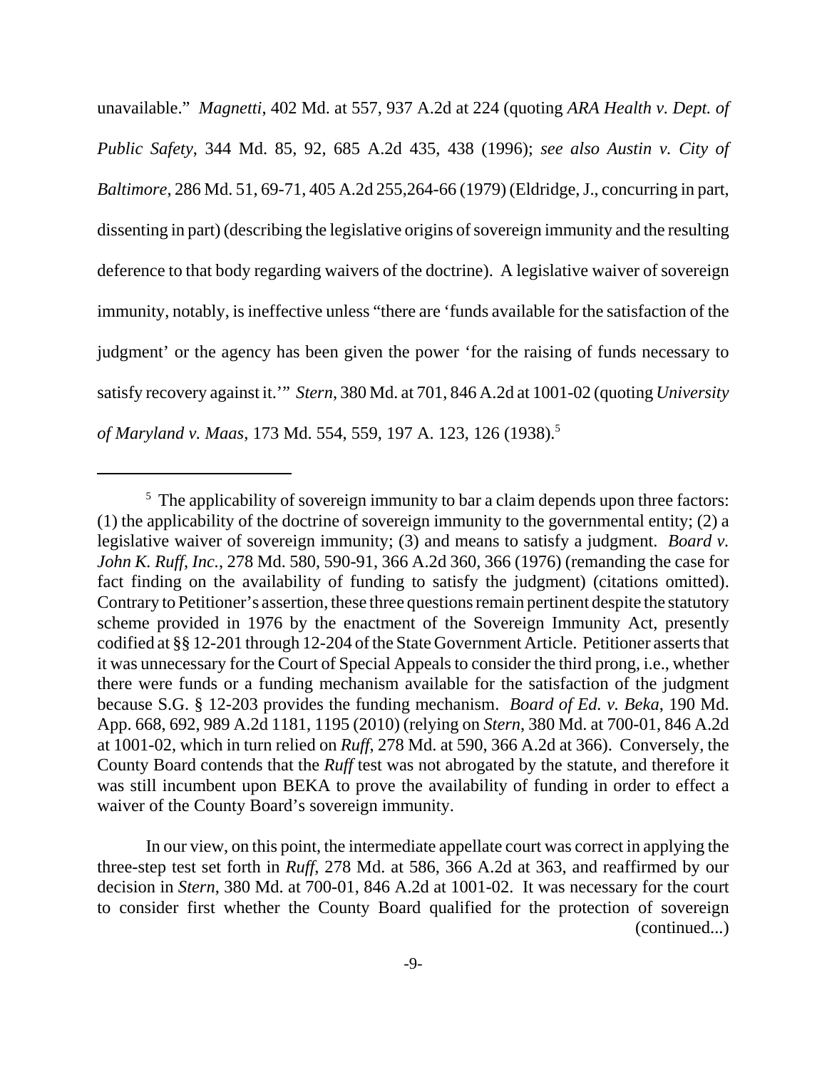unavailable." *Magnetti*, 402 Md. at 557, 937 A.2d at 224 (quoting *ARA Health v. Dept. of Public Safety*, 344 Md. 85, 92, 685 A.2d 435, 438 (1996); *see also Austin v. City of Baltimore*, 286 Md. 51, 69-71, 405 A.2d 255,264-66 (1979) (Eldridge, J., concurring in part, dissenting in part) (describing the legislative origins of sovereign immunity and the resulting deference to that body regarding waivers of the doctrine). A legislative waiver of sovereign immunity, notably, is ineffective unless "there are 'funds available for the satisfaction of the judgment' or the agency has been given the power 'for the raising of funds necessary to satisfy recovery against it.'" *Stern*, 380 Md. at 701, 846 A.2d at 1001-02 (quoting *University of Maryland v. Maas*, 173 Md. 554, 559, 197 A. 123, 126 (1938).[5]

---

[5] The applicability of sovereign immunity to bar a claim depends upon three factors: (1) the applicability of the doctrine of sovereign immunity to the governmental entity; (2) a legislative waiver of sovereign immunity; (3) and means to satisfy a judgment. *Board v. John K. Ruff, Inc.*, 278 Md. 580, 590-91, 366 A.2d 360, 366 (1976) (remanding the case for fact finding on the availability of funding to satisfy the judgment) (citations omitted). Contrary to Petitioner's assertion, these three questions remain pertinent despite the statutory scheme provided in 1976 by the enactment of the Sovereign Immunity Act, presently codified at §§ 12-201 through 12-204 of the State Government Article. Petitioner asserts that it was unnecessary for the Court of Special Appeals to consider the third prong, i.e., whether there were funds or a funding mechanism available for the satisfaction of the judgment because S.G. § 12-203 provides the funding mechanism. *Board of Ed. v. Beka*, 190 Md. App. 668, 692, 989 A.2d 1181, 1195 (2010) (relying on *Stern*, 380 Md. at 700-01, 846 A.2d at 1001-02, which in turn relied on *Ruff*, 278 Md. at 590, 366 A.2d at 366). Conversely, the County Board contends that the *Ruff* test was not abrogated by the statute, and therefore it was still incumbent upon BEKA to prove the availability of funding in order to effect a waiver of the County Board's sovereign immunity.

In our view, on this point, the intermediate appellate court was correct in applying the three-step test set forth in *Ruff*, 278 Md. at 586, 366 A.2d at 363, and reaffirmed by our decision in *Stern*, 380 Md. at 700-01, 846 A.2d at 1001-02. It was necessary for the court to consider first whether the County Board qualified for the protection of sovereign (continued...)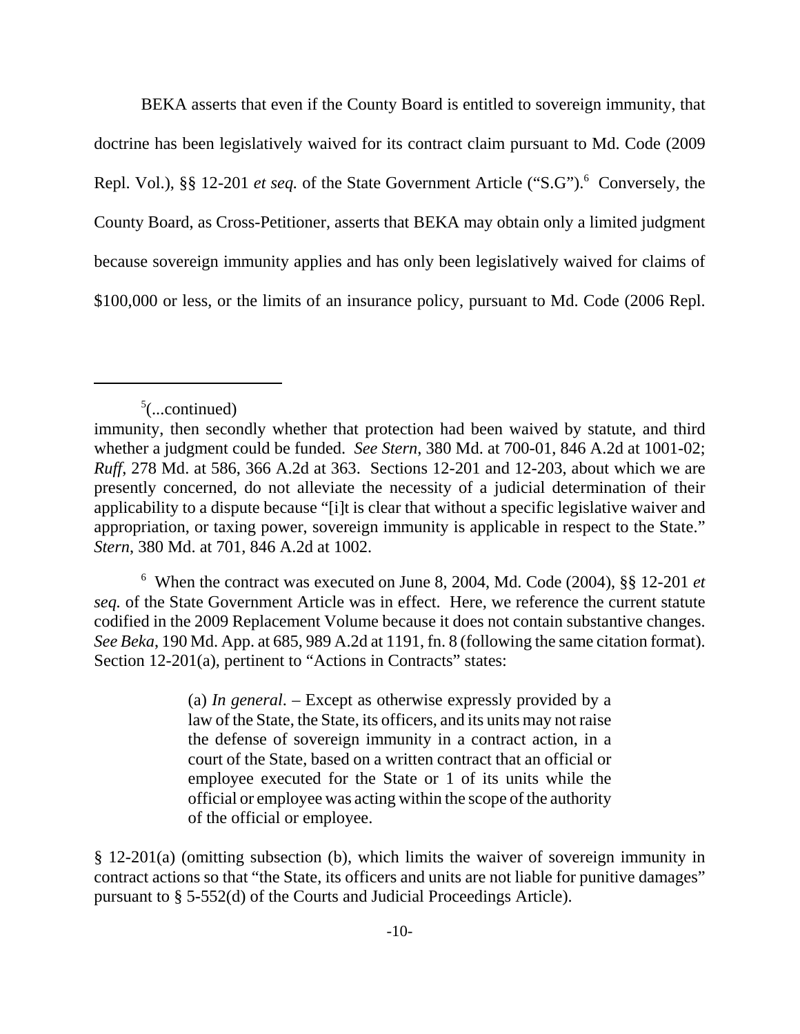BEKA asserts that even if the County Board is entitled to sovereign immunity, that doctrine has been legislatively waived for its contract claim pursuant to Md. Code (2009 Repl. Vol.), §§ 12-201 *et seq.* of the State Government Article ("S.G").[6] Conversely, the County Board, as Cross-Petitioner, asserts that BEKA may obtain only a limited judgment because sovereign immunity applies and has only been legislatively waived for claims of $100,000 or less, or the limits of an insurance policy, pursuant to Md. Code (2006 Repl.

---

[5](...continued)

immunity, then secondly whether that protection had been waived by statute, and third whether a judgment could be funded. *See Stern*, 380 Md. at 700-01, 846 A.2d at 1001-02; *Ruff*, 278 Md. at 586, 366 A.2d at 363. Sections 12-201 and 12-203, about which we are presently concerned, do not alleviate the necessity of a judicial determination of their applicability to a dispute because "[i]t is clear that without a specific legislative waiver and appropriation, or taxing power, sovereign immunity is applicable in respect to the State." *Stern*, 380 Md. at 701, 846 A.2d at 1002.

[6] When the contract was executed on June 8, 2004, Md. Code (2004), §§ 12-201 *et seq.* of the State Government Article was in effect. Here, we reference the current statute codified in the 2009 Replacement Volume because it does not contain substantive changes. *See Beka*, 190 Md. App. at 685, 989 A.2d at 1191, fn. 8 (following the same citation format). Section 12-201(a), pertinent to "Actions in Contracts" states:

> (a) *In general*. – Except as otherwise expressly provided by a law of the State, the State, its officers, and its units may not raise the defense of sovereign immunity in a contract action, in a court of the State, based on a written contract that an official or employee executed for the State or 1 of its units while the official or employee was acting within the scope of the authority of the official or employee.

§ 12-201(a) (omitting subsection (b), which limits the waiver of sovereign immunity in contract actions so that "the State, its officers and units are not liable for punitive damages" pursuant to § 5-552(d) of the Courts and Judicial Proceedings Article).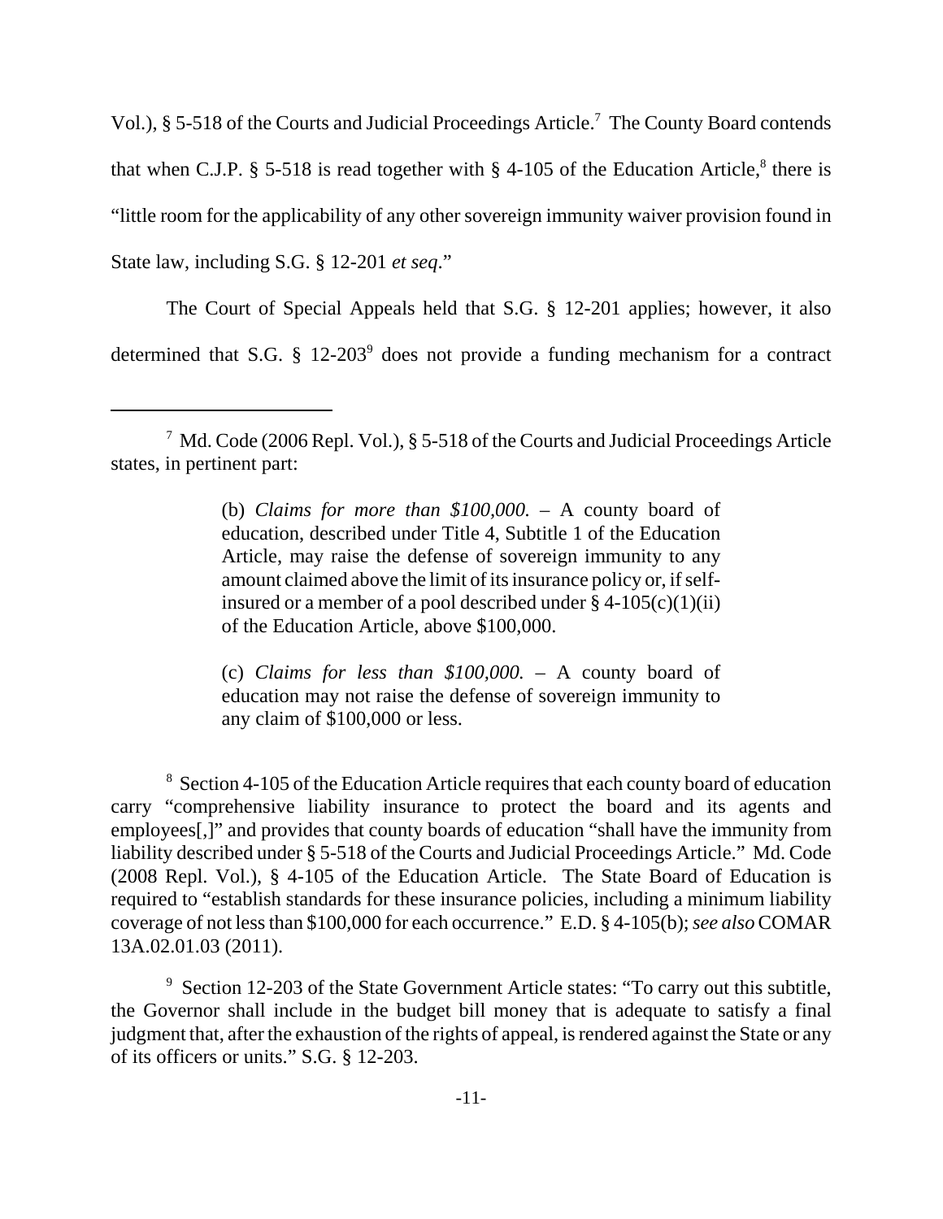Vol.), § 5-518 of the Courts and Judicial Proceedings Article.[7] The County Board contends that when C.J.P. § 5-518 is read together with § 4-105 of the Education Article,[8] there is "little room for the applicability of any other sovereign immunity waiver provision found in State law, including S.G. § 12-201 *et seq*."

The Court of Special Appeals held that S.G. § 12-201 applies; however, it also determined that S.G. § 12-203[9] does not provide a funding mechanism for a contract

---

[7] Md. Code (2006 Repl. Vol.), § 5-518 of the Courts and Judicial Proceedings Article states, in pertinent part:

> (b) *Claims for more than $100,000.* – A county board of education, described under Title 4, Subtitle 1 of the Education Article, may raise the defense of sovereign immunity to any amount claimed above the limit of its insurance policy or, if self-insured or a member of a pool described under § 4-105(c)(1)(ii) of the Education Article, above $100,000.
>
> (c) *Claims for less than $100,000.* – A county board of education may not raise the defense of sovereign immunity to any claim of $100,000 or less.

[8] Section 4-105 of the Education Article requires that each county board of education carry "comprehensive liability insurance to protect the board and its agents and employees[,]" and provides that county boards of education "shall have the immunity from liability described under § 5-518 of the Courts and Judicial Proceedings Article." Md. Code (2008 Repl. Vol.), § 4-105 of the Education Article. The State Board of Education is required to "establish standards for these insurance policies, including a minimum liability coverage of not less than $100,000 for each occurrence." E.D. § 4-105(b); *see also* COMAR 13A.02.01.03 (2011).

[9] Section 12-203 of the State Government Article states: "To carry out this subtitle, the Governor shall include in the budget bill money that is adequate to satisfy a final judgment that, after the exhaustion of the rights of appeal, is rendered against the State or any of its officers or units." S.G. § 12-203.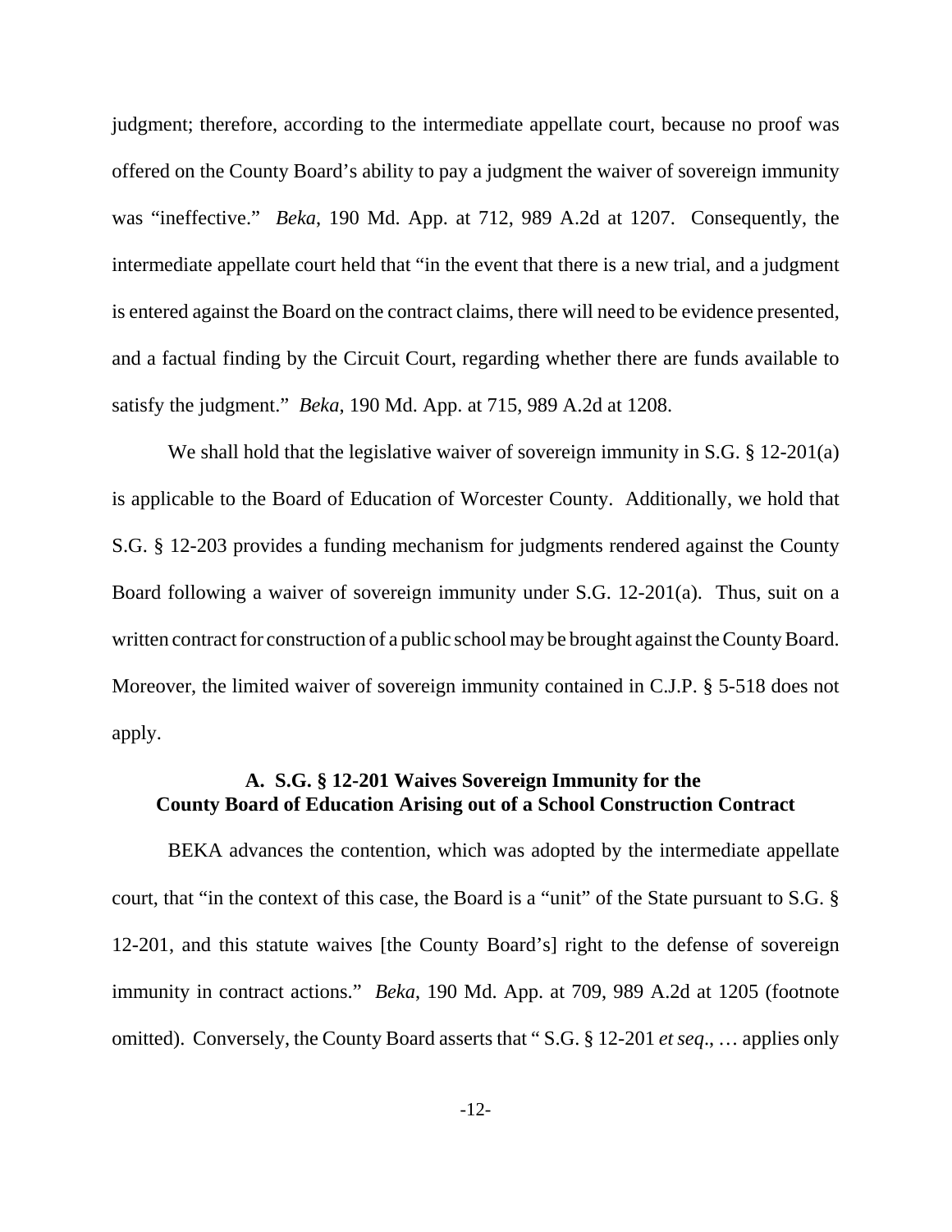judgment; therefore, according to the intermediate appellate court, because no proof was offered on the County Board's ability to pay a judgment the waiver of sovereign immunity was "ineffective." *Beka*, 190 Md. App. at 712, 989 A.2d at 1207. Consequently, the intermediate appellate court held that "in the event that there is a new trial, and a judgment is entered against the Board on the contract claims, there will need to be evidence presented, and a factual finding by the Circuit Court, regarding whether there are funds available to satisfy the judgment." *Beka*, 190 Md. App. at 715, 989 A.2d at 1208.

We shall hold that the legislative waiver of sovereign immunity in S.G. § 12-201(a) is applicable to the Board of Education of Worcester County. Additionally, we hold that S.G. § 12-203 provides a funding mechanism for judgments rendered against the County Board following a waiver of sovereign immunity under S.G. 12-201(a). Thus, suit on a written contract for construction of a public school may be brought against the County Board. Moreover, the limited waiver of sovereign immunity contained in C.J.P. § 5-518 does not apply.

### A. S.G. § 12-201 Waives Sovereign Immunity for the County Board of Education Arising out of a School Construction Contract

BEKA advances the contention, which was adopted by the intermediate appellate court, that "in the context of this case, the Board is a "unit" of the State pursuant to S.G. § 12-201, and this statute waives [the County Board's] right to the defense of sovereign immunity in contract actions." *Beka*, 190 Md. App. at 709, 989 A.2d at 1205 (footnote omitted). Conversely, the County Board asserts that " S.G. § 12-201 *et seq*., … applies only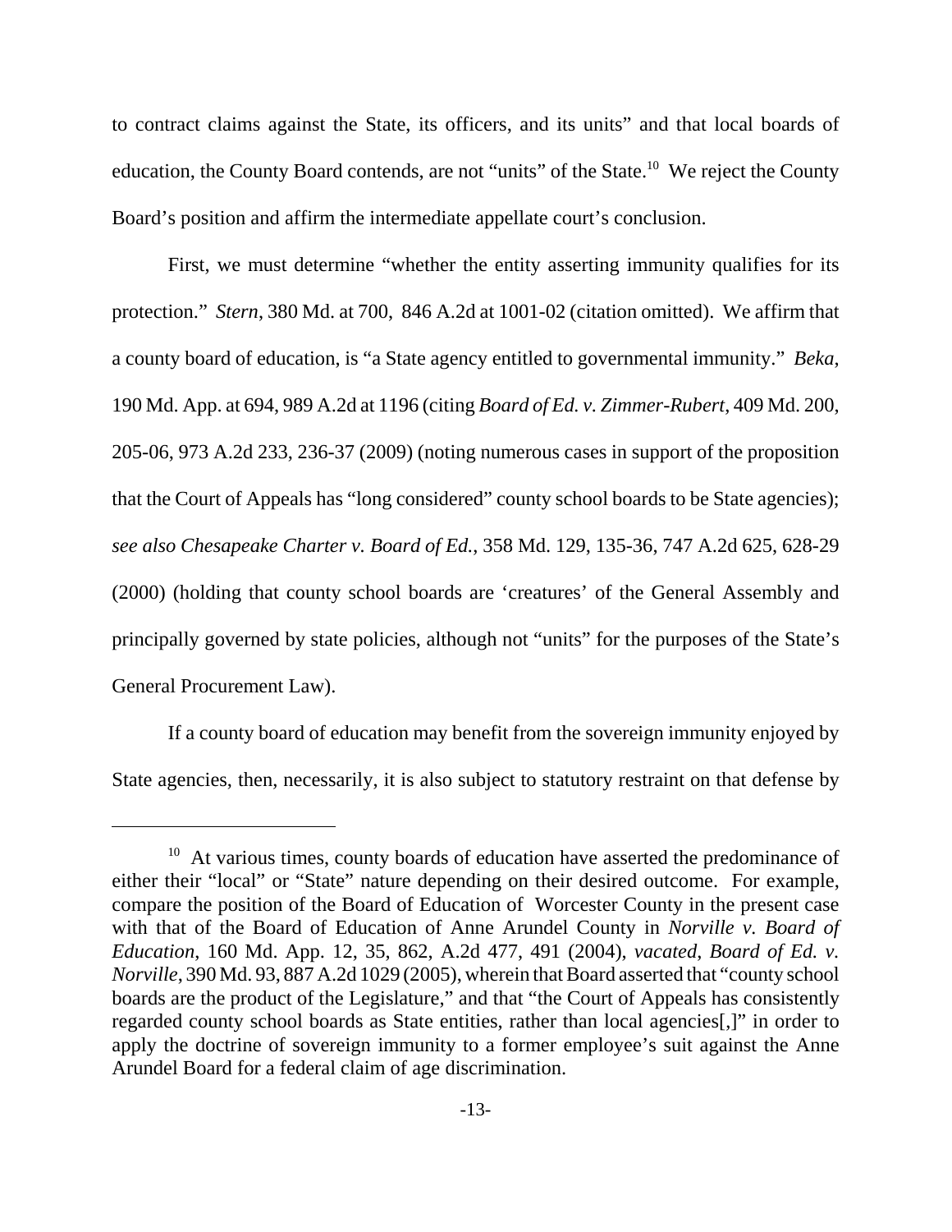to contract claims against the State, its officers, and its units" and that local boards of education, the County Board contends, are not "units" of the State.[10] We reject the County Board's position and affirm the intermediate appellate court's conclusion.

First, we must determine "whether the entity asserting immunity qualifies for its protection." *Stern*, 380 Md. at 700, 846 A.2d at 1001-02 (citation omitted). We affirm that a county board of education, is "a State agency entitled to governmental immunity." *Beka*, 190 Md. App. at 694, 989 A.2d at 1196 (citing *Board of Ed. v. Zimmer-Rubert*, 409 Md. 200, 205-06, 973 A.2d 233, 236-37 (2009) (noting numerous cases in support of the proposition that the Court of Appeals has "long considered" county school boards to be State agencies); *see also Chesapeake Charter v. Board of Ed.*, 358 Md. 129, 135-36, 747 A.2d 625, 628-29 (2000) (holding that county school boards are 'creatures' of the General Assembly and principally governed by state policies, although not "units" for the purposes of the State's General Procurement Law).

If a county board of education may benefit from the sovereign immunity enjoyed by State agencies, then, necessarily, it is also subject to statutory restraint on that defense by

---

[10] At various times, county boards of education have asserted the predominance of either their "local" or "State" nature depending on their desired outcome. For example, compare the position of the Board of Education of Worcester County in the present case with that of the Board of Education of Anne Arundel County in *Norville v. Board of Education*, 160 Md. App. 12, 35, 862, A.2d 477, 491 (2004), *vacated*, *Board of Ed. v. Norville*, 390 Md. 93, 887 A.2d 1029 (2005), wherein that Board asserted that "county school boards are the product of the Legislature," and that "the Court of Appeals has consistently regarded county school boards as State entities, rather than local agencies[,]" in order to apply the doctrine of sovereign immunity to a former employee's suit against the Anne Arundel Board for a federal claim of age discrimination.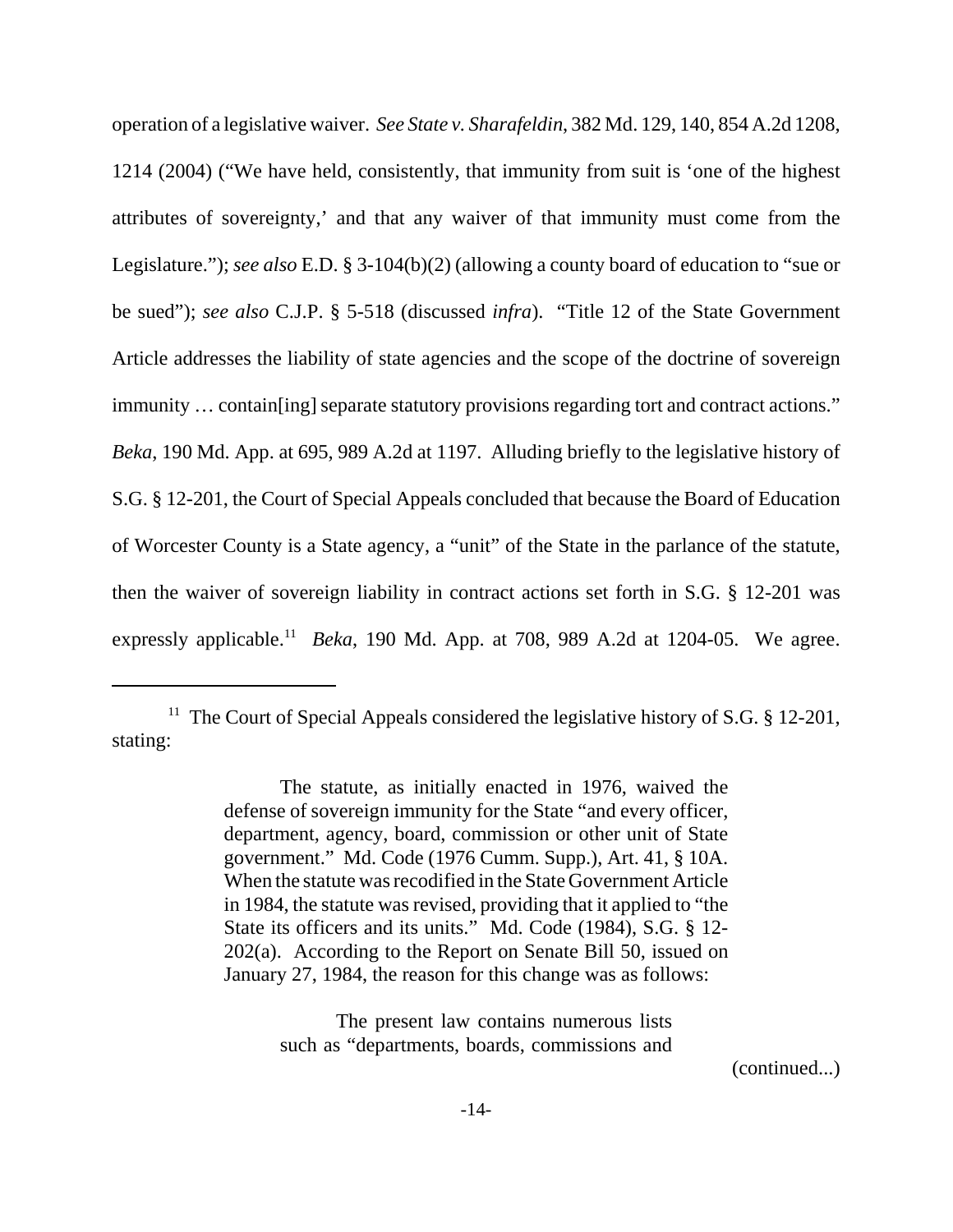operation of a legislative waiver. *See State v. Sharafeldin*, 382 Md. 129, 140, 854 A.2d 1208, 1214 (2004) ("We have held, consistently, that immunity from suit is 'one of the highest attributes of sovereignty,' and that any waiver of that immunity must come from the Legislature."); *see also* E.D. § 3-104(b)(2) (allowing a county board of education to "sue or be sued"); *see also* C.J.P. § 5-518 (discussed *infra*). "Title 12 of the State Government Article addresses the liability of state agencies and the scope of the doctrine of sovereign immunity … contain[ing] separate statutory provisions regarding tort and contract actions." *Beka*, 190 Md. App. at 695, 989 A.2d at 1197. Alluding briefly to the legislative history of S.G. § 12-201, the Court of Special Appeals concluded that because the Board of Education of Worcester County is a State agency, a "unit" of the State in the parlance of the statute, then the waiver of sovereign liability in contract actions set forth in S.G. § 12-201 was expressly applicable.[11] *Beka*, 190 Md. App. at 708, 989 A.2d at 1204-05. We agree.

---

[11] The Court of Special Appeals considered the legislative history of S.G. § 12-201, stating:

> The statute, as initially enacted in 1976, waived the defense of sovereign immunity for the State "and every officer, department, agency, board, commission or other unit of State government." Md. Code (1976 Cumm. Supp.), Art. 41, § 10A. When the statute was recodified in the State Government Article in 1984, the statute was revised, providing that it applied to "the State its officers and its units." Md. Code (1984), S.G. § 12-202(a). According to the Report on Senate Bill 50, issued on January 27, 1984, the reason for this change was as follows:
>
> > The present law contains numerous lists such as "departments, boards, commissions and

(continued...)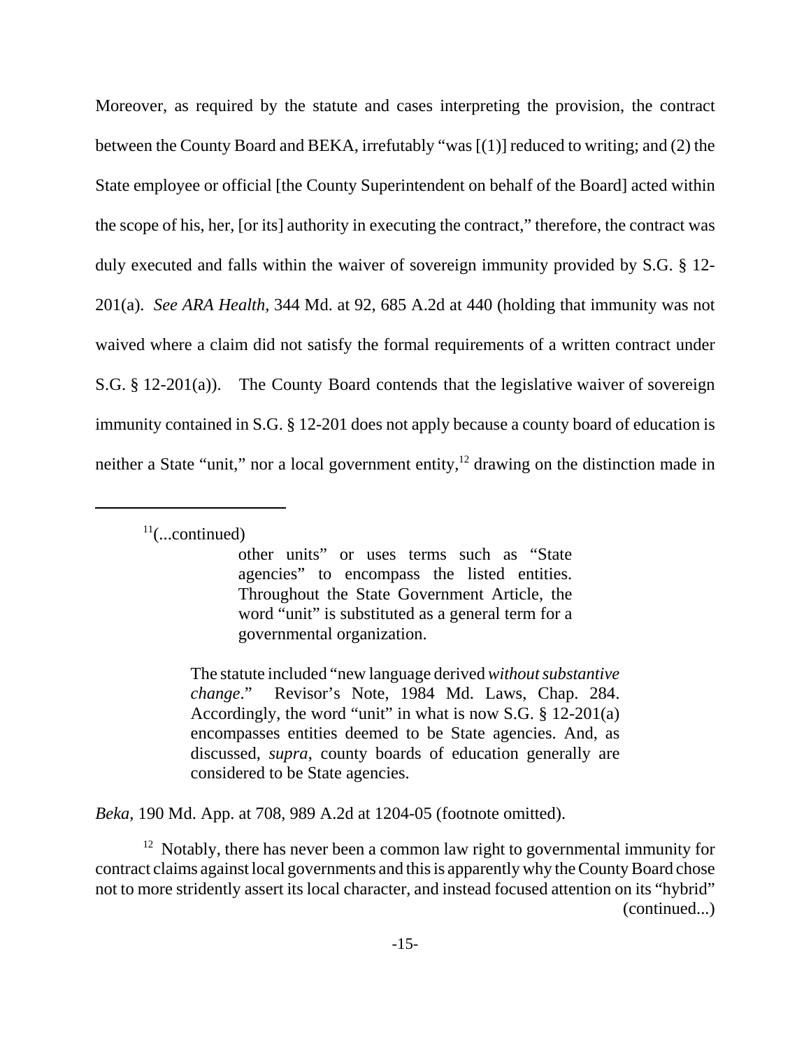Moreover, as required by the statute and cases interpreting the provision, the contract between the County Board and BEKA, irrefutably "was [(1)] reduced to writing; and (2) the State employee or official [the County Superintendent on behalf of the Board] acted within the scope of his, her, [or its] authority in executing the contract," therefore, the contract was duly executed and falls within the waiver of sovereign immunity provided by S.G. § 12-201(a). *See ARA Health*, 344 Md. at 92, 685 A.2d at 440 (holding that immunity was not waived where a claim did not satisfy the formal requirements of a written contract under S.G. § 12-201(a)). The County Board contends that the legislative waiver of sovereign immunity contained in S.G. § 12-201 does not apply because a county board of education is neither a State "unit," nor a local government entity,[12] drawing on the distinction made in

---

[11](...continued)

> other units" or uses terms such as "State agencies" to encompass the listed entities. Throughout the State Government Article, the word "unit" is substituted as a general term for a governmental organization.
>
> The statute included "new language derived *without substantive change*." Revisor's Note, 1984 Md. Laws, Chap. 284. Accordingly, the word "unit" in what is now S.G. § 12-201(a) encompasses entities deemed to be State agencies. And, as discussed, *supra*, county boards of education generally are considered to be State agencies.

*Beka*, 190 Md. App. at 708, 989 A.2d at 1204-05 (footnote omitted).

[12] Notably, there has never been a common law right to governmental immunity for contract claims against local governments and this is apparently why the County Board chose not to more stridently assert its local character, and instead focused attention on its "hybrid" (continued...)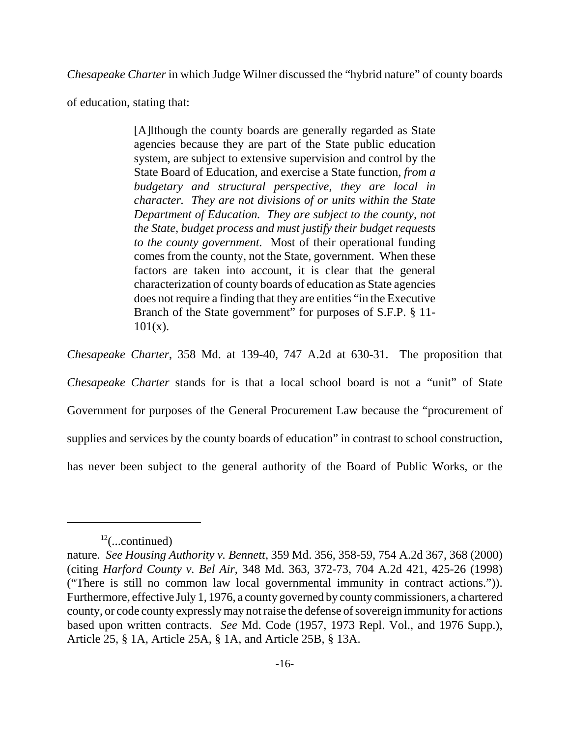*Chesapeake Charter* in which Judge Wilner discussed the "hybrid nature" of county boards of education, stating that:

> [A]lthough the county boards are generally regarded as State agencies because they are part of the State public education system, are subject to extensive supervision and control by the State Board of Education, and exercise a State function, *from a budgetary and structural perspective, they are local in character. They are not divisions of or units within the State Department of Education. They are subject to the county, not the State, budget process and must justify their budget requests to the county government.* Most of their operational funding comes from the county, not the State, government. When these factors are taken into account, it is clear that the general characterization of county boards of education as State agencies does not require a finding that they are entities "in the Executive Branch of the State government" for purposes of S.F.P. § 11-101(x).

*Chesapeake Charter*, 358 Md. at 139-40, 747 A.2d at 630-31. The proposition that *Chesapeake Charter* stands for is that a local school board is not a "unit" of State Government for purposes of the General Procurement Law because the "procurement of supplies and services by the county boards of education" in contrast to school construction, has never been subject to the general authority of the Board of Public Works, or the

---

[12](...continued)
nature. *See Housing Authority v. Bennett*, 359 Md. 356, 358-59, 754 A.2d 367, 368 (2000) (citing *Harford County v. Bel Air*, 348 Md. 363, 372-73, 704 A.2d 421, 425-26 (1998) ("There is still no common law local governmental immunity in contract actions.")). Furthermore, effective July 1, 1976, a county governed by county commissioners, a chartered county, or code county expressly may not raise the defense of sovereign immunity for actions based upon written contracts. *See* Md. Code (1957, 1973 Repl. Vol., and 1976 Supp.), Article 25, § 1A, Article 25A, § 1A, and Article 25B, § 13A.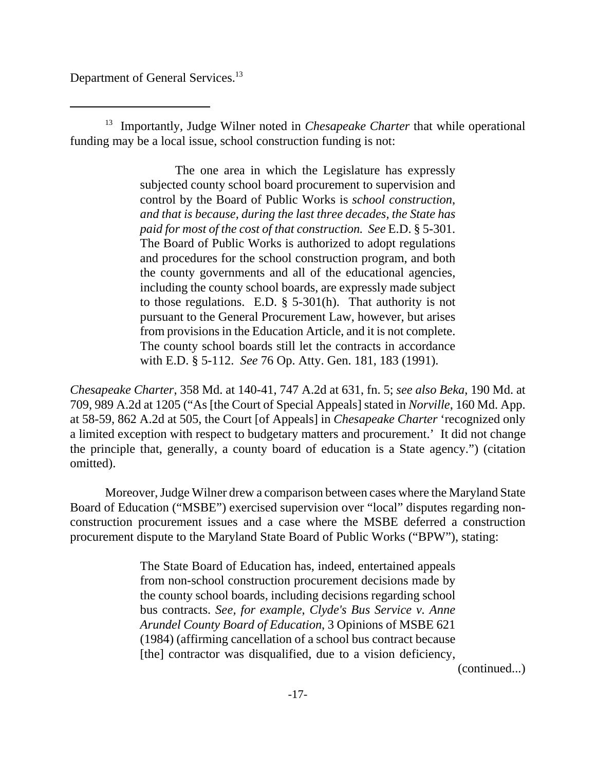Department of General Services.[13]

---

[13] Importantly, Judge Wilner noted in *Chesapeake Charter* that while operational funding may be a local issue, school construction funding is not:

> The one area in which the Legislature has expressly subjected county school board procurement to supervision and control by the Board of Public Works is *school construction, and that is because, during the last three decades, the State has paid for most of the cost of that construction. See* E.D. § 5-301. The Board of Public Works is authorized to adopt regulations and procedures for the school construction program, and both the county governments and all of the educational agencies, including the county school boards, are expressly made subject to those regulations. E.D. § 5-301(h). That authority is not pursuant to the General Procurement Law, however, but arises from provisions in the Education Article, and it is not complete. The county school boards still let the contracts in accordance with E.D. § 5-112. *See* 76 Op. Atty. Gen. 181, 183 (1991).

*Chesapeake Charter*, 358 Md. at 140-41, 747 A.2d at 631, fn. 5; *see also Beka*, 190 Md. at 709, 989 A.2d at 1205 ("As [the Court of Special Appeals] stated in *Norville*, 160 Md. App. at 58-59, 862 A.2d at 505, the Court [of Appeals] in *Chesapeake Charter* 'recognized only a limited exception with respect to budgetary matters and procurement.' It did not change the principle that, generally, a county board of education is a State agency.") (citation omitted).

Moreover, Judge Wilner drew a comparison between cases where the Maryland State Board of Education ("MSBE") exercised supervision over "local" disputes regarding non-construction procurement issues and a case where the MSBE deferred a construction procurement dispute to the Maryland State Board of Public Works ("BPW"), stating:

> The State Board of Education has, indeed, entertained appeals from non-school construction procurement decisions made by the county school boards, including decisions regarding school bus contracts. *See, for example*, *Clyde's Bus Service v. Anne Arundel County Board of Education*, 3 Opinions of MSBE 621 (1984) (affirming cancellation of a school bus contract because [the] contractor was disqualified, due to a vision deficiency,

(continued...)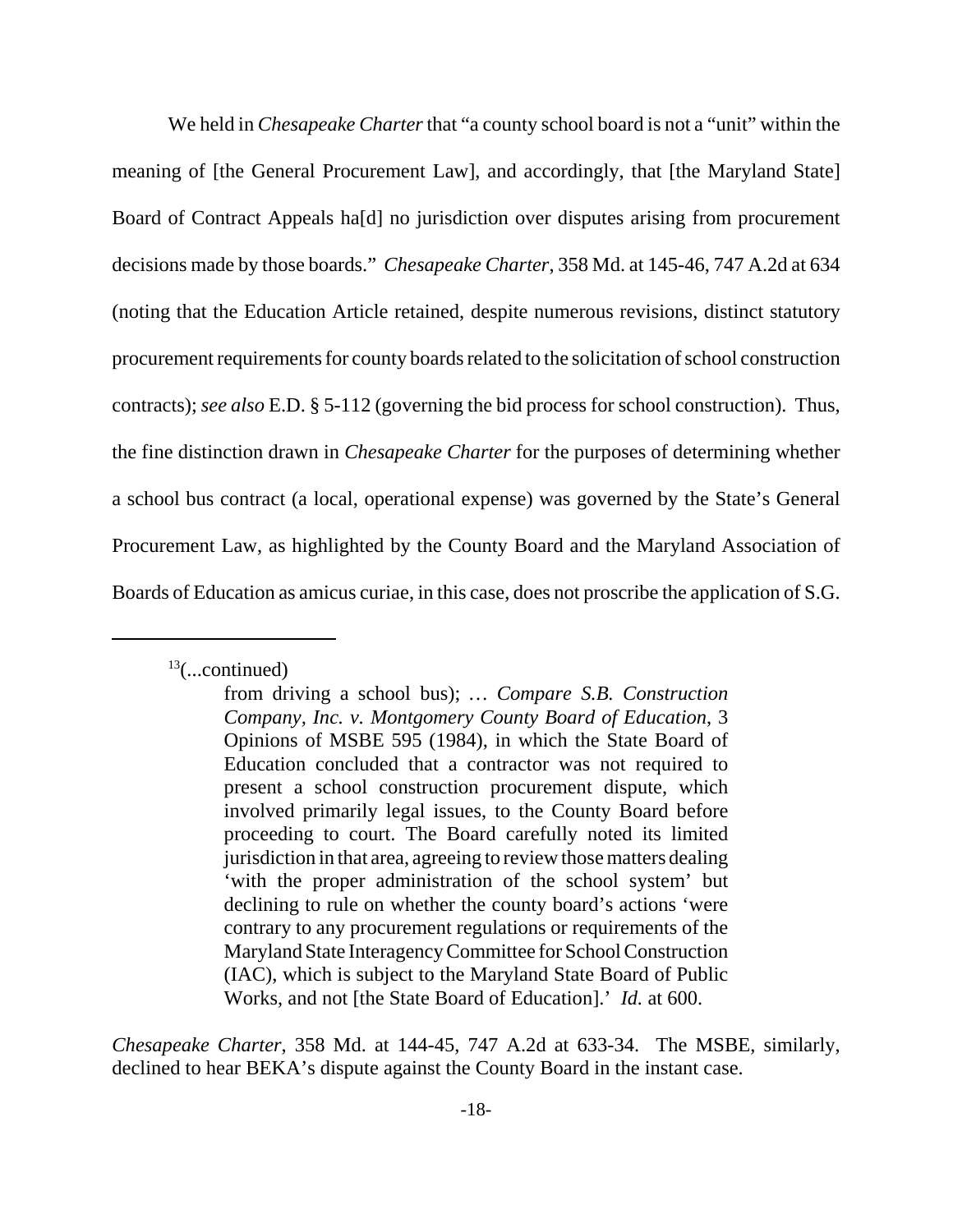We held in *Chesapeake Charter* that "a county school board is not a "unit" within the meaning of [the General Procurement Law], and accordingly, that [the Maryland State] Board of Contract Appeals ha[d] no jurisdiction over disputes arising from procurement decisions made by those boards." *Chesapeake Charter*, 358 Md. at 145-46, 747 A.2d at 634 (noting that the Education Article retained, despite numerous revisions, distinct statutory procurement requirements for county boards related to the solicitation of school construction contracts); *see also* E.D. § 5-112 (governing the bid process for school construction). Thus, the fine distinction drawn in *Chesapeake Charter* for the purposes of determining whether a school bus contract (a local, operational expense) was governed by the State's General Procurement Law, as highlighted by the County Board and the Maryland Association of Boards of Education as amicus curiae, in this case, does not proscribe the application of S.G.

---

[13](...continued)

> from driving a school bus); … *Compare S.B. Construction Company, Inc. v. Montgomery County Board of Education*, 3 Opinions of MSBE 595 (1984), in which the State Board of Education concluded that a contractor was not required to present a school construction procurement dispute, which involved primarily legal issues, to the County Board before proceeding to court. The Board carefully noted its limited jurisdiction in that area, agreeing to review those matters dealing 'with the proper administration of the school system' but declining to rule on whether the county board's actions 'were contrary to any procurement regulations or requirements of the Maryland State Interagency Committee for School Construction (IAC), which is subject to the Maryland State Board of Public Works, and not [the State Board of Education].' *Id.* at 600.

*Chesapeake Charter*, 358 Md. at 144-45, 747 A.2d at 633-34. The MSBE, similarly, declined to hear BEKA's dispute against the County Board in the instant case.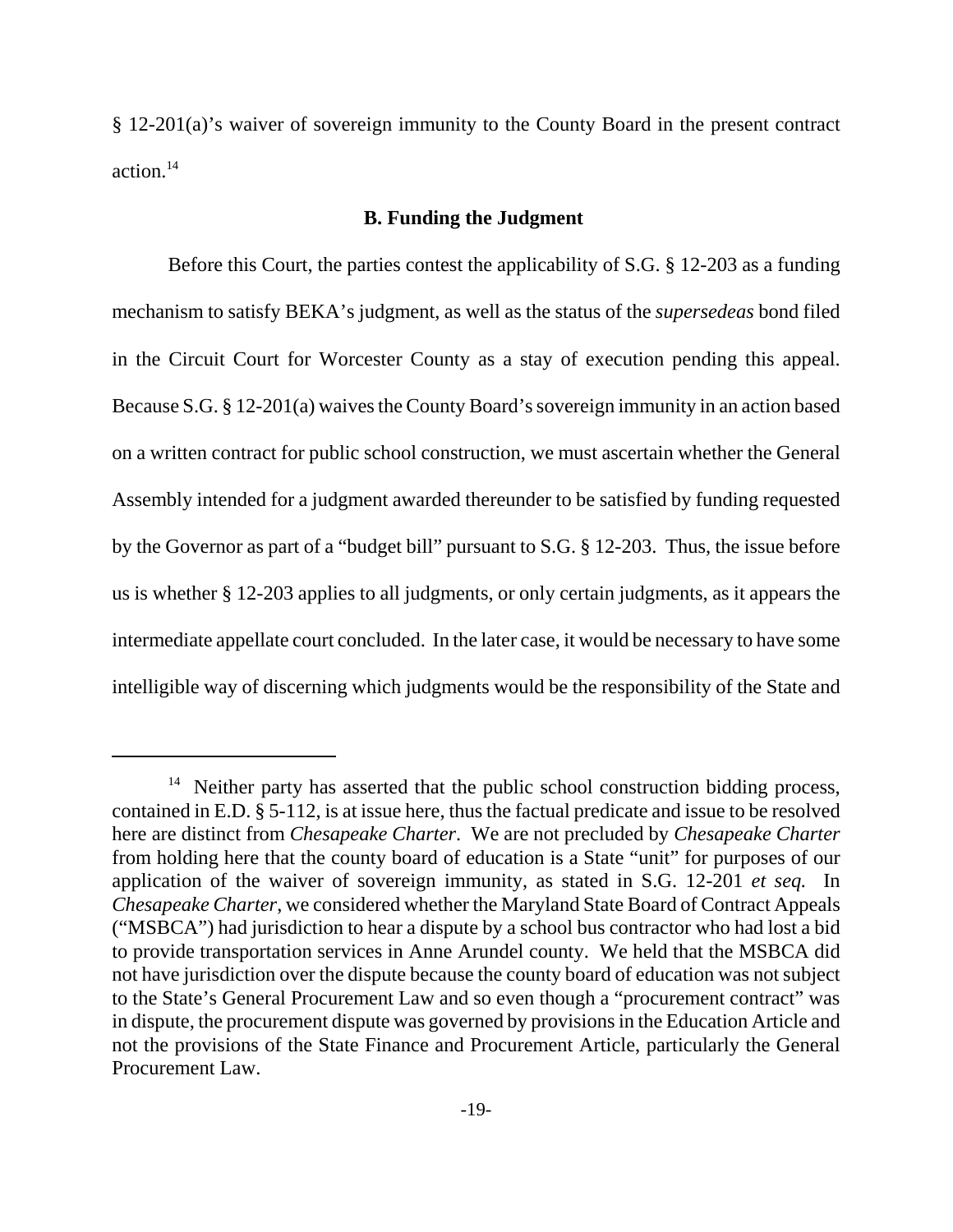§ 12-201(a)'s waiver of sovereign immunity to the County Board in the present contract action.[14]

**B. Funding the Judgment**

Before this Court, the parties contest the applicability of S.G. § 12-203 as a funding mechanism to satisfy BEKA's judgment, as well as the status of the *supersedeas* bond filed in the Circuit Court for Worcester County as a stay of execution pending this appeal. Because S.G. § 12-201(a) waives the County Board's sovereign immunity in an action based on a written contract for public school construction, we must ascertain whether the General Assembly intended for a judgment awarded thereunder to be satisfied by funding requested by the Governor as part of a "budget bill" pursuant to S.G. § 12-203. Thus, the issue before us is whether § 12-203 applies to all judgments, or only certain judgments, as it appears the intermediate appellate court concluded. In the later case, it would be necessary to have some intelligible way of discerning which judgments would be the responsibility of the State and

---

[14] Neither party has asserted that the public school construction bidding process, contained in E.D. § 5-112, is at issue here, thus the factual predicate and issue to be resolved here are distinct from *Chesapeake Charter*. We are not precluded by *Chesapeake Charter* from holding here that the county board of education is a State "unit" for purposes of our application of the waiver of sovereign immunity, as stated in S.G. 12-201 *et seq.* In *Chesapeake Charter*, we considered whether the Maryland State Board of Contract Appeals ("MSBCA") had jurisdiction to hear a dispute by a school bus contractor who had lost a bid to provide transportation services in Anne Arundel county. We held that the MSBCA did not have jurisdiction over the dispute because the county board of education was not subject to the State's General Procurement Law and so even though a "procurement contract" was in dispute, the procurement dispute was governed by provisions in the Education Article and not the provisions of the State Finance and Procurement Article, particularly the General Procurement Law.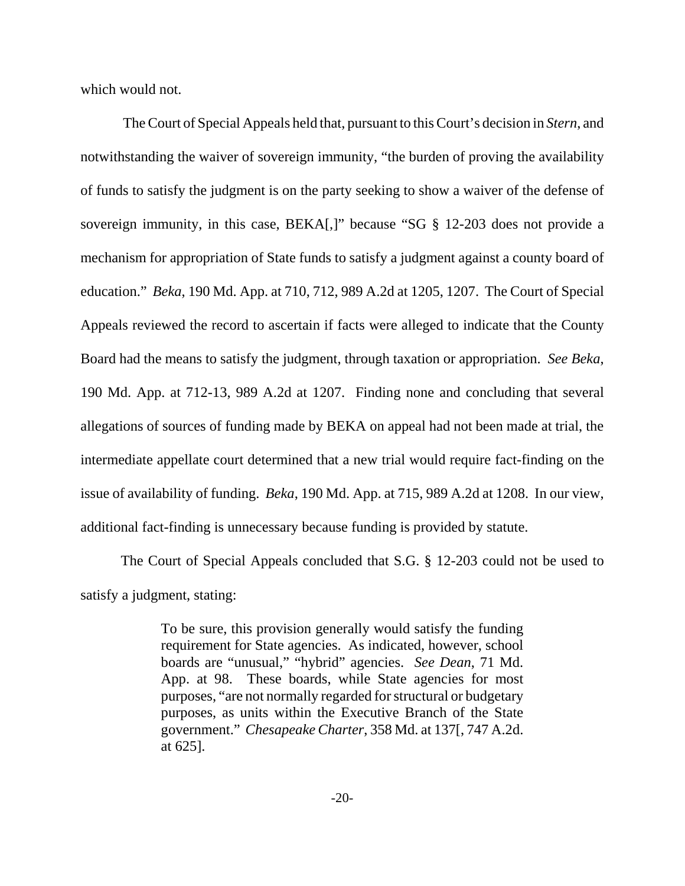which would not.

The Court of Special Appeals held that, pursuant to this Court's decision in *Stern*, and notwithstanding the waiver of sovereign immunity, "the burden of proving the availability of funds to satisfy the judgment is on the party seeking to show a waiver of the defense of sovereign immunity, in this case, BEKA[,]" because "SG § 12-203 does not provide a mechanism for appropriation of State funds to satisfy a judgment against a county board of education." *Beka*, 190 Md. App. at 710, 712, 989 A.2d at 1205, 1207. The Court of Special Appeals reviewed the record to ascertain if facts were alleged to indicate that the County Board had the means to satisfy the judgment, through taxation or appropriation. *See Beka*, 190 Md. App. at 712-13, 989 A.2d at 1207. Finding none and concluding that several allegations of sources of funding made by BEKA on appeal had not been made at trial, the intermediate appellate court determined that a new trial would require fact-finding on the issue of availability of funding. *Beka*, 190 Md. App. at 715, 989 A.2d at 1208. In our view, additional fact-finding is unnecessary because funding is provided by statute.

The Court of Special Appeals concluded that S.G. § 12-203 could not be used to satisfy a judgment, stating:

> To be sure, this provision generally would satisfy the funding requirement for State agencies. As indicated, however, school boards are "unusual," "hybrid" agencies. *See Dean*, 71 Md. App. at 98. These boards, while State agencies for most purposes, "are not normally regarded for structural or budgetary purposes, as units within the Executive Branch of the State government." *Chesapeake Charter*, 358 Md. at 137[, 747 A.2d. at 625].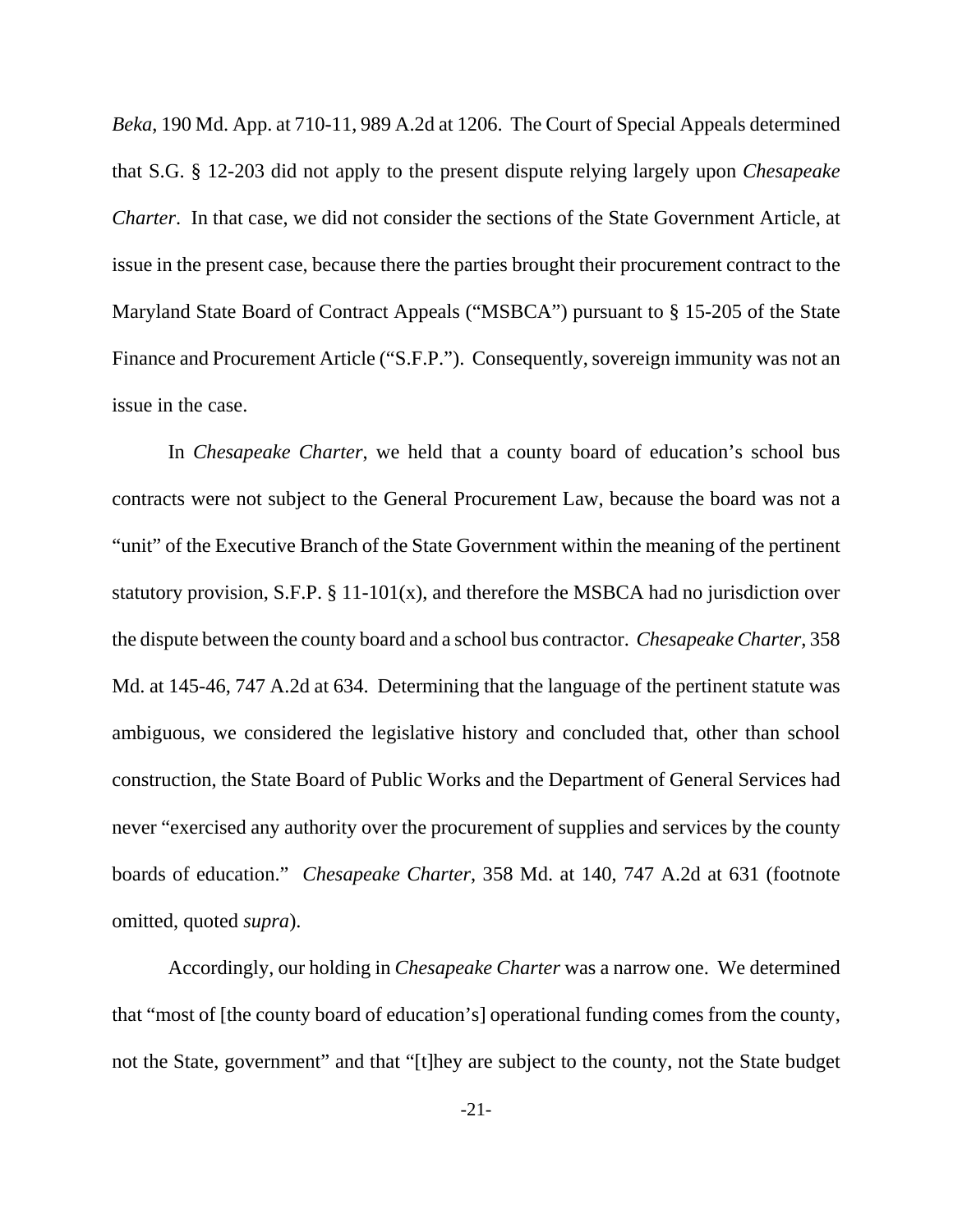*Beka*, 190 Md. App. at 710-11, 989 A.2d at 1206. The Court of Special Appeals determined that S.G. § 12-203 did not apply to the present dispute relying largely upon *Chesapeake Charter*. In that case, we did not consider the sections of the State Government Article, at issue in the present case, because there the parties brought their procurement contract to the Maryland State Board of Contract Appeals ("MSBCA") pursuant to § 15-205 of the State Finance and Procurement Article ("S.F.P."). Consequently, sovereign immunity was not an issue in the case.

In *Chesapeake Charter*, we held that a county board of education's school bus contracts were not subject to the General Procurement Law, because the board was not a "unit" of the Executive Branch of the State Government within the meaning of the pertinent statutory provision, S.F.P. § 11-101(x), and therefore the MSBCA had no jurisdiction over the dispute between the county board and a school bus contractor. *Chesapeake Charter*, 358 Md. at 145-46, 747 A.2d at 634. Determining that the language of the pertinent statute was ambiguous, we considered the legislative history and concluded that, other than school construction, the State Board of Public Works and the Department of General Services had never "exercised any authority over the procurement of supplies and services by the county boards of education." *Chesapeake Charter*, 358 Md. at 140, 747 A.2d at 631 (footnote omitted, quoted *supra*).

Accordingly, our holding in *Chesapeake Charter* was a narrow one. We determined that "most of [the county board of education's] operational funding comes from the county, not the State, government" and that "[t]hey are subject to the county, not the State budget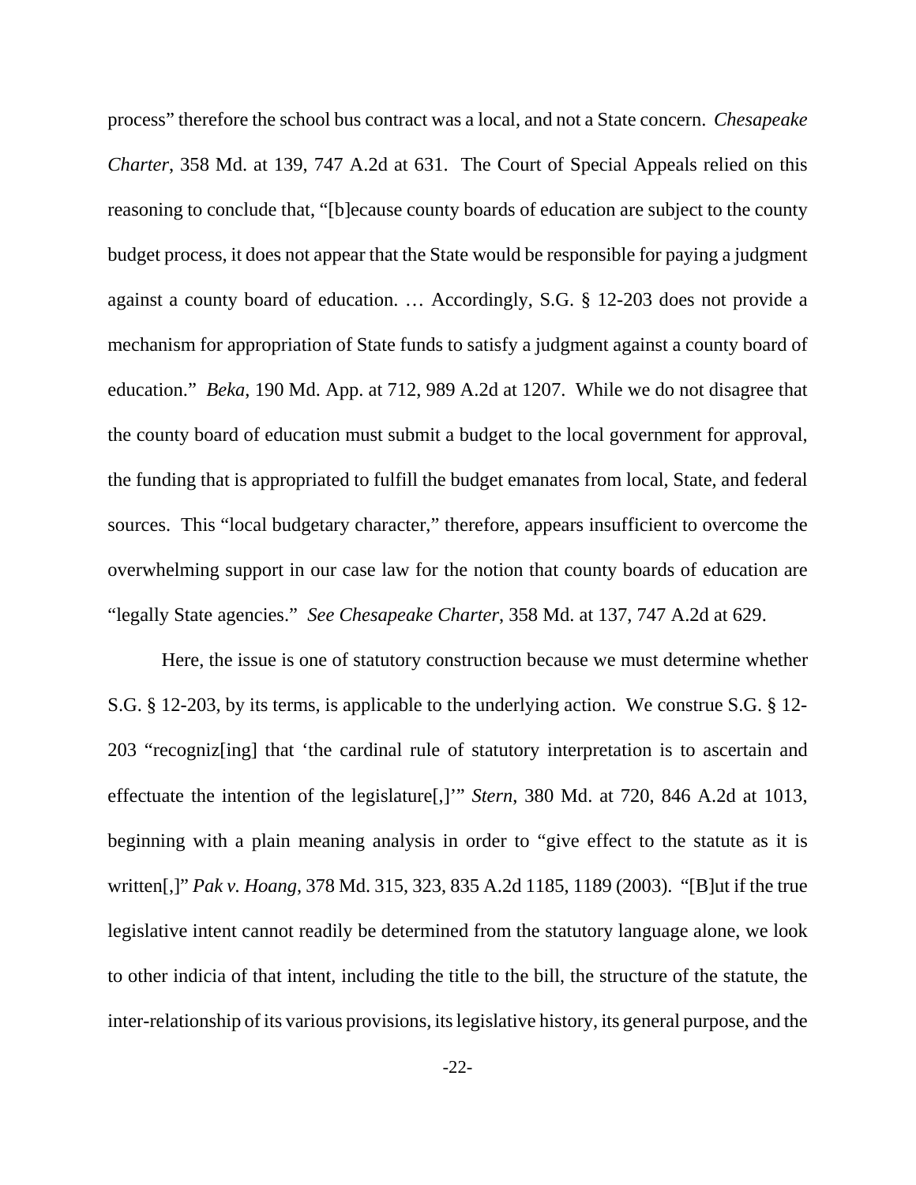process" therefore the school bus contract was a local, and not a State concern. *Chesapeake Charter*, 358 Md. at 139, 747 A.2d at 631. The Court of Special Appeals relied on this reasoning to conclude that, "[b]ecause county boards of education are subject to the county budget process, it does not appear that the State would be responsible for paying a judgment against a county board of education. … Accordingly, S.G. § 12-203 does not provide a mechanism for appropriation of State funds to satisfy a judgment against a county board of education." *Beka*, 190 Md. App. at 712, 989 A.2d at 1207. While we do not disagree that the county board of education must submit a budget to the local government for approval, the funding that is appropriated to fulfill the budget emanates from local, State, and federal sources. This "local budgetary character," therefore, appears insufficient to overcome the overwhelming support in our case law for the notion that county boards of education are "legally State agencies." *See Chesapeake Charter*, 358 Md. at 137, 747 A.2d at 629.

Here, the issue is one of statutory construction because we must determine whether S.G. § 12-203, by its terms, is applicable to the underlying action. We construe S.G. § 12-203 "recogniz[ing] that 'the cardinal rule of statutory interpretation is to ascertain and effectuate the intention of the legislature[,]'" *Stern*, 380 Md. at 720, 846 A.2d at 1013, beginning with a plain meaning analysis in order to "give effect to the statute as it is written[,]" *Pak v. Hoang*, 378 Md. 315, 323, 835 A.2d 1185, 1189 (2003). "[B]ut if the true legislative intent cannot readily be determined from the statutory language alone, we look to other indicia of that intent, including the title to the bill, the structure of the statute, the inter-relationship of its various provisions, its legislative history, its general purpose, and the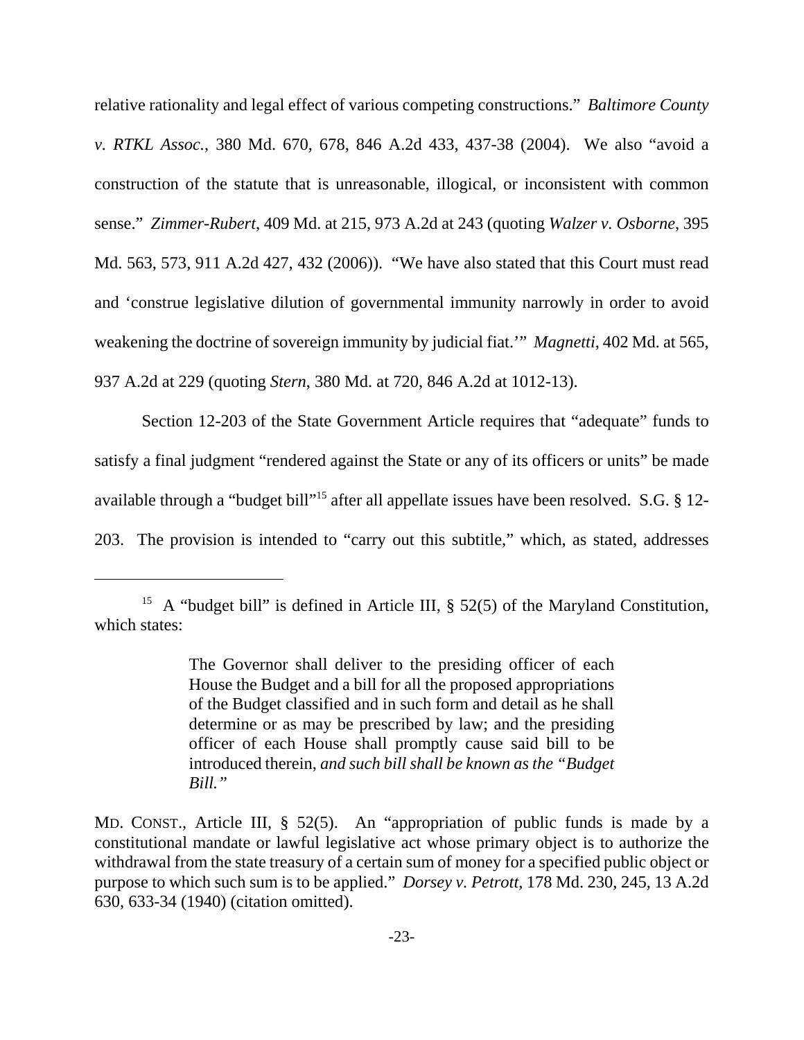relative rationality and legal effect of various competing constructions." *Baltimore County v. RTKL Assoc.*, 380 Md. 670, 678, 846 A.2d 433, 437-38 (2004). We also "avoid a construction of the statute that is unreasonable, illogical, or inconsistent with common sense." *Zimmer-Rubert*, 409 Md. at 215, 973 A.2d at 243 (quoting *Walzer v. Osborne*, 395 Md. 563, 573, 911 A.2d 427, 432 (2006)). "We have also stated that this Court must read and 'construe legislative dilution of governmental immunity narrowly in order to avoid weakening the doctrine of sovereign immunity by judicial fiat.'" *Magnetti*, 402 Md. at 565, 937 A.2d at 229 (quoting *Stern*, 380 Md. at 720, 846 A.2d at 1012-13).

Section 12-203 of the State Government Article requires that "adequate" funds to satisfy a final judgment "rendered against the State or any of its officers or units" be made available through a "budget bill"[15] after all appellate issues have been resolved. S.G. § 12-203. The provision is intended to "carry out this subtitle," which, as stated, addresses

---

[15] A "budget bill" is defined in Article III, § 52(5) of the Maryland Constitution, which states:

> The Governor shall deliver to the presiding officer of each House the Budget and a bill for all the proposed appropriations of the Budget classified and in such form and detail as he shall determine or as may be prescribed by law; and the presiding officer of each House shall promptly cause said bill to be introduced therein, *and such bill shall be known as the "Budget Bill."*

MD. CONST., Article III, § 52(5). An "appropriation of public funds is made by a constitutional mandate or lawful legislative act whose primary object is to authorize the withdrawal from the state treasury of a certain sum of money for a specified public object or purpose to which such sum is to be applied." *Dorsey v. Petrott*, 178 Md. 230, 245, 13 A.2d 630, 633-34 (1940) (citation omitted).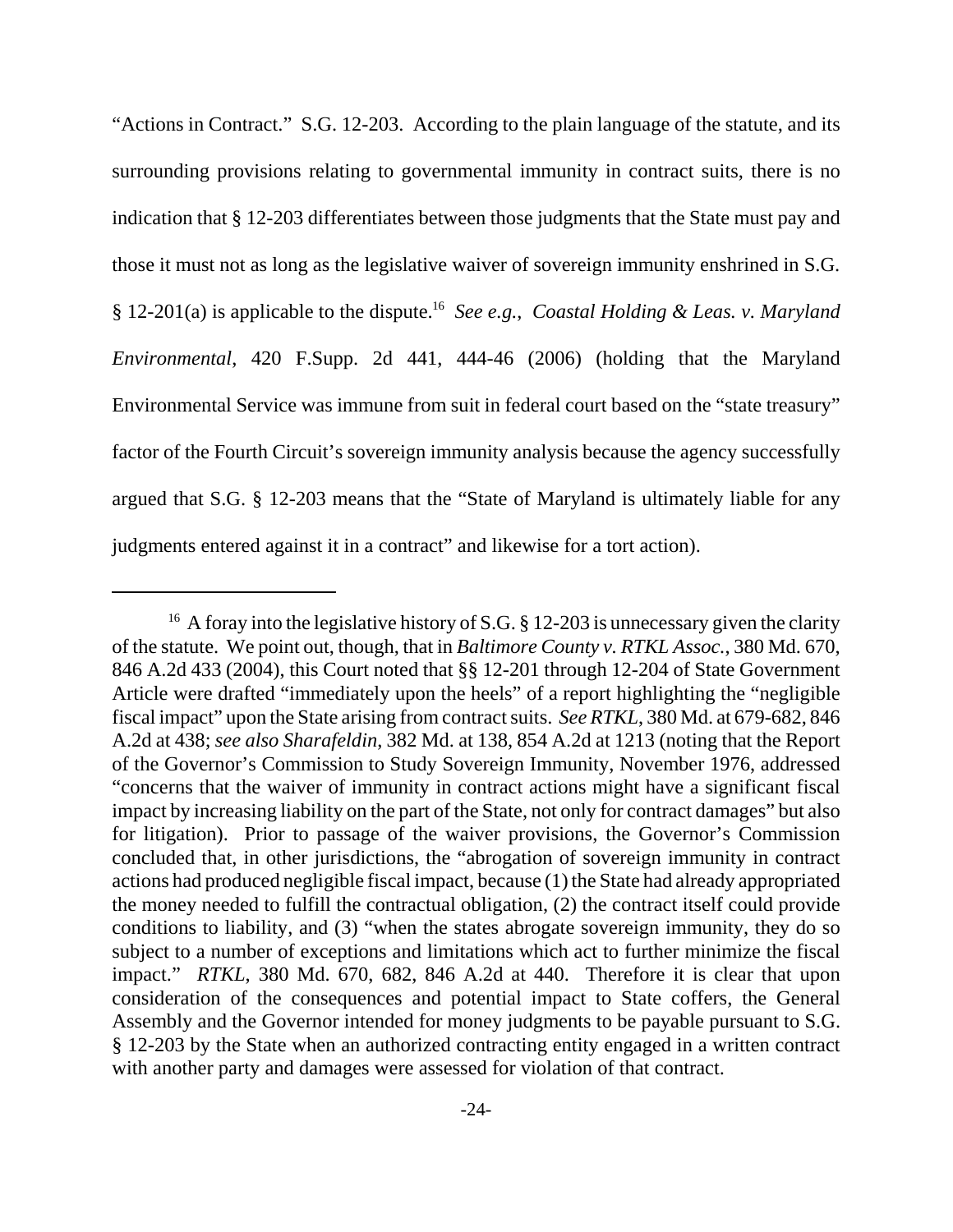"Actions in Contract." S.G. 12-203. According to the plain language of the statute, and its surrounding provisions relating to governmental immunity in contract suits, there is no indication that § 12-203 differentiates between those judgments that the State must pay and those it must not as long as the legislative waiver of sovereign immunity enshrined in S.G. § 12-201(a) is applicable to the dispute.[16] *See e.g.*, *Coastal Holding & Leas. v. Maryland Environmental*, 420 F.Supp. 2d 441, 444-46 (2006) (holding that the Maryland Environmental Service was immune from suit in federal court based on the "state treasury" factor of the Fourth Circuit's sovereign immunity analysis because the agency successfully argued that S.G. § 12-203 means that the "State of Maryland is ultimately liable for any judgments entered against it in a contract" and likewise for a tort action).

---

[16] A foray into the legislative history of S.G. § 12-203 is unnecessary given the clarity of the statute. We point out, though, that in *Baltimore County v. RTKL Assoc.*, 380 Md. 670, 846 A.2d 433 (2004), this Court noted that §§ 12-201 through 12-204 of State Government Article were drafted "immediately upon the heels" of a report highlighting the "negligible fiscal impact" upon the State arising from contract suits. *See RTKL*, 380 Md. at 679-682, 846 A.2d at 438; *see also Sharafeldin*, 382 Md. at 138, 854 A.2d at 1213 (noting that the Report of the Governor's Commission to Study Sovereign Immunity, November 1976, addressed "concerns that the waiver of immunity in contract actions might have a significant fiscal impact by increasing liability on the part of the State, not only for contract damages" but also for litigation). Prior to passage of the waiver provisions, the Governor's Commission concluded that, in other jurisdictions, the "abrogation of sovereign immunity in contract actions had produced negligible fiscal impact, because (1) the State had already appropriated the money needed to fulfill the contractual obligation, (2) the contract itself could provide conditions to liability, and (3) "when the states abrogate sovereign immunity, they do so subject to a number of exceptions and limitations which act to further minimize the fiscal impact." *RTKL*, 380 Md. 670, 682, 846 A.2d at 440. Therefore it is clear that upon consideration of the consequences and potential impact to State coffers, the General Assembly and the Governor intended for money judgments to be payable pursuant to S.G. § 12-203 by the State when an authorized contracting entity engaged in a written contract with another party and damages were assessed for violation of that contract.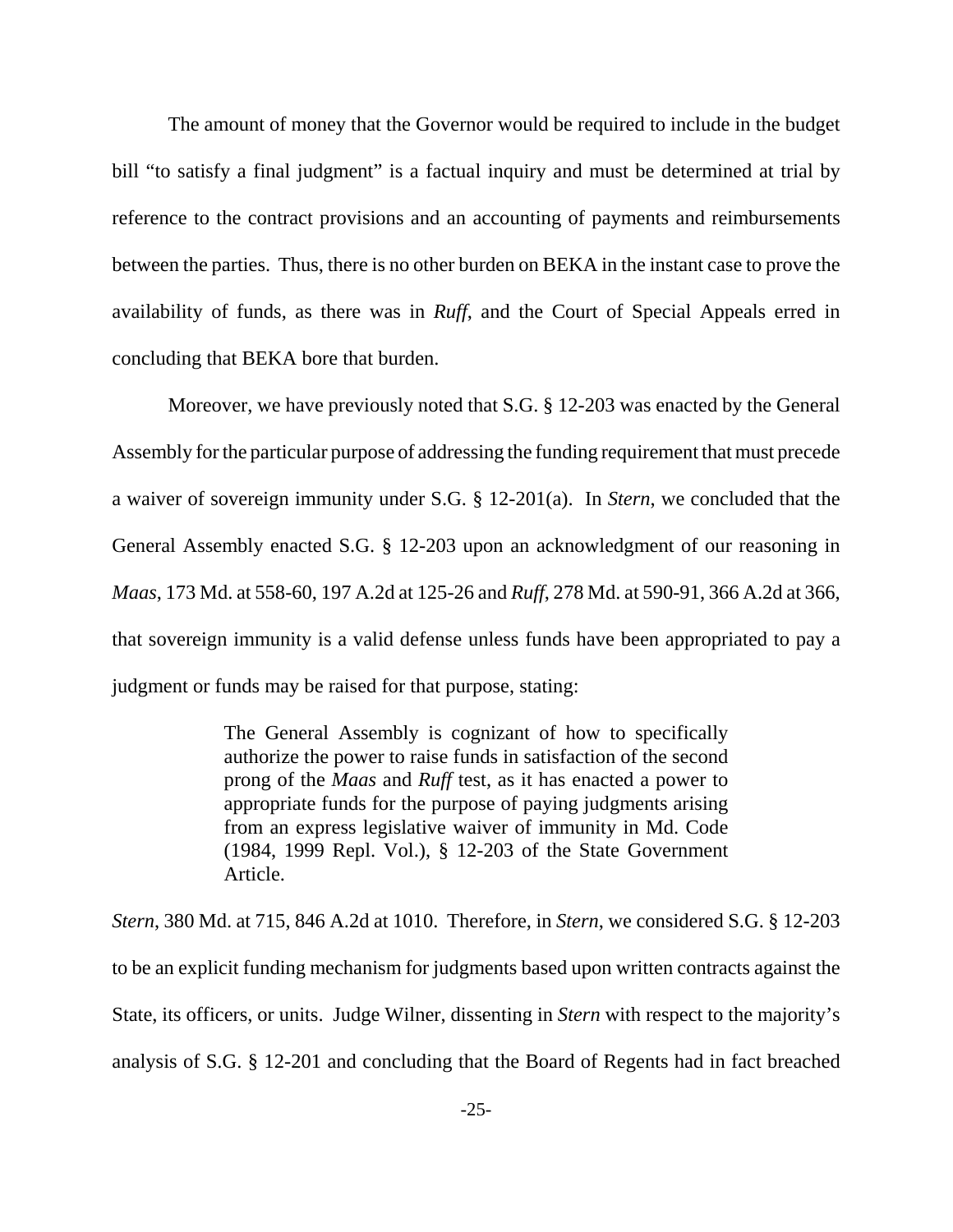The amount of money that the Governor would be required to include in the budget bill "to satisfy a final judgment" is a factual inquiry and must be determined at trial by reference to the contract provisions and an accounting of payments and reimbursements between the parties. Thus, there is no other burden on BEKA in the instant case to prove the availability of funds, as there was in *Ruff*, and the Court of Special Appeals erred in concluding that BEKA bore that burden.

Moreover, we have previously noted that S.G. § 12-203 was enacted by the General Assembly for the particular purpose of addressing the funding requirement that must precede a waiver of sovereign immunity under S.G. § 12-201(a). In *Stern*, we concluded that the General Assembly enacted S.G. § 12-203 upon an acknowledgment of our reasoning in *Maas*, 173 Md. at 558-60, 197 A.2d at 125-26 and *Ruff*, 278 Md. at 590-91, 366 A.2d at 366, that sovereign immunity is a valid defense unless funds have been appropriated to pay a judgment or funds may be raised for that purpose, stating:

> The General Assembly is cognizant of how to specifically authorize the power to raise funds in satisfaction of the second prong of the *Maas* and *Ruff* test, as it has enacted a power to appropriate funds for the purpose of paying judgments arising from an express legislative waiver of immunity in Md. Code (1984, 1999 Repl. Vol.), § 12-203 of the State Government Article.

*Stern*, 380 Md. at 715, 846 A.2d at 1010. Therefore, in *Stern*, we considered S.G. § 12-203 to be an explicit funding mechanism for judgments based upon written contracts against the State, its officers, or units. Judge Wilner, dissenting in *Stern* with respect to the majority's analysis of S.G. § 12-201 and concluding that the Board of Regents had in fact breached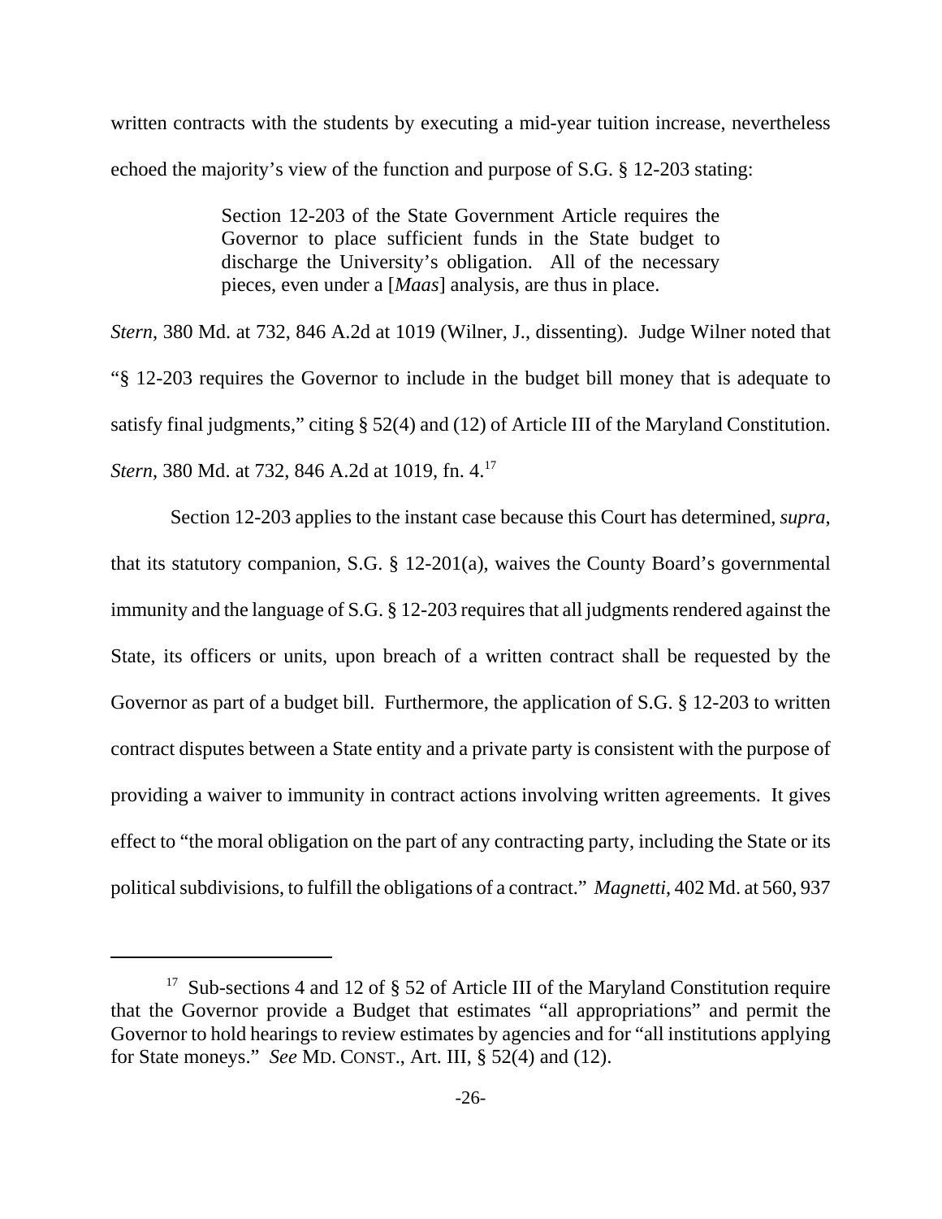written contracts with the students by executing a mid-year tuition increase, nevertheless echoed the majority's view of the function and purpose of S.G. § 12-203 stating:

> Section 12-203 of the State Government Article requires the Governor to place sufficient funds in the State budget to discharge the University's obligation. All of the necessary pieces, even under a [*Maas*] analysis, are thus in place.

*Stern*, 380 Md. at 732, 846 A.2d at 1019 (Wilner, J., dissenting). Judge Wilner noted that "§ 12-203 requires the Governor to include in the budget bill money that is adequate to satisfy final judgments," citing § 52(4) and (12) of Article III of the Maryland Constitution. *Stern*, 380 Md. at 732, 846 A.2d at 1019, fn. 4.[17]

Section 12-203 applies to the instant case because this Court has determined, *supra*, that its statutory companion, S.G. § 12-201(a), waives the County Board's governmental immunity and the language of S.G. § 12-203 requires that all judgments rendered against the State, its officers or units, upon breach of a written contract shall be requested by the Governor as part of a budget bill. Furthermore, the application of S.G. § 12-203 to written contract disputes between a State entity and a private party is consistent with the purpose of providing a waiver to immunity in contract actions involving written agreements. It gives effect to "the moral obligation on the part of any contracting party, including the State or its political subdivisions, to fulfill the obligations of a contract." *Magnetti*, 402 Md. at 560, 937

---

[17] Sub-sections 4 and 12 of § 52 of Article III of the Maryland Constitution require that the Governor provide a Budget that estimates "all appropriations" and permit the Governor to hold hearings to review estimates by agencies and for "all institutions applying for State moneys." *See* MD. CONST., Art. III, § 52(4) and (12).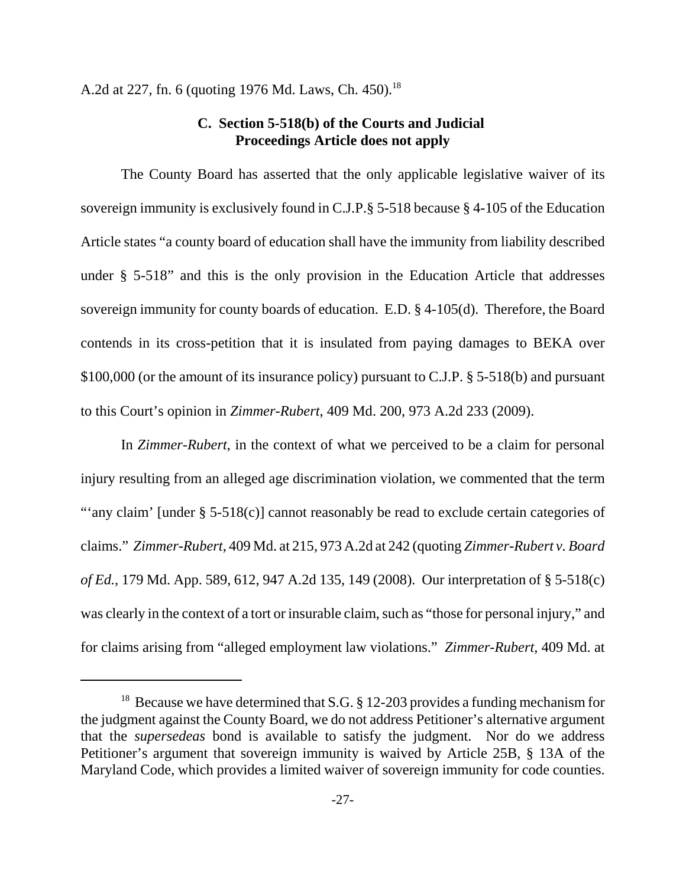A.2d at 227, fn. 6 (quoting 1976 Md. Laws, Ch. 450).[18]

### C. Section 5-518(b) of the Courts and Judicial Proceedings Article does not apply

The County Board has asserted that the only applicable legislative waiver of its sovereign immunity is exclusively found in C.J.P.§ 5-518 because § 4-105 of the Education Article states "a county board of education shall have the immunity from liability described under § 5-518" and this is the only provision in the Education Article that addresses sovereign immunity for county boards of education. E.D. § 4-105(d). Therefore, the Board contends in its cross-petition that it is insulated from paying damages to BEKA over $100,000 (or the amount of its insurance policy) pursuant to C.J.P. § 5-518(b) and pursuant to this Court's opinion in *Zimmer-Rubert*, 409 Md. 200, 973 A.2d 233 (2009).

In *Zimmer-Rubert*, in the context of what we perceived to be a claim for personal injury resulting from an alleged age discrimination violation, we commented that the term "'any claim' [under § 5-518(c)] cannot reasonably be read to exclude certain categories of claims." *Zimmer-Rubert*, 409 Md. at 215, 973 A.2d at 242 (quoting *Zimmer-Rubert v. Board of Ed.*, 179 Md. App. 589, 612, 947 A.2d 135, 149 (2008). Our interpretation of § 5-518(c) was clearly in the context of a tort or insurable claim, such as "those for personal injury," and for claims arising from "alleged employment law violations." *Zimmer-Rubert*, 409 Md. at

---

[18] Because we have determined that S.G. § 12-203 provides a funding mechanism for the judgment against the County Board, we do not address Petitioner's alternative argument that the *supersedeas* bond is available to satisfy the judgment. Nor do we address Petitioner's argument that sovereign immunity is waived by Article 25B, § 13A of the Maryland Code, which provides a limited waiver of sovereign immunity for code counties.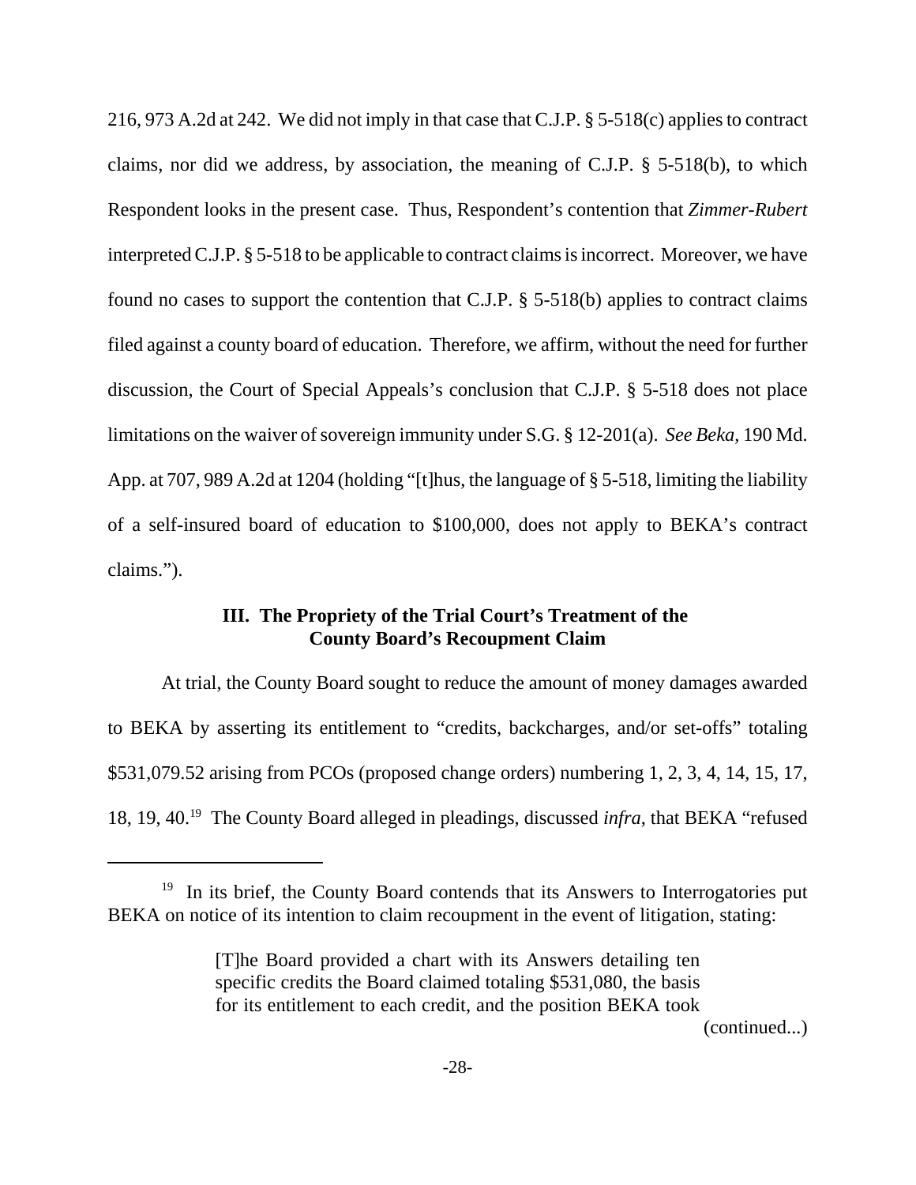216, 973 A.2d at 242. We did not imply in that case that C.J.P. § 5-518(c) applies to contract claims, nor did we address, by association, the meaning of C.J.P. § 5-518(b), to which Respondent looks in the present case. Thus, Respondent's contention that *Zimmer-Rubert* interpreted C.J.P. § 5-518 to be applicable to contract claims is incorrect. Moreover, we have found no cases to support the contention that C.J.P. § 5-518(b) applies to contract claims filed against a county board of education. Therefore, we affirm, without the need for further discussion, the Court of Special Appeals's conclusion that C.J.P. § 5-518 does not place limitations on the waiver of sovereign immunity under S.G. § 12-201(a). *See Beka*, 190 Md. App. at 707, 989 A.2d at 1204 (holding "[t]hus, the language of § 5-518, limiting the liability of a self-insured board of education to $100,000, does not apply to BEKA's contract claims.").

## III. The Propriety of the Trial Court's Treatment of the County Board's Recoupment Claim

At trial, the County Board sought to reduce the amount of money damages awarded to BEKA by asserting its entitlement to "credits, backcharges, and/or set-offs" totaling $531,079.52 arising from PCOs (proposed change orders) numbering 1, 2, 3, 4, 14, 15, 17, 18, 19, 40.[19] The County Board alleged in pleadings, discussed *infra*, that BEKA "refused

---

[19] In its brief, the County Board contends that its Answers to Interrogatories put BEKA on notice of its intention to claim recoupment in the event of litigation, stating:

> [T]he Board provided a chart with its Answers detailing ten specific credits the Board claimed totaling $531,080, the basis for its entitlement to each credit, and the position BEKA took

(continued...)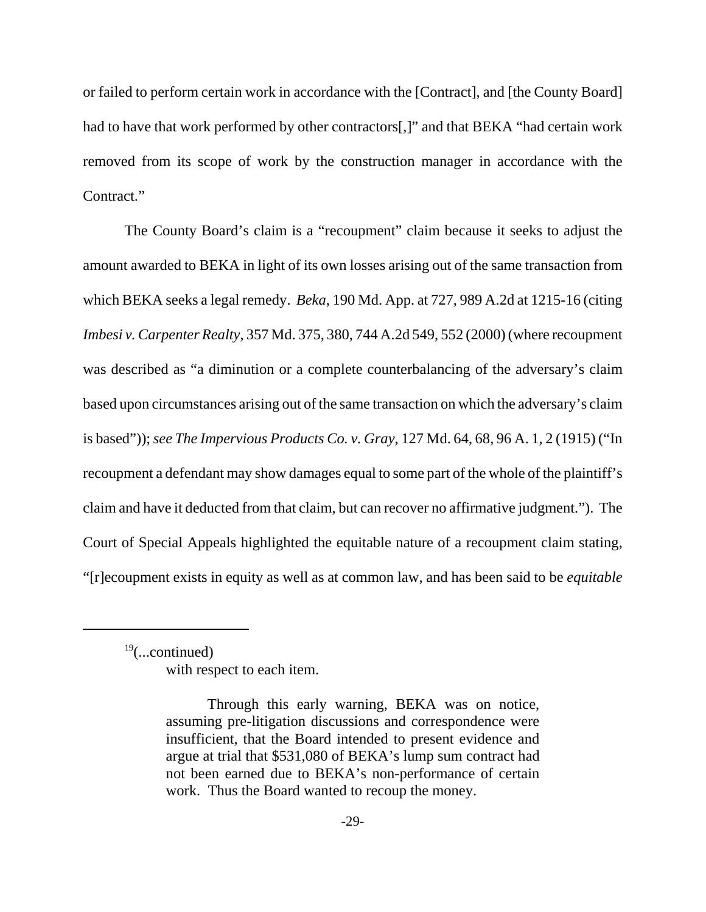or failed to perform certain work in accordance with the [Contract], and [the County Board] had to have that work performed by other contractors[,]" and that BEKA "had certain work removed from its scope of work by the construction manager in accordance with the Contract."

The County Board's claim is a "recoupment" claim because it seeks to adjust the amount awarded to BEKA in light of its own losses arising out of the same transaction from which BEKA seeks a legal remedy. *Beka*, 190 Md. App. at 727, 989 A.2d at 1215-16 (citing *Imbesi v. Carpenter Realty*, 357 Md. 375, 380, 744 A.2d 549, 552 (2000) (where recoupment was described as "a diminution or a complete counterbalancing of the adversary's claim based upon circumstances arising out of the same transaction on which the adversary's claim is based")); *see The Impervious Products Co. v. Gray*, 127 Md. 64, 68, 96 A. 1, 2 (1915) ("In recoupment a defendant may show damages equal to some part of the whole of the plaintiff's claim and have it deducted from that claim, but can recover no affirmative judgment."). The Court of Special Appeals highlighted the equitable nature of a recoupment claim stating, "[r]ecoupment exists in equity as well as at common law, and has been said to be *equitable*

---

[19](...continued)

> with respect to each item.
>
> Through this early warning, BEKA was on notice, assuming pre-litigation discussions and correspondence were insufficient, that the Board intended to present evidence and argue at trial that $531,080 of BEKA's lump sum contract had not been earned due to BEKA's non-performance of certain work. Thus the Board wanted to recoup the money.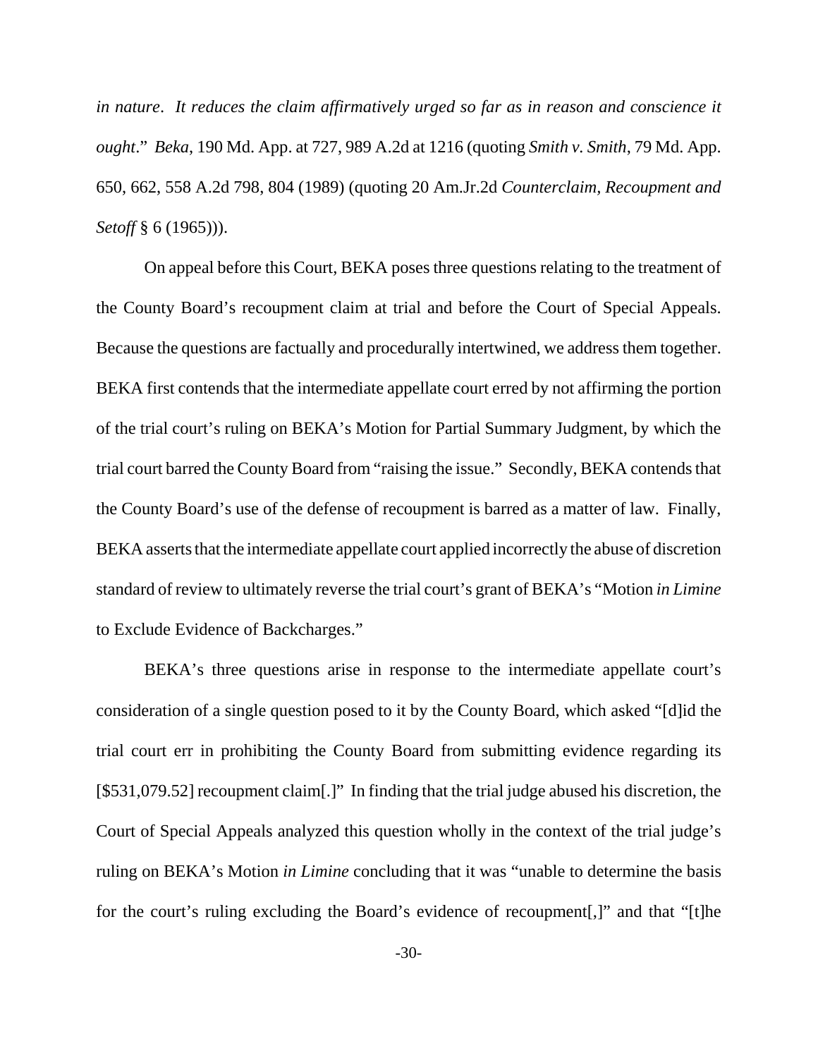*in nature*. *It reduces the claim affirmatively urged so far as in reason and conscience it ought*." *Beka*, 190 Md. App. at 727, 989 A.2d at 1216 (quoting *Smith v. Smith*, 79 Md. App. 650, 662, 558 A.2d 798, 804 (1989) (quoting 20 Am.Jr.2d *Counterclaim, Recoupment and Setoff* § 6 (1965))).

On appeal before this Court, BEKA poses three questions relating to the treatment of the County Board's recoupment claim at trial and before the Court of Special Appeals. Because the questions are factually and procedurally intertwined, we address them together. BEKA first contends that the intermediate appellate court erred by not affirming the portion of the trial court's ruling on BEKA's Motion for Partial Summary Judgment, by which the trial court barred the County Board from "raising the issue." Secondly, BEKA contends that the County Board's use of the defense of recoupment is barred as a matter of law. Finally, BEKA asserts that the intermediate appellate court applied incorrectly the abuse of discretion standard of review to ultimately reverse the trial court's grant of BEKA's "Motion *in Limine* to Exclude Evidence of Backcharges."

BEKA's three questions arise in response to the intermediate appellate court's consideration of a single question posed to it by the County Board, which asked "[d]id the trial court err in prohibiting the County Board from submitting evidence regarding its [$531,079.52] recoupment claim[.]" In finding that the trial judge abused his discretion, the Court of Special Appeals analyzed this question wholly in the context of the trial judge's ruling on BEKA's Motion *in Limine* concluding that it was "unable to determine the basis for the court's ruling excluding the Board's evidence of recoupment[,]" and that "[t]he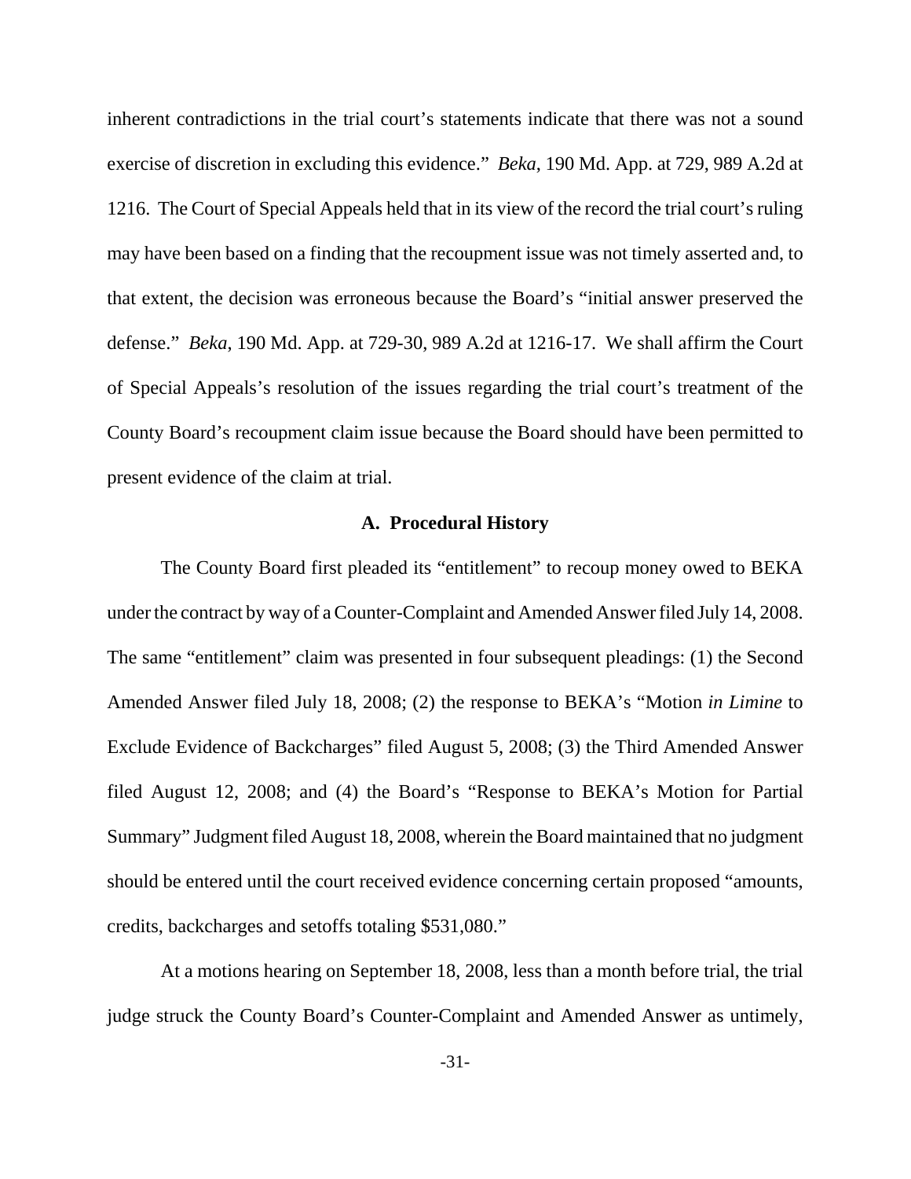inherent contradictions in the trial court's statements indicate that there was not a sound exercise of discretion in excluding this evidence." *Beka*, 190 Md. App. at 729, 989 A.2d at 1216. The Court of Special Appeals held that in its view of the record the trial court's ruling may have been based on a finding that the recoupment issue was not timely asserted and, to that extent, the decision was erroneous because the Board's "initial answer preserved the defense." *Beka*, 190 Md. App. at 729-30, 989 A.2d at 1216-17. We shall affirm the Court of Special Appeals's resolution of the issues regarding the trial court's treatment of the County Board's recoupment claim issue because the Board should have been permitted to present evidence of the claim at trial.

### A. Procedural History

The County Board first pleaded its "entitlement" to recoup money owed to BEKA under the contract by way of a Counter-Complaint and Amended Answer filed July 14, 2008. The same "entitlement" claim was presented in four subsequent pleadings: (1) the Second Amended Answer filed July 18, 2008; (2) the response to BEKA's "Motion *in Limine* to Exclude Evidence of Backcharges" filed August 5, 2008; (3) the Third Amended Answer filed August 12, 2008; and (4) the Board's "Response to BEKA's Motion for Partial Summary" Judgment filed August 18, 2008, wherein the Board maintained that no judgment should be entered until the court received evidence concerning certain proposed "amounts, credits, backcharges and setoffs totaling $531,080."

At a motions hearing on September 18, 2008, less than a month before trial, the trial judge struck the County Board's Counter-Complaint and Amended Answer as untimely,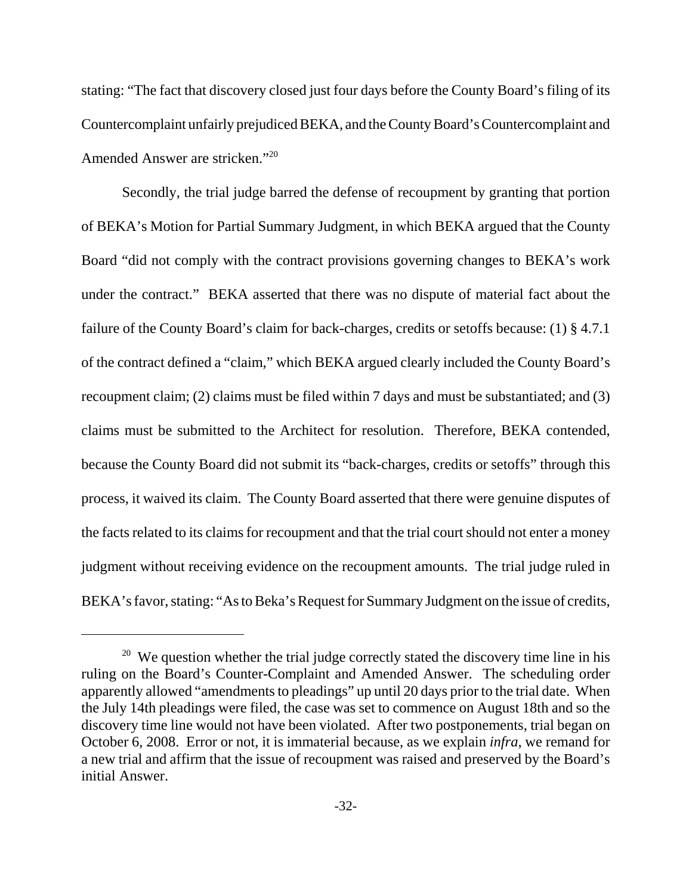stating: "The fact that discovery closed just four days before the County Board's filing of its Countercomplaint unfairly prejudiced BEKA, and the County Board's Countercomplaint and Amended Answer are stricken."[20]

Secondly, the trial judge barred the defense of recoupment by granting that portion of BEKA's Motion for Partial Summary Judgment, in which BEKA argued that the County Board "did not comply with the contract provisions governing changes to BEKA's work under the contract." BEKA asserted that there was no dispute of material fact about the failure of the County Board's claim for back-charges, credits or setoffs because: (1) § 4.7.1 of the contract defined a "claim," which BEKA argued clearly included the County Board's recoupment claim; (2) claims must be filed within 7 days and must be substantiated; and (3) claims must be submitted to the Architect for resolution. Therefore, BEKA contended, because the County Board did not submit its "back-charges, credits or setoffs" through this process, it waived its claim. The County Board asserted that there were genuine disputes of the facts related to its claims for recoupment and that the trial court should not enter a money judgment without receiving evidence on the recoupment amounts. The trial judge ruled in BEKA's favor, stating: "As to Beka's Request for Summary Judgment on the issue of credits,

---

[20] We question whether the trial judge correctly stated the discovery time line in his ruling on the Board's Counter-Complaint and Amended Answer. The scheduling order apparently allowed "amendments to pleadings" up until 20 days prior to the trial date. When the July 14th pleadings were filed, the case was set to commence on August 18th and so the discovery time line would not have been violated. After two postponements, trial began on October 6, 2008. Error or not, it is immaterial because, as we explain *infra*, we remand for a new trial and affirm that the issue of recoupment was raised and preserved by the Board's initial Answer.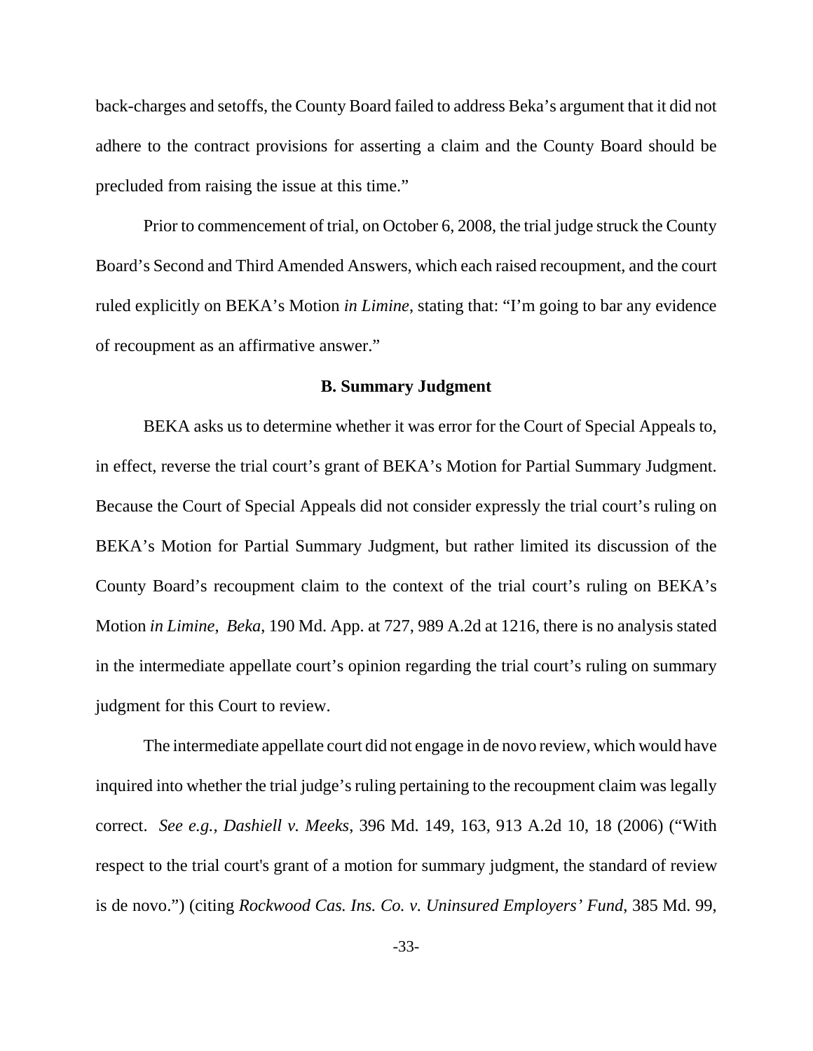back-charges and setoffs, the County Board failed to address Beka's argument that it did not adhere to the contract provisions for asserting a claim and the County Board should be precluded from raising the issue at this time."

Prior to commencement of trial, on October 6, 2008, the trial judge struck the County Board's Second and Third Amended Answers, which each raised recoupment, and the court ruled explicitly on BEKA's Motion *in Limine*, stating that: "I'm going to bar any evidence of recoupment as an affirmative answer."

### B. Summary Judgment

BEKA asks us to determine whether it was error for the Court of Special Appeals to, in effect, reverse the trial court's grant of BEKA's Motion for Partial Summary Judgment. Because the Court of Special Appeals did not consider expressly the trial court's ruling on BEKA's Motion for Partial Summary Judgment, but rather limited its discussion of the County Board's recoupment claim to the context of the trial court's ruling on BEKA's Motion *in Limine*, *Beka*, 190 Md. App. at 727, 989 A.2d at 1216, there is no analysis stated in the intermediate appellate court's opinion regarding the trial court's ruling on summary judgment for this Court to review.

The intermediate appellate court did not engage in de novo review, which would have inquired into whether the trial judge's ruling pertaining to the recoupment claim was legally correct. *See e.g.*, *Dashiell v. Meeks*, 396 Md. 149, 163, 913 A.2d 10, 18 (2006) ("With respect to the trial court's grant of a motion for summary judgment, the standard of review is de novo.") (citing *Rockwood Cas. Ins. Co. v. Uninsured Employers' Fund*, 385 Md. 99,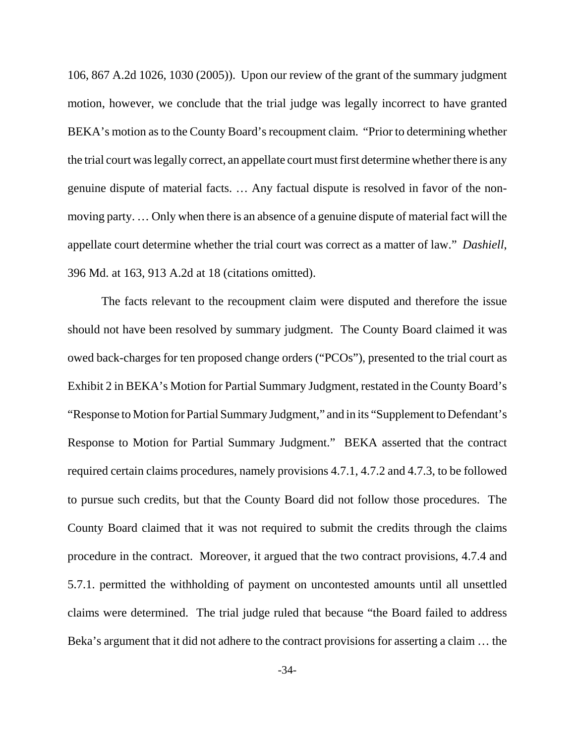106, 867 A.2d 1026, 1030 (2005)). Upon our review of the grant of the summary judgment motion, however, we conclude that the trial judge was legally incorrect to have granted BEKA's motion as to the County Board's recoupment claim. "Prior to determining whether the trial court was legally correct, an appellate court must first determine whether there is any genuine dispute of material facts. … Any factual dispute is resolved in favor of the non-moving party. … Only when there is an absence of a genuine dispute of material fact will the appellate court determine whether the trial court was correct as a matter of law." *Dashiell*, 396 Md. at 163, 913 A.2d at 18 (citations omitted).

The facts relevant to the recoupment claim were disputed and therefore the issue should not have been resolved by summary judgment. The County Board claimed it was owed back-charges for ten proposed change orders ("PCOs"), presented to the trial court as Exhibit 2 in BEKA's Motion for Partial Summary Judgment, restated in the County Board's "Response to Motion for Partial Summary Judgment," and in its "Supplement to Defendant's Response to Motion for Partial Summary Judgment." BEKA asserted that the contract required certain claims procedures, namely provisions 4.7.1, 4.7.2 and 4.7.3, to be followed to pursue such credits, but that the County Board did not follow those procedures. The County Board claimed that it was not required to submit the credits through the claims procedure in the contract. Moreover, it argued that the two contract provisions, 4.7.4 and 5.7.1. permitted the withholding of payment on uncontested amounts until all unsettled claims were determined. The trial judge ruled that because "the Board failed to address Beka's argument that it did not adhere to the contract provisions for asserting a claim … the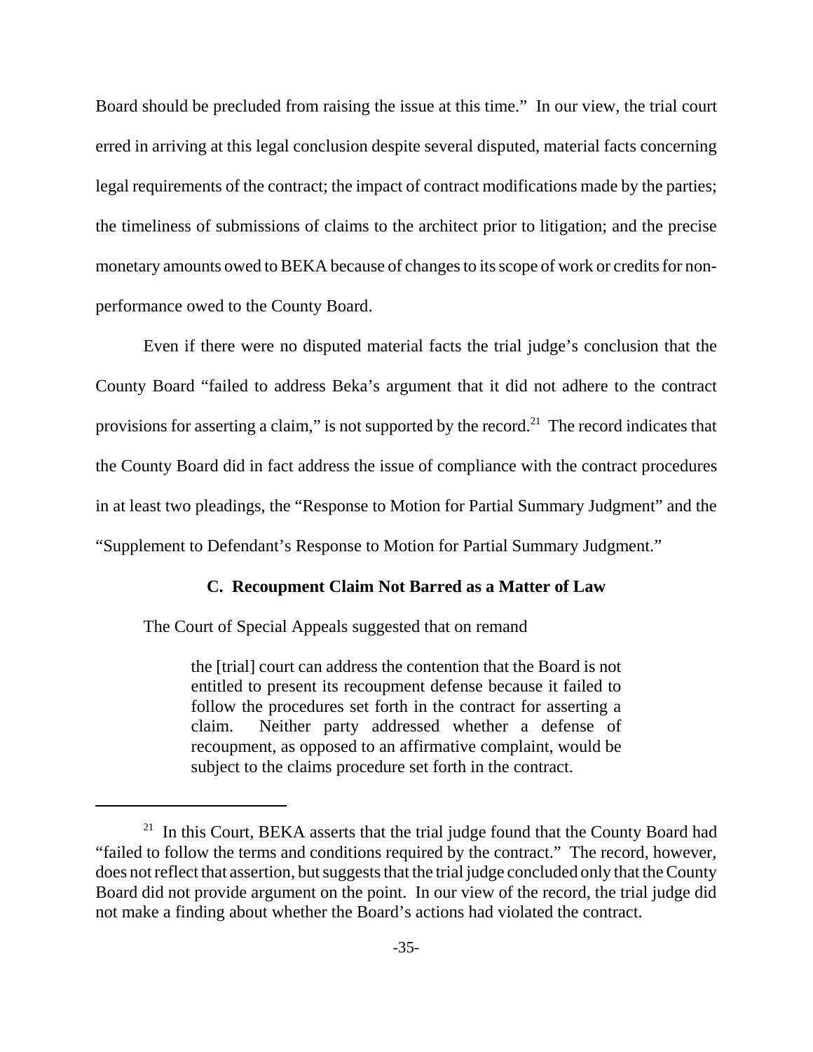Board should be precluded from raising the issue at this time." In our view, the trial court erred in arriving at this legal conclusion despite several disputed, material facts concerning legal requirements of the contract; the impact of contract modifications made by the parties; the timeliness of submissions of claims to the architect prior to litigation; and the precise monetary amounts owed to BEKA because of changes to its scope of work or credits for non-performance owed to the County Board.

Even if there were no disputed material facts the trial judge's conclusion that the County Board "failed to address Beka's argument that it did not adhere to the contract provisions for asserting a claim," is not supported by the record.[21] The record indicates that the County Board did in fact address the issue of compliance with the contract procedures in at least two pleadings, the "Response to Motion for Partial Summary Judgment" and the "Supplement to Defendant's Response to Motion for Partial Summary Judgment."

### C. Recoupment Claim Not Barred as a Matter of Law

The Court of Special Appeals suggested that on remand

> the [trial] court can address the contention that the Board is not entitled to present its recoupment defense because it failed to follow the procedures set forth in the contract for asserting a claim. Neither party addressed whether a defense of recoupment, as opposed to an affirmative complaint, would be subject to the claims procedure set forth in the contract.

---

[21] In this Court, BEKA asserts that the trial judge found that the County Board had "failed to follow the terms and conditions required by the contract." The record, however, does not reflect that assertion, but suggests that the trial judge concluded only that the County Board did not provide argument on the point. In our view of the record, the trial judge did not make a finding about whether the Board's actions had violated the contract.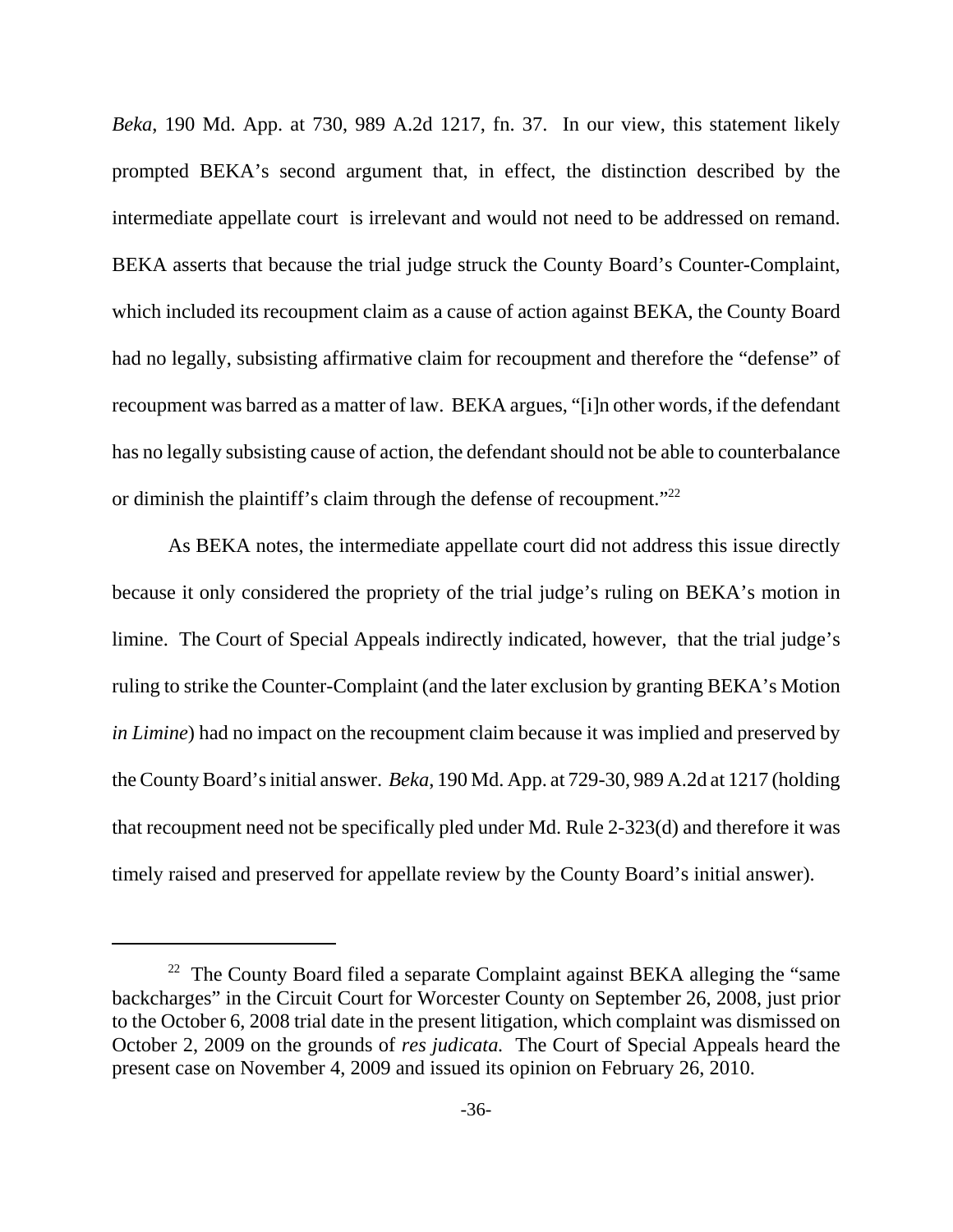*Beka*, 190 Md. App. at 730, 989 A.2d 1217, fn. 37. In our view, this statement likely prompted BEKA's second argument that, in effect, the distinction described by the intermediate appellate court is irrelevant and would not need to be addressed on remand. BEKA asserts that because the trial judge struck the County Board's Counter-Complaint, which included its recoupment claim as a cause of action against BEKA, the County Board had no legally, subsisting affirmative claim for recoupment and therefore the "defense" of recoupment was barred as a matter of law. BEKA argues, "[i]n other words, if the defendant has no legally subsisting cause of action, the defendant should not be able to counterbalance or diminish the plaintiff's claim through the defense of recoupment."[22]

As BEKA notes, the intermediate appellate court did not address this issue directly because it only considered the propriety of the trial judge's ruling on BEKA's motion in limine. The Court of Special Appeals indirectly indicated, however, that the trial judge's ruling to strike the Counter-Complaint (and the later exclusion by granting BEKA's Motion *in Limine*) had no impact on the recoupment claim because it was implied and preserved by the County Board's initial answer. *Beka*, 190 Md. App. at 729-30, 989 A.2d at 1217 (holding that recoupment need not be specifically pled under Md. Rule 2-323(d) and therefore it was timely raised and preserved for appellate review by the County Board's initial answer).

---

[22] The County Board filed a separate Complaint against BEKA alleging the "same backcharges" in the Circuit Court for Worcester County on September 26, 2008, just prior to the October 6, 2008 trial date in the present litigation, which complaint was dismissed on October 2, 2009 on the grounds of *res judicata.* The Court of Special Appeals heard the present case on November 4, 2009 and issued its opinion on February 26, 2010.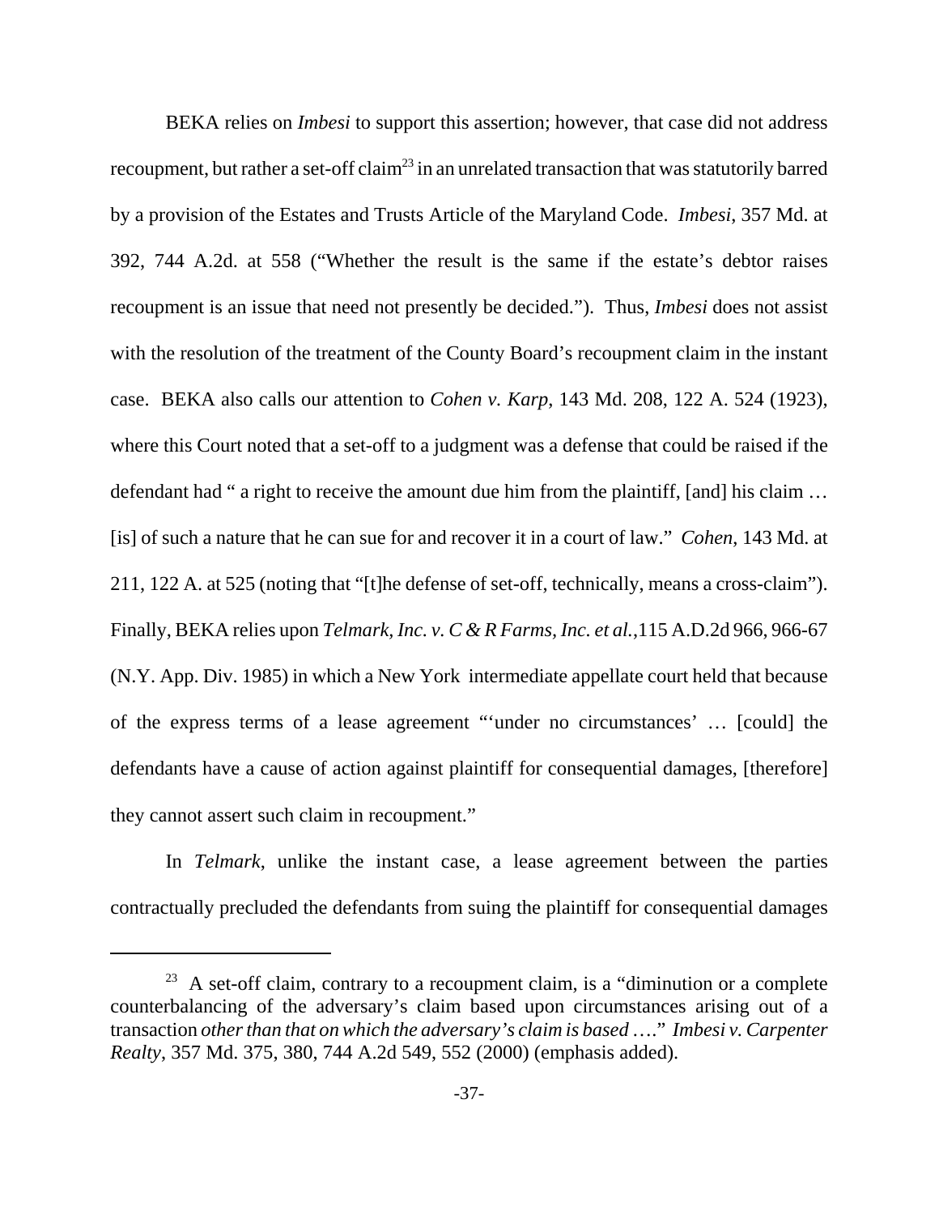BEKA relies on *Imbesi* to support this assertion; however, that case did not address recoupment, but rather a set-off claim[23] in an unrelated transaction that was statutorily barred by a provision of the Estates and Trusts Article of the Maryland Code. *Imbesi*, 357 Md. at 392, 744 A.2d. at 558 ("Whether the result is the same if the estate's debtor raises recoupment is an issue that need not presently be decided."). Thus, *Imbesi* does not assist with the resolution of the treatment of the County Board's recoupment claim in the instant case. BEKA also calls our attention to *Cohen v. Karp*, 143 Md. 208, 122 A. 524 (1923), where this Court noted that a set-off to a judgment was a defense that could be raised if the defendant had " a right to receive the amount due him from the plaintiff, [and] his claim … [is] of such a nature that he can sue for and recover it in a court of law." *Cohen*, 143 Md. at 211, 122 A. at 525 (noting that "[t]he defense of set-off, technically, means a cross-claim"). Finally, BEKA relies upon *Telmark, Inc. v. C & R Farms, Inc. et al.*,115 A.D.2d 966, 966-67 (N.Y. App. Div. 1985) in which a New York intermediate appellate court held that because of the express terms of a lease agreement "'under no circumstances' … [could] the defendants have a cause of action against plaintiff for consequential damages, [therefore] they cannot assert such claim in recoupment."

In *Telmark*, unlike the instant case, a lease agreement between the parties contractually precluded the defendants from suing the plaintiff for consequential damages

---

[23] A set-off claim, contrary to a recoupment claim, is a "diminution or a complete counterbalancing of the adversary's claim based upon circumstances arising out of a transaction *other than that on which the adversary's claim is based* …." *Imbesi v. Carpenter Realty*, 357 Md. 375, 380, 744 A.2d 549, 552 (2000) (emphasis added).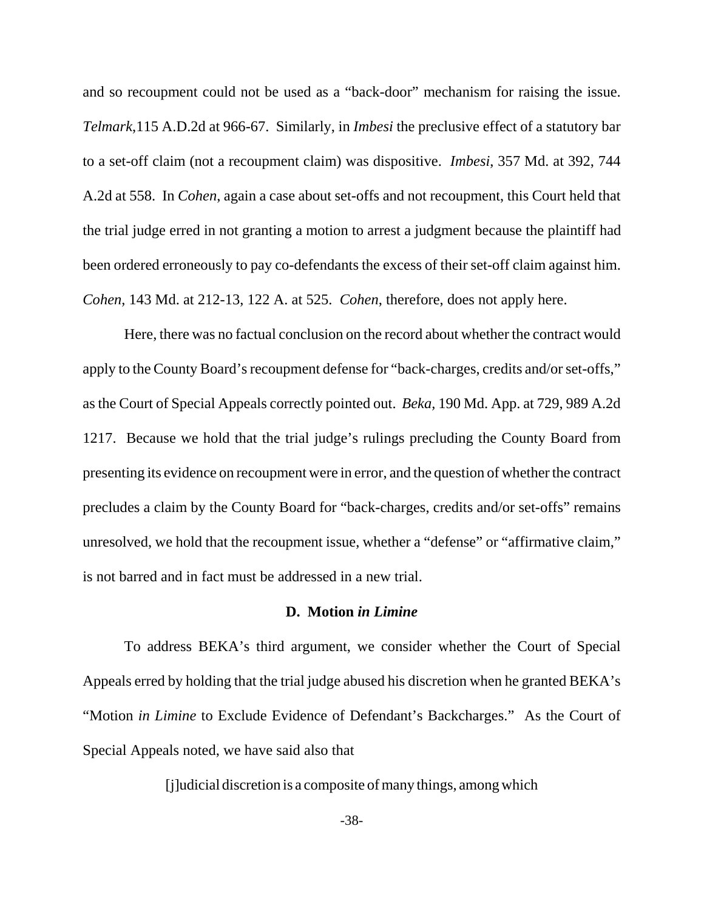and so recoupment could not be used as a "back-door" mechanism for raising the issue. *Telmark*,115 A.D.2d at 966-67. Similarly, in *Imbesi* the preclusive effect of a statutory bar to a set-off claim (not a recoupment claim) was dispositive. *Imbesi*, 357 Md. at 392, 744 A.2d at 558. In *Cohen*, again a case about set-offs and not recoupment, this Court held that the trial judge erred in not granting a motion to arrest a judgment because the plaintiff had been ordered erroneously to pay co-defendants the excess of their set-off claim against him. *Cohen*, 143 Md. at 212-13, 122 A. at 525. *Cohen*, therefore, does not apply here.

Here, there was no factual conclusion on the record about whether the contract would apply to the County Board's recoupment defense for "back-charges, credits and/or set-offs," as the Court of Special Appeals correctly pointed out. *Beka*, 190 Md. App. at 729, 989 A.2d 1217. Because we hold that the trial judge's rulings precluding the County Board from presenting its evidence on recoupment were in error, and the question of whether the contract precludes a claim by the County Board for "back-charges, credits and/or set-offs" remains unresolved, we hold that the recoupment issue, whether a "defense" or "affirmative claim," is not barred and in fact must be addressed in a new trial.

### D. Motion *in Limine*

To address BEKA's third argument, we consider whether the Court of Special Appeals erred by holding that the trial judge abused his discretion when he granted BEKA's "Motion *in Limine* to Exclude Evidence of Defendant's Backcharges." As the Court of Special Appeals noted, we have said also that

> [j]udicial discretion is a composite of many things, among which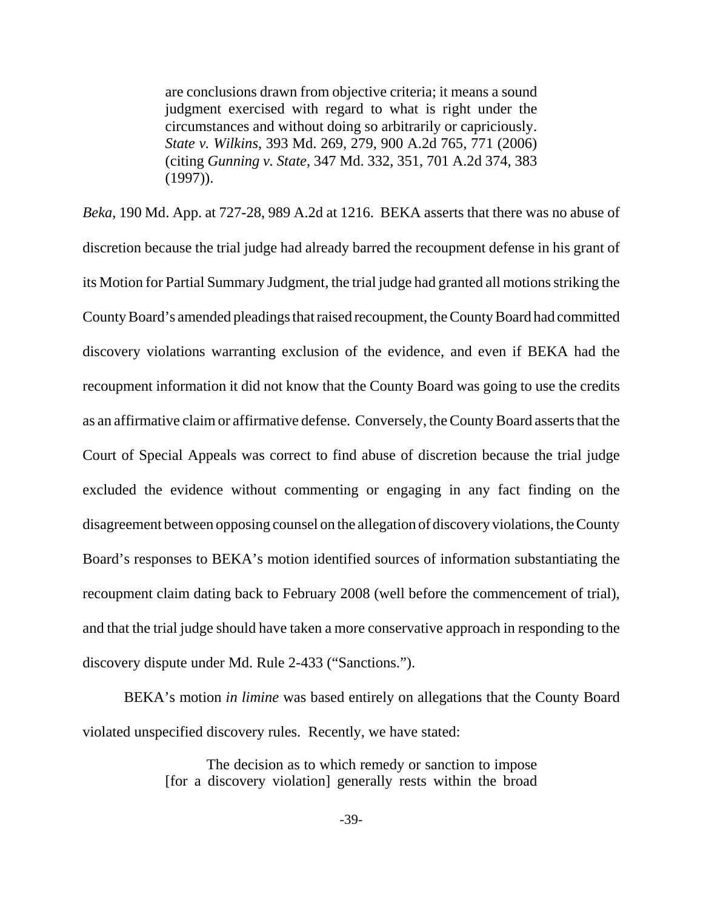> are conclusions drawn from objective criteria; it means a sound judgment exercised with regard to what is right under the circumstances and without doing so arbitrarily or capriciously. *State v. Wilkins*, 393 Md. 269, 279, 900 A.2d 765, 771 (2006) (citing *Gunning v. State*, 347 Md. 332, 351, 701 A.2d 374, 383 (1997)).

*Beka*, 190 Md. App. at 727-28, 989 A.2d at 1216. BEKA asserts that there was no abuse of discretion because the trial judge had already barred the recoupment defense in his grant of its Motion for Partial Summary Judgment, the trial judge had granted all motions striking the County Board's amended pleadings that raised recoupment, the County Board had committed discovery violations warranting exclusion of the evidence, and even if BEKA had the recoupment information it did not know that the County Board was going to use the credits as an affirmative claim or affirmative defense. Conversely, the County Board asserts that the Court of Special Appeals was correct to find abuse of discretion because the trial judge excluded the evidence without commenting or engaging in any fact finding on the disagreement between opposing counsel on the allegation of discovery violations, the County Board's responses to BEKA's motion identified sources of information substantiating the recoupment claim dating back to February 2008 (well before the commencement of trial), and that the trial judge should have taken a more conservative approach in responding to the discovery dispute under Md. Rule 2-433 ("Sanctions.").

BEKA's motion *in limine* was based entirely on allegations that the County Board violated unspecified discovery rules. Recently, we have stated:

> The decision as to which remedy or sanction to impose [for a discovery violation] generally rests within the broad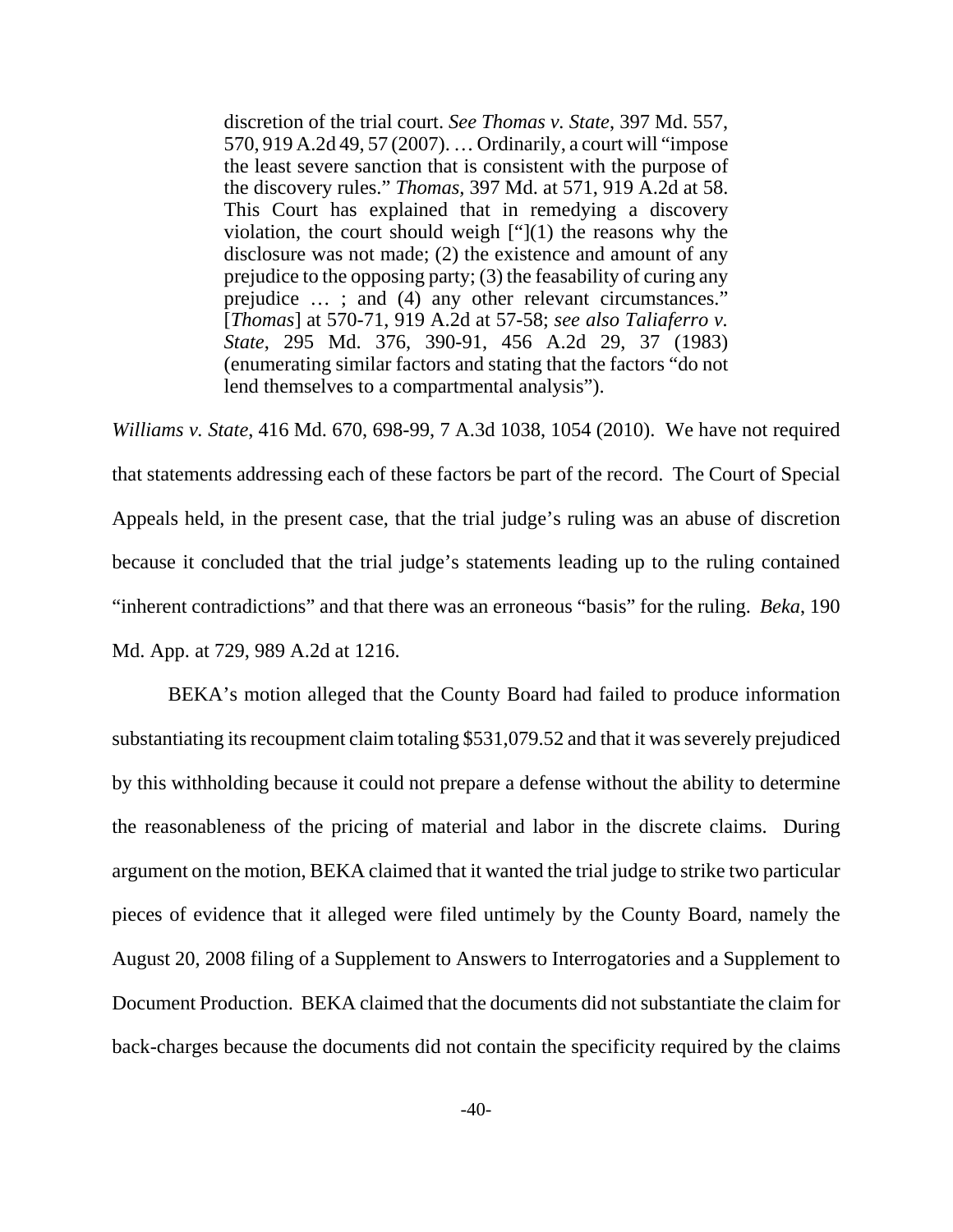> discretion of the trial court. *See Thomas v. State*, 397 Md. 557, 570, 919 A.2d 49, 57 (2007). … Ordinarily, a court will "impose the least severe sanction that is consistent with the purpose of the discovery rules." *Thomas*, 397 Md. at 571, 919 A.2d at 58. This Court has explained that in remedying a discovery violation, the court should weigh ["](1) the reasons why the disclosure was not made; (2) the existence and amount of any prejudice to the opposing party; (3) the feasability of curing any prejudice … ; and (4) any other relevant circumstances." [*Thomas*] at 570-71, 919 A.2d at 57-58; *see also Taliaferro v. State*, 295 Md. 376, 390-91, 456 A.2d 29, 37 (1983) (enumerating similar factors and stating that the factors "do not lend themselves to a compartmental analysis").

*Williams v. State*, 416 Md. 670, 698-99, 7 A.3d 1038, 1054 (2010). We have not required that statements addressing each of these factors be part of the record. The Court of Special Appeals held, in the present case, that the trial judge's ruling was an abuse of discretion because it concluded that the trial judge's statements leading up to the ruling contained "inherent contradictions" and that there was an erroneous "basis" for the ruling. *Beka*, 190 Md. App. at 729, 989 A.2d at 1216.

BEKA's motion alleged that the County Board had failed to produce information substantiating its recoupment claim totaling $531,079.52 and that it was severely prejudiced by this withholding because it could not prepare a defense without the ability to determine the reasonableness of the pricing of material and labor in the discrete claims. During argument on the motion, BEKA claimed that it wanted the trial judge to strike two particular pieces of evidence that it alleged were filed untimely by the County Board, namely the August 20, 2008 filing of a Supplement to Answers to Interrogatories and a Supplement to Document Production. BEKA claimed that the documents did not substantiate the claim for back-charges because the documents did not contain the specificity required by the claims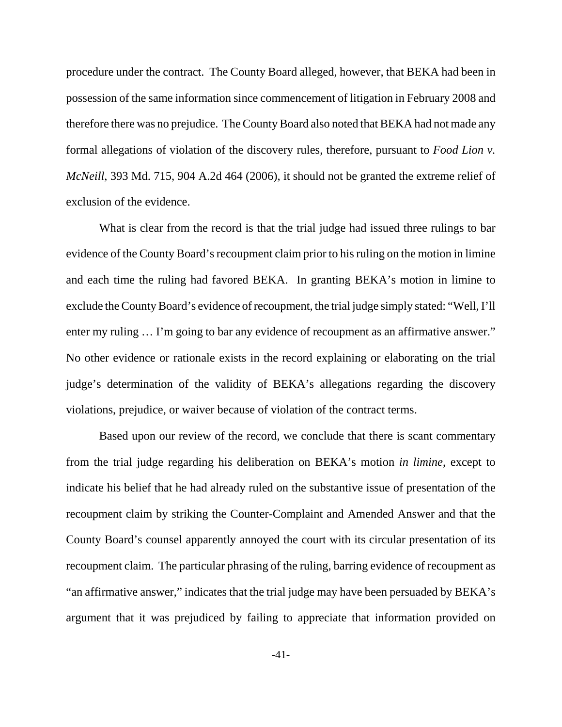procedure under the contract. The County Board alleged, however, that BEKA had been in possession of the same information since commencement of litigation in February 2008 and therefore there was no prejudice. The County Board also noted that BEKA had not made any formal allegations of violation of the discovery rules, therefore, pursuant to *Food Lion v. McNeill*, 393 Md. 715, 904 A.2d 464 (2006), it should not be granted the extreme relief of exclusion of the evidence.

What is clear from the record is that the trial judge had issued three rulings to bar evidence of the County Board's recoupment claim prior to his ruling on the motion in limine and each time the ruling had favored BEKA. In granting BEKA's motion in limine to exclude the County Board's evidence of recoupment, the trial judge simply stated: "Well, I'll enter my ruling … I'm going to bar any evidence of recoupment as an affirmative answer." No other evidence or rationale exists in the record explaining or elaborating on the trial judge's determination of the validity of BEKA's allegations regarding the discovery violations, prejudice, or waiver because of violation of the contract terms.

Based upon our review of the record, we conclude that there is scant commentary from the trial judge regarding his deliberation on BEKA's motion *in limine*, except to indicate his belief that he had already ruled on the substantive issue of presentation of the recoupment claim by striking the Counter-Complaint and Amended Answer and that the County Board's counsel apparently annoyed the court with its circular presentation of its recoupment claim. The particular phrasing of the ruling, barring evidence of recoupment as "an affirmative answer," indicates that the trial judge may have been persuaded by BEKA's argument that it was prejudiced by failing to appreciate that information provided on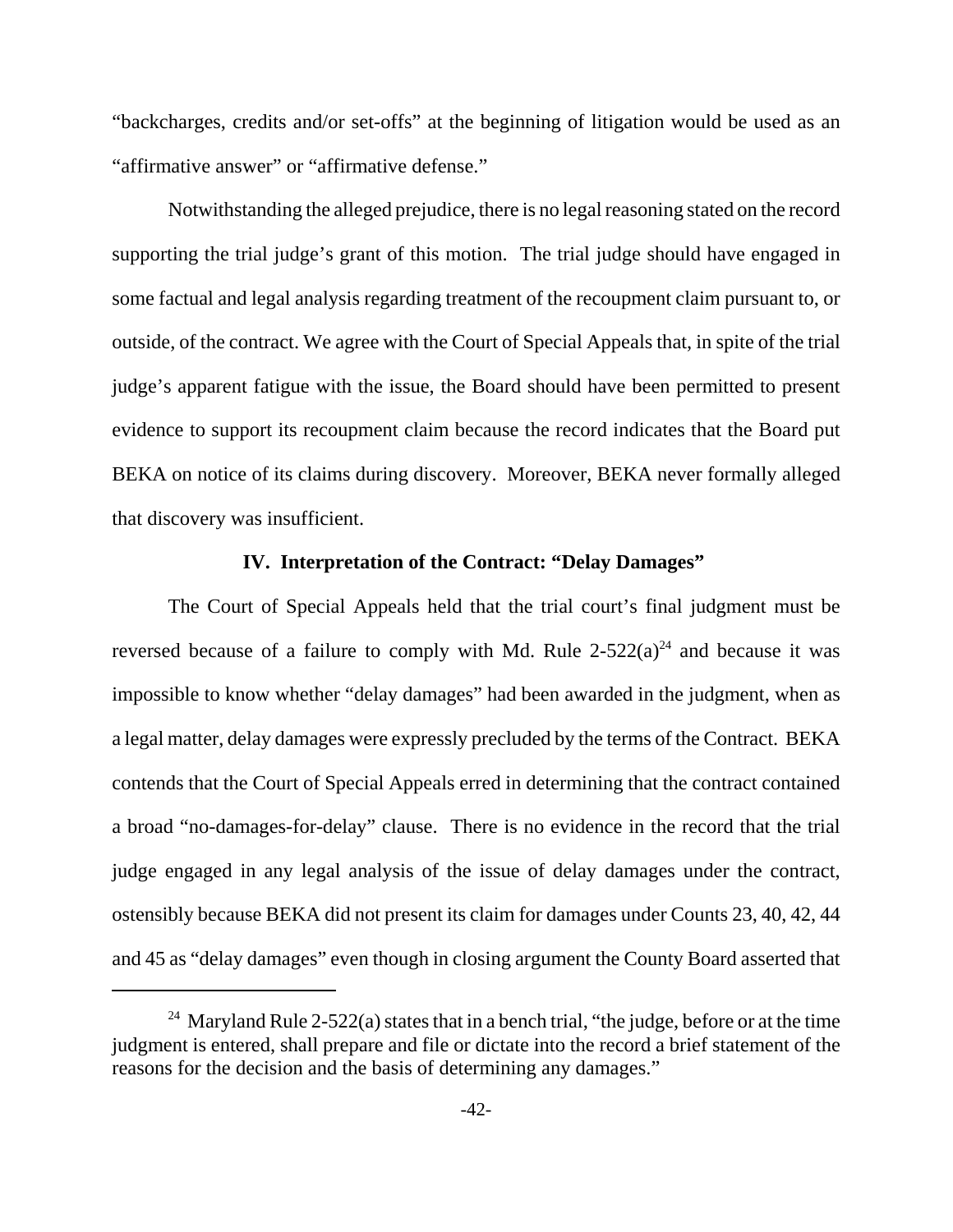"backcharges, credits and/or set-offs" at the beginning of litigation would be used as an "affirmative answer" or "affirmative defense."

Notwithstanding the alleged prejudice, there is no legal reasoning stated on the record supporting the trial judge's grant of this motion. The trial judge should have engaged in some factual and legal analysis regarding treatment of the recoupment claim pursuant to, or outside, of the contract. We agree with the Court of Special Appeals that, in spite of the trial judge's apparent fatigue with the issue, the Board should have been permitted to present evidence to support its recoupment claim because the record indicates that the Board put BEKA on notice of its claims during discovery. Moreover, BEKA never formally alleged that discovery was insufficient.

### IV. Interpretation of the Contract: "Delay Damages"

The Court of Special Appeals held that the trial court's final judgment must be reversed because of a failure to comply with Md. Rule 2-522(a)[24] and because it was impossible to know whether "delay damages" had been awarded in the judgment, when as a legal matter, delay damages were expressly precluded by the terms of the Contract. BEKA contends that the Court of Special Appeals erred in determining that the contract contained a broad "no-damages-for-delay" clause. There is no evidence in the record that the trial judge engaged in any legal analysis of the issue of delay damages under the contract, ostensibly because BEKA did not present its claim for damages under Counts 23, 40, 42, 44 and 45 as "delay damages" even though in closing argument the County Board asserted that

---

[24] Maryland Rule 2-522(a) states that in a bench trial, "the judge, before or at the time judgment is entered, shall prepare and file or dictate into the record a brief statement of the reasons for the decision and the basis of determining any damages."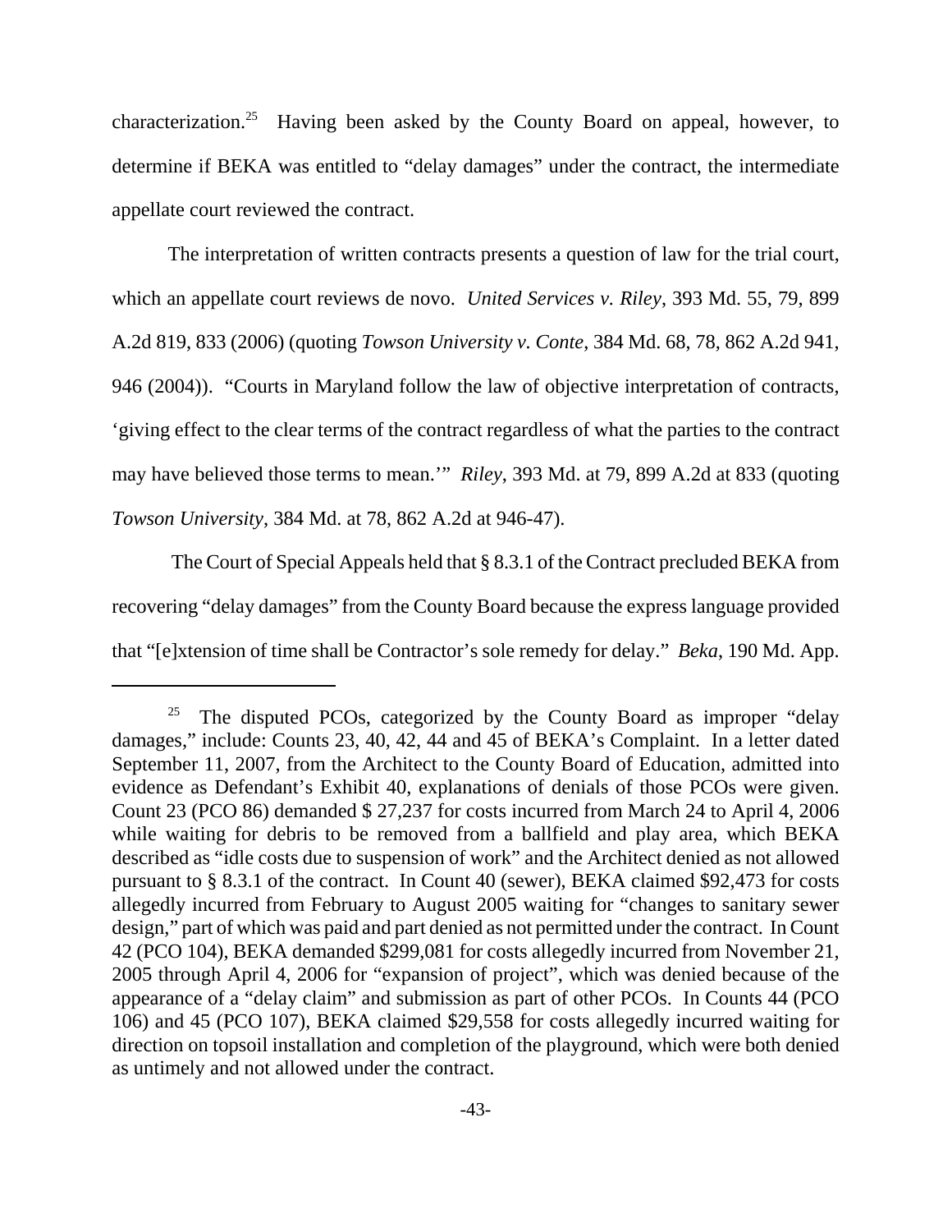characterization.[25] Having been asked by the County Board on appeal, however, to determine if BEKA was entitled to "delay damages" under the contract, the intermediate appellate court reviewed the contract.

The interpretation of written contracts presents a question of law for the trial court, which an appellate court reviews de novo. *United Services v. Riley*, 393 Md. 55, 79, 899 A.2d 819, 833 (2006) (quoting *Towson University v. Conte*, 384 Md. 68, 78, 862 A.2d 941, 946 (2004)). "Courts in Maryland follow the law of objective interpretation of contracts, 'giving effect to the clear terms of the contract regardless of what the parties to the contract may have believed those terms to mean.'" *Riley*, 393 Md. at 79, 899 A.2d at 833 (quoting *Towson University*, 384 Md. at 78, 862 A.2d at 946-47).

The Court of Special Appeals held that § 8.3.1 of the Contract precluded BEKA from recovering "delay damages" from the County Board because the express language provided that "[e]xtension of time shall be Contractor's sole remedy for delay." *Beka*, 190 Md. App.

---

[25] The disputed PCOs, categorized by the County Board as improper "delay damages," include: Counts 23, 40, 42, 44 and 45 of BEKA's Complaint. In a letter dated September 11, 2007, from the Architect to the County Board of Education, admitted into evidence as Defendant's Exhibit 40, explanations of denials of those PCOs were given. Count 23 (PCO 86) demanded $ 27,237 for costs incurred from March 24 to April 4, 2006 while waiting for debris to be removed from a ballfield and play area, which BEKA described as "idle costs due to suspension of work" and the Architect denied as not allowed pursuant to § 8.3.1 of the contract. In Count 40 (sewer), BEKA claimed $92,473 for costs allegedly incurred from February to August 2005 waiting for "changes to sanitary sewer design," part of which was paid and part denied as not permitted under the contract. In Count 42 (PCO 104), BEKA demanded $299,081 for costs allegedly incurred from November 21, 2005 through April 4, 2006 for "expansion of project", which was denied because of the appearance of a "delay claim" and submission as part of other PCOs. In Counts 44 (PCO 106) and 45 (PCO 107), BEKA claimed $29,558 for costs allegedly incurred waiting for direction on topsoil installation and completion of the playground, which were both denied as untimely and not allowed under the contract.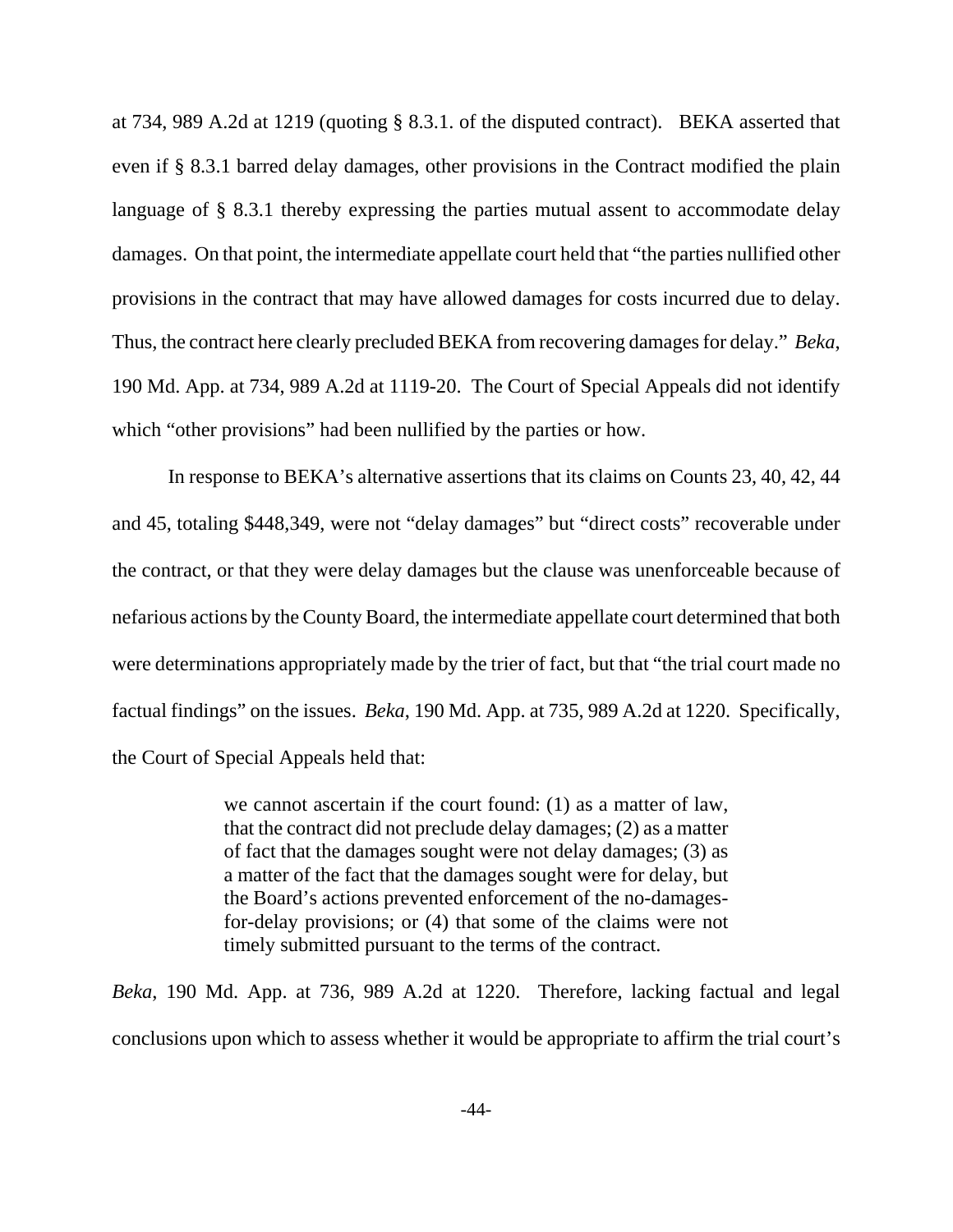at 734, 989 A.2d at 1219 (quoting § 8.3.1. of the disputed contract). BEKA asserted that even if § 8.3.1 barred delay damages, other provisions in the Contract modified the plain language of § 8.3.1 thereby expressing the parties mutual assent to accommodate delay damages. On that point, the intermediate appellate court held that "the parties nullified other provisions in the contract that may have allowed damages for costs incurred due to delay. Thus, the contract here clearly precluded BEKA from recovering damages for delay." *Beka*, 190 Md. App. at 734, 989 A.2d at 1119-20. The Court of Special Appeals did not identify which "other provisions" had been nullified by the parties or how.

In response to BEKA's alternative assertions that its claims on Counts 23, 40, 42, 44 and 45, totaling $448,349, were not "delay damages" but "direct costs" recoverable under the contract, or that they were delay damages but the clause was unenforceable because of nefarious actions by the County Board, the intermediate appellate court determined that both were determinations appropriately made by the trier of fact, but that "the trial court made no factual findings" on the issues. *Beka*, 190 Md. App. at 735, 989 A.2d at 1220. Specifically, the Court of Special Appeals held that:

> we cannot ascertain if the court found: (1) as a matter of law, that the contract did not preclude delay damages; (2) as a matter of fact that the damages sought were not delay damages; (3) as a matter of the fact that the damages sought were for delay, but the Board's actions prevented enforcement of the no-damages-for-delay provisions; or (4) that some of the claims were not timely submitted pursuant to the terms of the contract.

*Beka*, 190 Md. App. at 736, 989 A.2d at 1220. Therefore, lacking factual and legal conclusions upon which to assess whether it would be appropriate to affirm the trial court's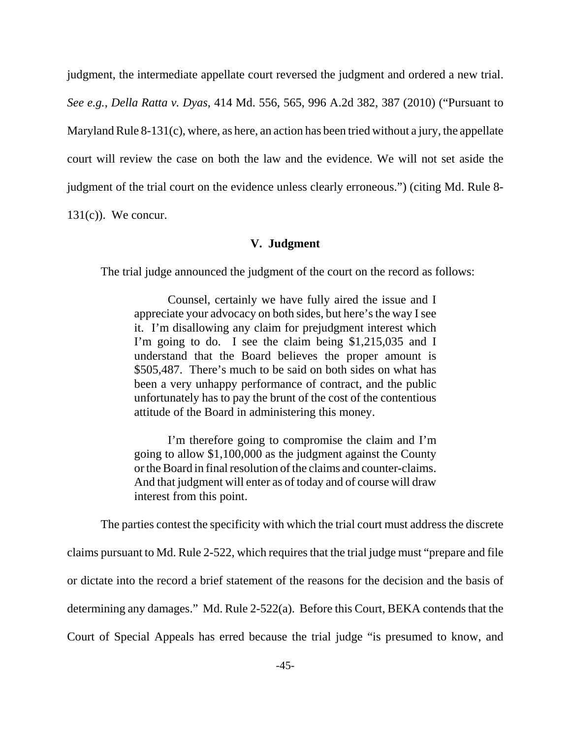judgment, the intermediate appellate court reversed the judgment and ordered a new trial. *See e.g.*, *Della Ratta v. Dyas*, 414 Md. 556, 565, 996 A.2d 382, 387 (2010) ("Pursuant to Maryland Rule 8-131(c), where, as here, an action has been tried without a jury, the appellate court will review the case on both the law and the evidence. We will not set aside the judgment of the trial court on the evidence unless clearly erroneous.") (citing Md. Rule 8-131(c)). We concur.

### V. Judgment

The trial judge announced the judgment of the court on the record as follows:

> Counsel, certainly we have fully aired the issue and I appreciate your advocacy on both sides, but here's the way I see it. I'm disallowing any claim for prejudgment interest which I'm going to do. I see the claim being $1,215,035 and I understand that the Board believes the proper amount is $505,487. There's much to be said on both sides on what has been a very unhappy performance of contract, and the public unfortunately has to pay the brunt of the cost of the contentious attitude of the Board in administering this money.
>
> I'm therefore going to compromise the claim and I'm going to allow $1,100,000 as the judgment against the County or the Board in final resolution of the claims and counter-claims. And that judgment will enter as of today and of course will draw interest from this point.

The parties contest the specificity with which the trial court must address the discrete claims pursuant to Md. Rule 2-522, which requires that the trial judge must "prepare and file or dictate into the record a brief statement of the reasons for the decision and the basis of determining any damages." Md. Rule 2-522(a). Before this Court, BEKA contends that the Court of Special Appeals has erred because the trial judge "is presumed to know, and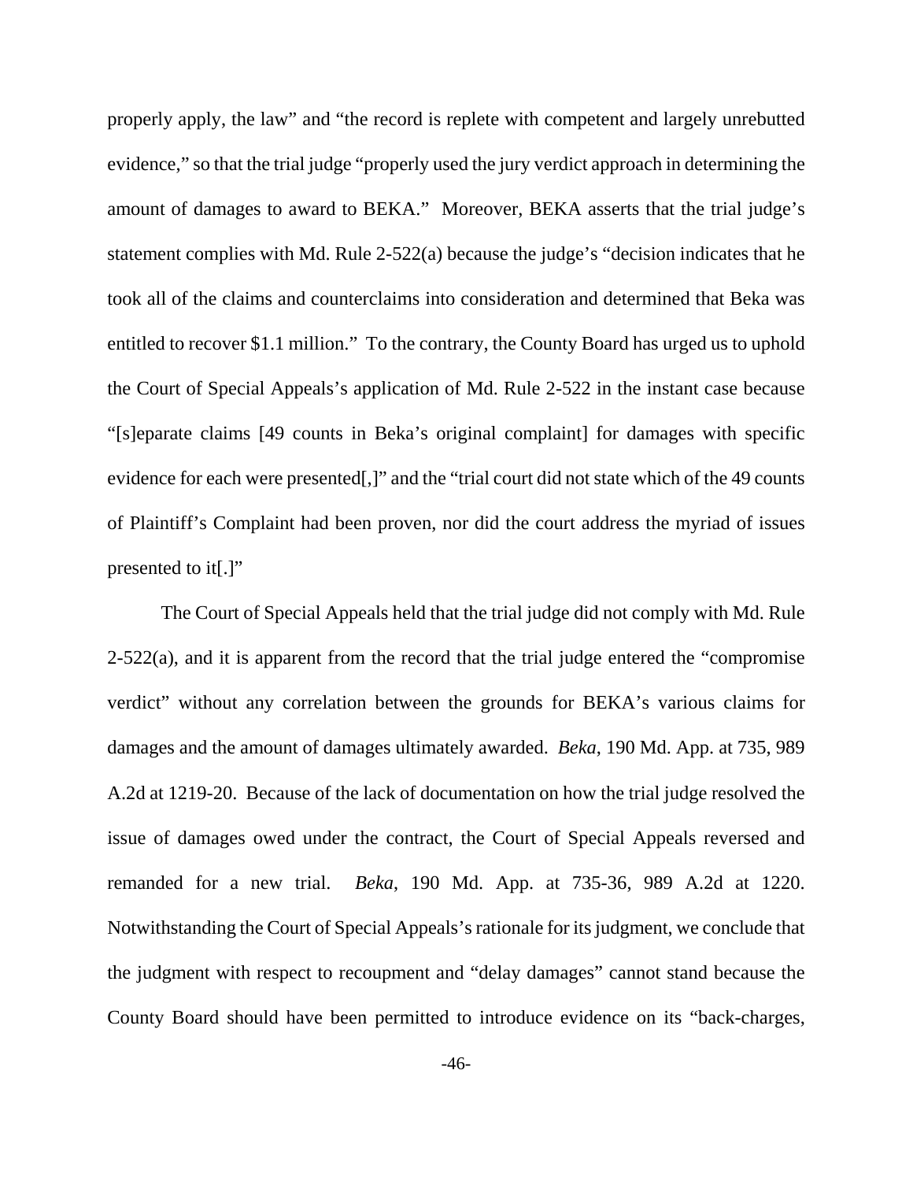properly apply, the law" and "the record is replete with competent and largely unrebutted evidence," so that the trial judge "properly used the jury verdict approach in determining the amount of damages to award to BEKA." Moreover, BEKA asserts that the trial judge's statement complies with Md. Rule 2-522(a) because the judge's "decision indicates that he took all of the claims and counterclaims into consideration and determined that Beka was entitled to recover $1.1 million." To the contrary, the County Board has urged us to uphold the Court of Special Appeals's application of Md. Rule 2-522 in the instant case because "[s]eparate claims [49 counts in Beka's original complaint] for damages with specific evidence for each were presented[,]" and the "trial court did not state which of the 49 counts of Plaintiff's Complaint had been proven, nor did the court address the myriad of issues presented to it[.]"

The Court of Special Appeals held that the trial judge did not comply with Md. Rule 2-522(a), and it is apparent from the record that the trial judge entered the "compromise verdict" without any correlation between the grounds for BEKA's various claims for damages and the amount of damages ultimately awarded. *Beka*, 190 Md. App. at 735, 989 A.2d at 1219-20. Because of the lack of documentation on how the trial judge resolved the issue of damages owed under the contract, the Court of Special Appeals reversed and remanded for a new trial. *Beka*, 190 Md. App. at 735-36, 989 A.2d at 1220. Notwithstanding the Court of Special Appeals's rationale for its judgment, we conclude that the judgment with respect to recoupment and "delay damages" cannot stand because the County Board should have been permitted to introduce evidence on its "back-charges,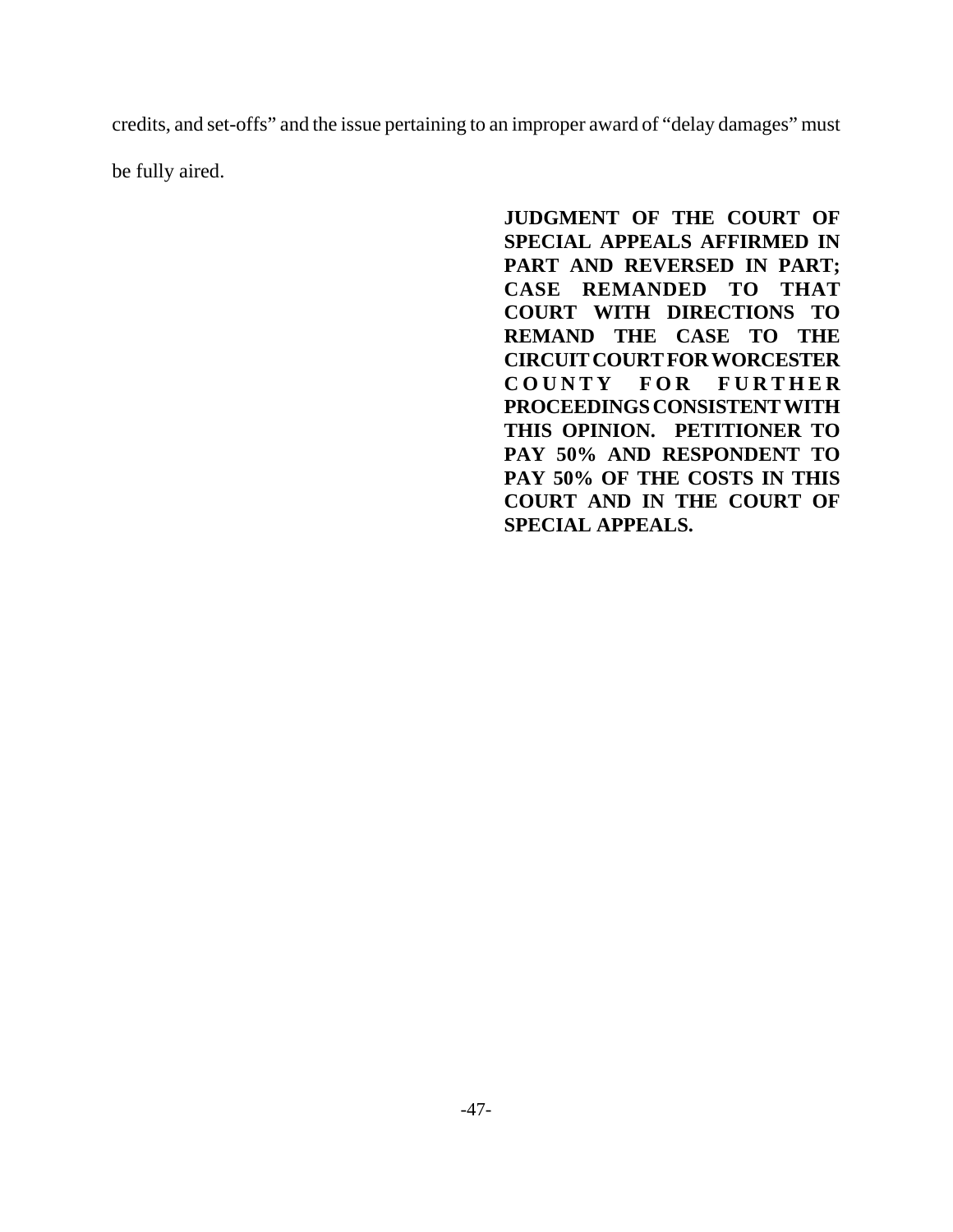credits, and set-offs" and the issue pertaining to an improper award of "delay damages" must be fully aired.

**JUDGMENT OF THE COURT OF SPECIAL APPEALS AFFIRMED IN PART AND REVERSED IN PART; CASE REMANDED TO THAT COURT WITH DIRECTIONS TO REMAND THE CASE TO THE CIRCUIT COURT FOR WORCESTER COUNTY FOR FURTHER PROCEEDINGS CONSISTENT WITH THIS OPINION. PETITIONER TO PAY 50% AND RESPONDENT TO PAY 50% OF THE COSTS IN THIS COURT AND IN THE COURT OF SPECIAL APPEALS.**